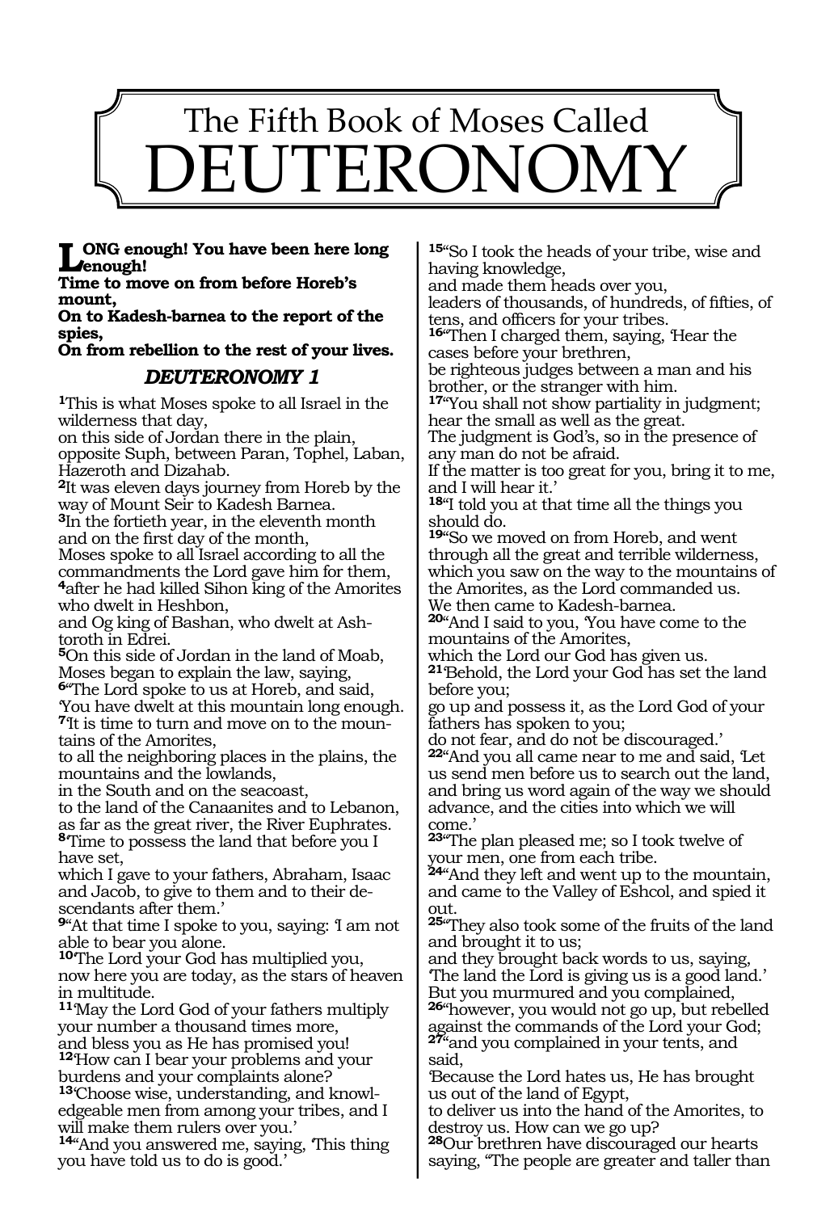# The Fifth Book of Moses Called DEUTERONOMY

**LONG enough! You have been here long enough!**
**Time to move on from before Horeb's mount,**
**On to Kadesh-barnea to the report of the spies,**
**On from rebellion to the rest of your lives.**

## *DEUTERONOMY 1*

**1**This is what Moses spoke to all Israel in the wilderness that day,
on this side of Jordan there in the plain, opposite Suph, between Paran, Tophel, Laban, Hazeroth and Dizahab.
**2**It was eleven days journey from Horeb by the way of Mount Seir to Kadesh Barnea.
**3**In the fortieth year, in the eleventh month and on the first day of the month,
Moses spoke to all Israel according to all the commandments the Lord gave him for them,
**4**after he had killed Sihon king of the Amorites who dwelt in Heshbon,
and Og king of Bashan, who dwelt at Ashtoroth in Edrei.
**5**On this side of Jordan in the land of Moab, Moses began to explain the law, saying,
**6**"The Lord spoke to us at Horeb, and said,
'You have dwelt at this mountain long enough.
**7**'It is time to turn and move on to the mountains of the Amorites,
to all the neighboring places in the plains, the mountains and the lowlands,
in the South and on the seacoast,
to the land of the Canaanites and to Lebanon, as far as the great river, the River Euphrates.
**8**Time to possess the land that before you I have set,
which I gave to your fathers, Abraham, Isaac and Jacob, to give to them and to their descendants after them.'
**9**"At that time I spoke to you, saying: 'I am not able to bear you alone.
**10**'The Lord your God has multiplied you,
now here you are today, as the stars of heaven in multitude.
**11**'May the Lord God of your fathers multiply your number a thousand times more,
and bless you as He has promised you!
**12**'How can I bear your problems and your burdens and your complaints alone?
**13**'Choose wise, understanding, and knowledgeable men from among your tribes, and I will make them rulers over you.'
**14**"And you answered me, saying, 'This thing you have told us to do is good.'
**15**"So I took the heads of your tribe, wise and having knowledge,
and made them heads over you,
leaders of thousands, of hundreds, of fifties, of tens, and officers for your tribes.
**16**"Then I charged them, saying, 'Hear the cases before your brethren,
be righteous judges between a man and his brother, or the stranger with him.
**17**"You shall not show partiality in judgment; hear the small as well as the great.
The judgment is God's, so in the presence of any man do not be afraid.
If the matter is too great for you, bring it to me, and I will hear it.'
**18**"I told you at that time all the things you should do.
**19**"So we moved on from Horeb, and went through all the great and terrible wilderness,
which you saw on the way to the mountains of the Amorites, as the Lord commanded us.
We then came to Kadesh-barnea.
**20**"And I said to you, 'You have come to the mountains of the Amorites,
which the Lord our God has given us.
**21**'Behold, the Lord your God has set the land before you;
go up and possess it, as the Lord God of your fathers has spoken to you;
do not fear, and do not be discouraged.'
**22**"And you all came near to me and said, 'Let us send men before us to search out the land,
and bring us word again of the way we should advance, and the cities into which we will come.'
**23**"The plan pleased me; so I took twelve of your men, one from each tribe.
**24**"And they left and went up to the mountain, and came to the Valley of Eshcol, and spied it out.
**25**"They also took some of the fruits of the land and brought it to us;
and they brought back words to us, saying,
'The land the Lord is giving us is a good land.'
But you murmured and you complained,
**26**"however, you would not go up, but rebelled against the commands of the Lord your God;
**27**"and you complained in your tents, and said,
'Because the Lord hates us, He has brought us out of the land of Egypt,
to deliver us into the hand of the Amorites, to destroy us. How can we go up?
**28**Our brethren have discouraged our hearts saying, "The people are greater and taller than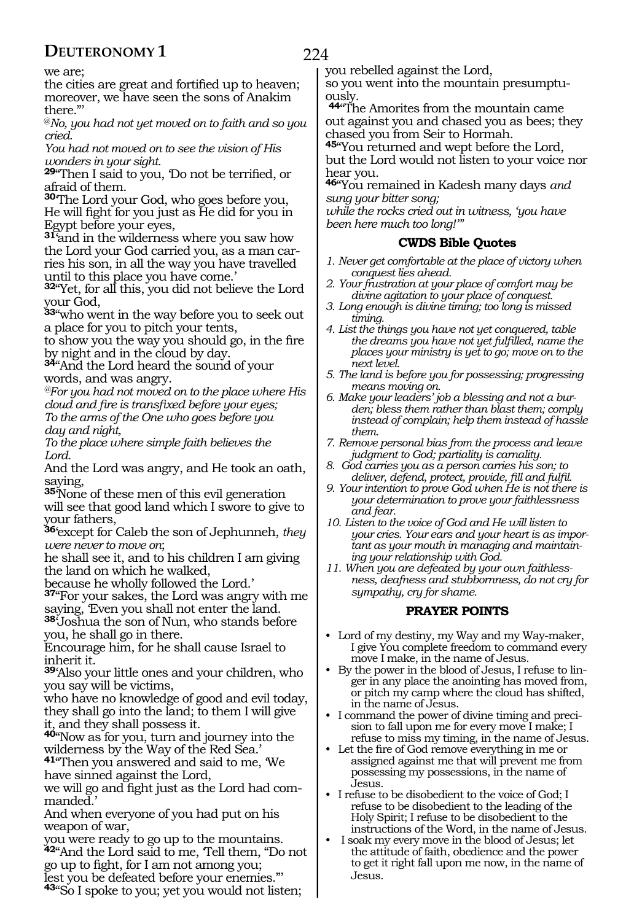we are;
the cities are great and fortified up to heaven; moreover, we have seen the sons of Anakim there.'"

*@No, you had not yet moved on to faith and so you cried.*
*You had not moved on to see the vision of His wonders in your sight.*

**29**"Then I said to you, 'Do not be terrified, or afraid of them.
**30**'The Lord your God, who goes before you, He will fight for you just as He did for you in Egypt before your eyes,
**31**'and in the wilderness where you saw how the Lord your God carried you, as a man carries his son, in all the way you have travelled until to this place you have come.'
**32**"Yet, for all this, you did not believe the Lord your God,
**33**"who went in the way before you to seek out a place for you to pitch your tents,
to show you the way you should go, in the fire by night and in the cloud by day.
**34**"And the Lord heard the sound of your words, and was angry.

*@For you had not moved on to the place where His cloud and fire is transfixed before your eyes;*
*To the arms of the One who goes before you day and night,*
*To the place where simple faith believes the Lord.*

And the Lord was angry, and He took an oath, saying,
**35**'None of these men of this evil generation will see that good land which I swore to give to your fathers,
**36**'except for Caleb the son of Jephunneh, *they were never to move on*;
he shall see it, and to his children I am giving the land on which he walked,
because he wholly followed the Lord.'
**37**"For your sakes, the Lord was angry with me saying, 'Even you shall not enter the land.
**38**'Joshua the son of Nun, who stands before you, he shall go in there.
Encourage him, for he shall cause Israel to inherit it.
**39**'Also your little ones and your children, who you say will be victims,
who have no knowledge of good and evil today, they shall go into the land; to them I will give it, and they shall possess it.
**40**"Now as for you, turn and journey into the wilderness by the Way of the Red Sea.'
**41**"Then you answered and said to me, 'We have sinned against the Lord,
we will go and fight just as the Lord had commanded.'
And when everyone of you had put on his weapon of war,
you were ready to go up to the mountains.
**42**"And the Lord said to me, 'Tell them, "Do not go up to fight, for I am not among you;
lest you be defeated before your enemies."'
**43**"So I spoke to you; yet you would not listen;
you rebelled against the Lord,
so you went into the mountain presumptuously.
**44**"The Amorites from the mountain came out against you and chased you as bees; they chased you from Seir to Hormah.
**45**"You returned and wept before the Lord, but the Lord would not listen to your voice nor hear you.
**46**"You remained in Kadesh many days *and sung your bitter song;*
*while the rocks cried out in witness, 'you have been here much too long!'"*

### CWDS Bible Quotes

1. *Never get comfortable at the place of victory when conquest lies ahead.*
2. *Your frustration at your place of comfort may be divine agitation to your place of conquest.*
3. *Long enough is divine timing; too long is missed timing.*
4. *List the things you have not yet conquered, table the dreams you have not yet fulfilled, name the places your ministry is yet to go; move on to the next level.*
5. *The land is before you for possessing; progressing means moving on.*
6. *Make your leaders' job a blessing and not a burden; bless them rather than blast them; comply instead of complain; help them instead of hassle them.*
7. *Remove personal bias from the process and leave judgment to God; partiality is carnality.*
8. *God carries you as a person carries his son; to deliver, defend, protect, provide, fill and fulfil.*
9. *Your intention to prove God when He is not there is your determination to prove your faithlessness and fear.*
10. *Listen to the voice of God and He will listen to your cries. Your ears and your heart is as important as your mouth in managing and maintaining your relationship with God.*
11. *When you are defeated by your own faithlessness, deafness and stubbornness, do not cry for sympathy, cry for shame.*

### PRAYER POINTS

- Lord of my destiny, my Way and my Way-maker, I give You complete freedom to command every move I make, in the name of Jesus.
- By the power in the blood of Jesus, I refuse to linger in any place the anointing has moved from, or pitch my camp where the cloud has shifted, in the name of Jesus.
- I command the power of divine timing and precision to fall upon me for every move I make; I refuse to miss my timing, in the name of Jesus.
- Let the fire of God remove everything in me or assigned against me that will prevent me from possessing my possessions, in the name of Jesus.
- I refuse to be disobedient to the voice of God; I refuse to be disobedient to the leading of the Holy Spirit; I refuse to be disobedient to the instructions of the Word, in the name of Jesus.
- I soak my every move in the blood of Jesus; let the attitude of faith, obedience and the power to get it right fall upon me now, in the name of Jesus.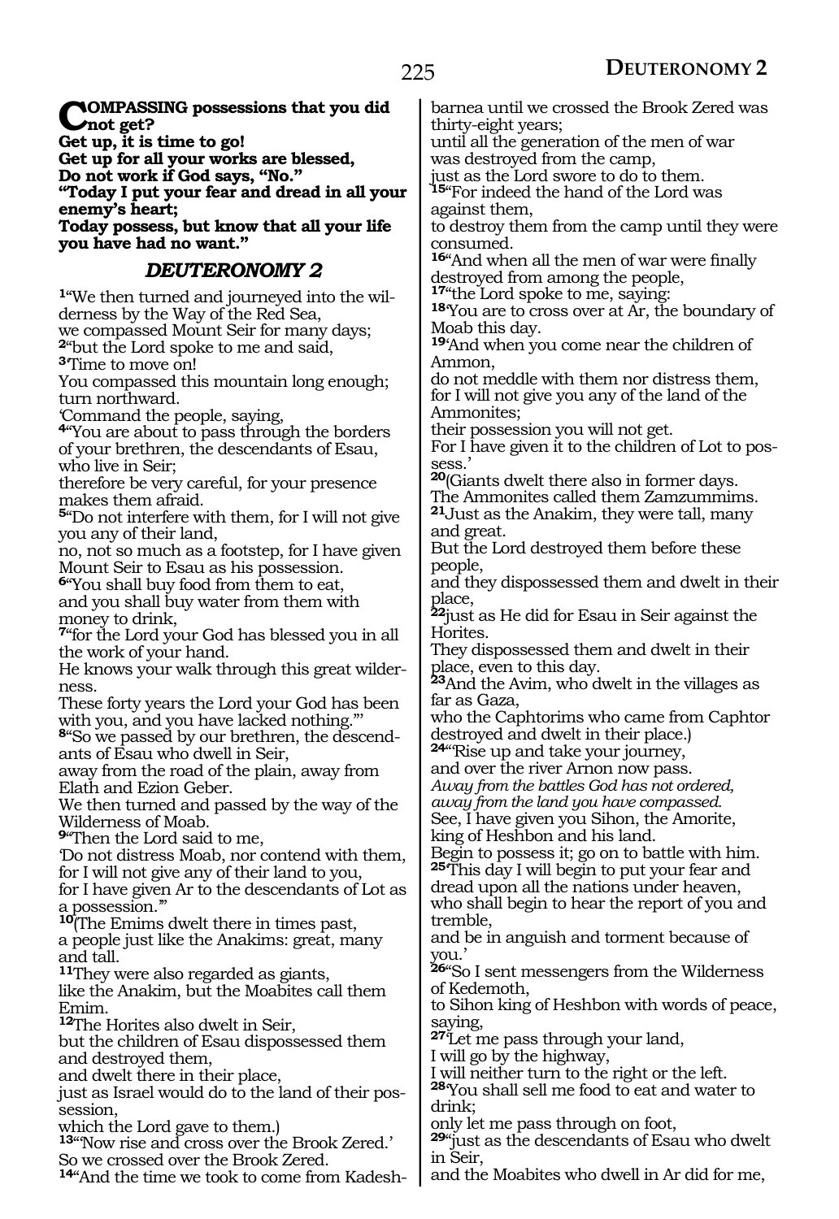**COMPASSING possessions that you did not get?**
**Get up, it is time to go!**
**Get up for all your works are blessed,**
**Do not work if God says, "No."**
**"Today I put your fear and dread in all your enemy's heart;**
**Today possess, but know that all your life you have had no want."**

## *DEUTERONOMY 2*

**1**"We then turned and journeyed into the wilderness by the Way of the Red Sea,
we compassed Mount Seir for many days;
**2**"but the Lord spoke to me and said,
**3**'Time to move on!
You compassed this mountain long enough; turn northward.
'Command the people, saying,
**4**"You are about to pass through the borders of your brethren, the descendants of Esau, who live in Seir;
therefore be very careful, for your presence makes them afraid.
**5**"Do not interfere with them, for I will not give you any of their land,
no, not so much as a footstep, for I have given Mount Seir to Esau as his possession.
**6**"You shall buy food from them to eat,
and you shall buy water from them with money to drink,
**7**"for the Lord your God has blessed you in all the work of your hand.
He knows your walk through this great wilderness.
These forty years the Lord your God has been with you, and you have lacked nothing."'
**8**"So we passed by our brethren, the descendants of Esau who dwell in Seir,
away from the road of the plain, away from Elath and Ezion Geber.
We then turned and passed by the way of the Wilderness of Moab.
**9**"Then the Lord said to me,
'Do not distress Moab, nor contend with them,
for I will not give any of their land to you,
for I have given Ar to the descendants of Lot as a possession."'
**10**(The Emims dwelt there in times past,
a people just like the Anakims: great, many and tall.
**11**They were also regarded as giants,
like the Anakim, but the Moabites call them Emim.
**12**The Horites also dwelt in Seir,
but the children of Esau dispossessed them and destroyed them,
and dwelt there in their place,
just as Israel would do to the land of their possession,
which the Lord gave to them.)
**13**"'Now rise and cross over the Brook Zered.'
So we crossed over the Brook Zered.
**14**"And the time we took to come from Kadesh-barnea until we crossed the Brook Zered was thirty-eight years;
until all the generation of the men of war
was destroyed from the camp,
just as the Lord swore to do to them.
**15**"For indeed the hand of the Lord was against them,
to destroy them from the camp until they were consumed.
**16**"And when all the men of war were finally destroyed from among the people,
**17**"the Lord spoke to me, saying:
**18**'You are to cross over at Ar, the boundary of Moab this day.
**19**'And when you come near the children of Ammon,
do not meddle with them nor distress them,
for I will not give you any of the land of the Ammonites;
their possession you will not get.
For I have given it to the children of Lot to possess.'
**20**(Giants dwelt there also in former days.
The Ammonites called them Zamzummims.
**21**Just as the Anakim, they were tall, many and great.
But the Lord destroyed them before these people,
and they dispossessed them and dwelt in their place,
**22**just as He did for Esau in Seir against the Horites.
They dispossessed them and dwelt in their place, even to this day.
**23**And the Avim, who dwelt in the villages as far as Gaza,
who the Caphtorims who came from Caphtor destroyed and dwelt in their place.)
**24**"'Rise up and take your journey,
and over the river Arnon now pass.
*Away from the battles God has not ordered,*
*away from the land you have compassed.*
See, I have given you Sihon, the Amorite,
king of Heshbon and his land.
Begin to possess it; go on to battle with him.
**25**'This day I will begin to put your fear and dread upon all the nations under heaven,
who shall begin to hear the report of you and tremble,
and be in anguish and torment because of you.'
**26**"So I sent messengers from the Wilderness of Kedemoth,
to Sihon king of Heshbon with words of peace, saying,
**27**'Let me pass through your land,
I will go by the highway,
I will neither turn to the right or the left.
**28**'You shall sell me food to eat and water to drink;
only let me pass through on foot,
**29**"just as the descendants of Esau who dwelt in Seir,
and the Moabites who dwell in Ar did for me,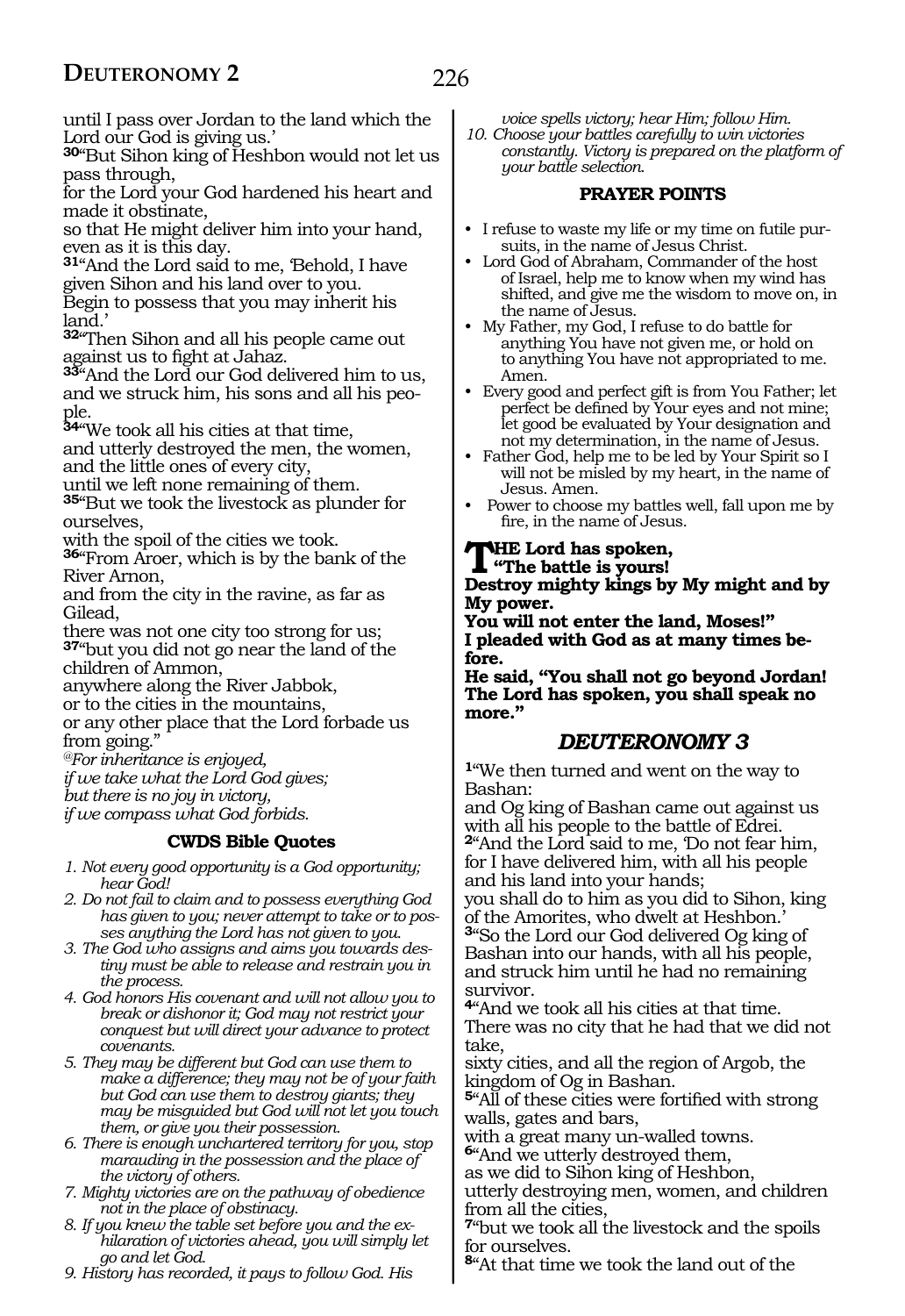until I pass over Jordan to the land which the Lord our God is giving us.'

**30**"But Sihon king of Heshbon would not let us pass through,
for the Lord your God hardened his heart and made it obstinate,
so that He might deliver him into your hand, even as it is this day.

**31**"And the Lord said to me, 'Behold, I have given Sihon and his land over to you.
Begin to possess that you may inherit his land.'

**32**"Then Sihon and all his people came out against us to fight at Jahaz.

**33**"And the Lord our God delivered him to us, and we struck him, his sons and all his people.

**34**"We took all his cities at that time,
and utterly destroyed the men, the women, and the little ones of every city,
until we left none remaining of them.

**35**"But we took the livestock as plunder for ourselves,
with the spoil of the cities we took.

**36**"From Aroer, which is by the bank of the River Arnon,
and from the city in the ravine, as far as Gilead,
there was not one city too strong for us;

**37**"but you did not go near the land of the children of Ammon,
anywhere along the River Jabbok,
or to the cities in the mountains,
or any other place that the Lord forbade us from going."

*@For inheritance is enjoyed,*
*if we take what the Lord God gives;*
*but there is no joy in victory,*
*if we compass what God forbids.*

### CWDS Bible Quotes

1. *Not every good opportunity is a God opportunity; hear God!*
2. *Do not fail to claim and to possess everything God has given to you; never attempt to take or to posses anything the Lord has not given to you.*
3. *The God who assigns and aims you towards destiny must be able to release and restrain you in the process.*
4. *God honors His covenant and will not allow you to break or dishonor it; God may not restrict your conquest but will direct your advance to protect covenants.*
5. *They may be different but God can use them to make a difference; they may not be of your faith but God can use them to destroy giants; they may be misguided but God will not let you touch them, or give you their possession.*
6. *There is enough unchartered territory for you, stop marauding in the possession and the place of the victory of others.*
7. *Mighty victories are on the pathway of obedience not in the place of obstinacy.*
8. *If you knew the table set before you and the exhilaration of victories ahead, you will simply let go and let God.*
9. *History has recorded, it pays to follow God. His voice spells victory; hear Him; follow Him.*
10. *Choose your battles carefully to win victories constantly. Victory is prepared on the platform of your battle selection.*

### PRAYER POINTS

- I refuse to waste my life or my time on futile pursuits, in the name of Jesus Christ.
- Lord God of Abraham, Commander of the host of Israel, help me to know when my wind has shifted, and give me the wisdom to move on, in the name of Jesus.
- My Father, my God, I refuse to do battle for anything You have not given me, or hold on to anything You have not appropriated to me. Amen.
- Every good and perfect gift is from You Father; let perfect be defined by Your eyes and not mine; let good be evaluated by Your designation and not my determination, in the name of Jesus.
- Father God, help me to be led by Your Spirit so I will not be misled by my heart, in the name of Jesus. Amen.
- Power to choose my battles well, fall upon me by fire, in the name of Jesus.

**THE Lord has spoken,**
**"The battle is yours!**
**Destroy mighty kings by My might and by My power.**
**You will not enter the land, Moses!"**
**I pleaded with God as at many times before.**
**He said, "You shall not go beyond Jordan!**
**The Lord has spoken, you shall speak no more."**

## DEUTERONOMY 3

**1**"We then turned and went on the way to Bashan:
and Og king of Bashan came out against us with all his people to the battle of Edrei.

**2**"And the Lord said to me, 'Do not fear him, for I have delivered him, with all his people and his land into your hands;
you shall do to him as you did to Sihon, king of the Amorites, who dwelt at Heshbon.'

**3**"So the Lord our God delivered Og king of Bashan into our hands, with all his people, and struck him until he had no remaining survivor.

**4**"And we took all his cities at that time.
There was no city that he had that we did not take,
sixty cities, and all the region of Argob, the kingdom of Og in Bashan.

**5**"All of these cities were fortified with strong walls, gates and bars,
with a great many un-walled towns.

**6**"And we utterly destroyed them,
as we did to Sihon king of Heshbon,
utterly destroying men, women, and children from all the cities,

**7**"but we took all the livestock and the spoils for ourselves.

**8**"At that time we took the land out of the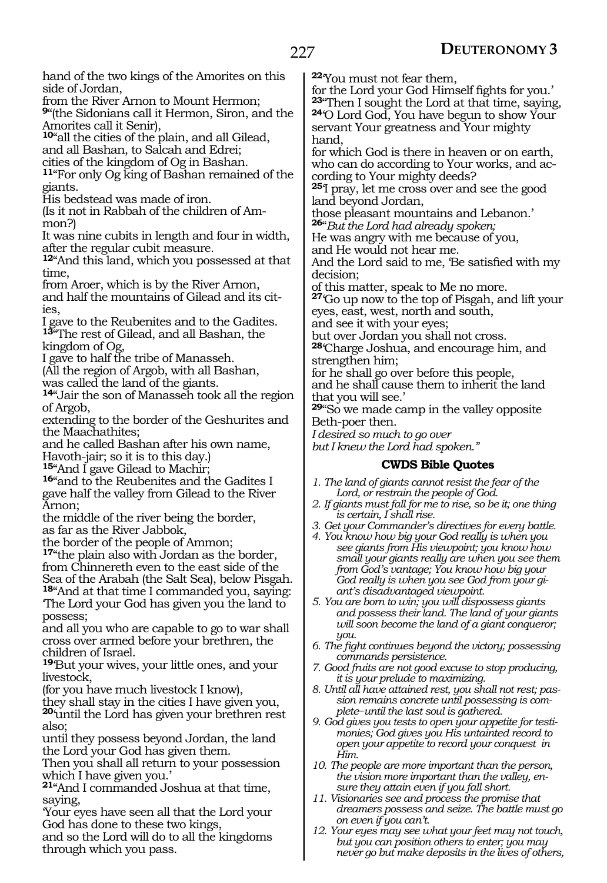hand of the two kings of the Amorites on this side of Jordan,
from the River Arnon to Mount Hermon;
**9**"(the Sidonians call it Hermon, Siron, and the Amorites call it Senir),
**10**"all the cities of the plain, and all Gilead, and all Bashan, to Salcah and Edrei;
cities of the kingdom of Og in Bashan.
**11**"For only Og king of Bashan remained of the giants.
His bedstead was made of iron.
(Is it not in Rabbah of the children of Ammon?)
It was nine cubits in length and four in width, after the regular cubit measure.
**12**"And this land, which you possessed at that time,
from Aroer, which is by the River Arnon, and half the mountains of Gilead and its cities,
I gave to the Reubenites and to the Gadites.
**13**"The rest of Gilead, and all Bashan, the kingdom of Og,
I gave to half the tribe of Manasseh.
(All the region of Argob, with all Bashan, was called the land of the giants.
**14**"Jair the son of Manasseh took all the region of Argob,
extending to the border of the Geshurites and the Maachathites;
and he called Bashan after his own name, Havoth-jair; so it is to this day.)
**15**"And I gave Gilead to Machir;
**16**"and to the Reubenites and the Gadites I gave half the valley from Gilead to the River Arnon;
the middle of the river being the border, as far as the River Jabbok,
the border of the people of Ammon;
**17**"the plain also with Jordan as the border, from Chinnereth even to the east side of the Sea of the Arabah (the Salt Sea), below Pisgah.
**18**"And at that time I commanded you, saying: 'The Lord your God has given you the land to possess;
and all you who are capable to go to war shall cross over armed before your brethren, the children of Israel.
**19**'But your wives, your little ones, and your livestock,
(for you have much livestock I know),
they shall stay in the cities I have given you,
**20**'until the Lord has given your brethren rest also;
until they possess beyond Jordan, the land the Lord your God has given them.
Then you shall all return to your possession which I have given you.'
**21**"And I commanded Joshua at that time, saying,
'Your eyes have seen all that the Lord your God has done to these two kings,
and so the Lord will do to all the kingdoms through which you pass.
**22**'You must not fear them,
for the Lord your God Himself fights for you.'
**23**"Then I sought the Lord at that time, saying,
**24**'O Lord God, You have begun to show Your servant Your greatness and Your mighty hand,
for which God is there in heaven or on earth, who can do according to Your works, and according to Your mighty deeds?
**25**'I pray, let me cross over and see the good land beyond Jordan,
those pleasant mountains and Lebanon.'
**26**"*But the Lord had already spoken;*
He was angry with me because of you,
and He would not hear me.
And the Lord said to me, 'Be satisfied with my decision;
of this matter, speak to Me no more.
**27**'Go up now to the top of Pisgah, and lift your eyes, east, west, north and south,
and see it with your eyes;
but over Jordan you shall not cross.
**28**'Charge Joshua, and encourage him, and strengthen him;
for he shall go over before this people,
and he shall cause them to inherit the land that you will see.'
**29**"So we made camp in the valley opposite Beth-poer then.
*I desired so much to go over*
*but I knew the Lord had spoken."*

## CWDS Bible Quotes

1. *The land of giants cannot resist the fear of the Lord, or restrain the people of God.*
2. *If giants must fall for me to rise, so be it; one thing is certain, I shall rise.*
3. *Get your Commander's directives for every battle.*
4. *You know how big your God really is when you see giants from His viewpoint; you know how small your giants really are when you see them from God's vantage; You know how big your God really is when you see God from your giant's disadvantaged viewpoint.*
5. *You are born to win; you will dispossess giants and possess their land. The land of your giants will soon become the land of a giant conqueror; you.*
6. *The fight continues beyond the victory; possessing commands persistence.*
7. *Good fruits are not good excuse to stop producing, it is your prelude to maximizing.*
8. *Until all have attained rest, you shall not rest; passion remains concrete until possessing is complete–until the last soul is gathered.*
9. *God gives you tests to open your appetite for testimonies; God gives you His untainted record to open your appetite to record your conquest in Him.*
10. *The people are more important than the person, the vision more important than the valley, ensure they attain even if you fall short.*
11. *Visionaries see and process the promise that dreamers possess and seize. The battle must go on even if you can't.*
12. *Your eyes may see what your feet may not touch, but you can position others to enter; you may never go but make deposits in the lives of others,*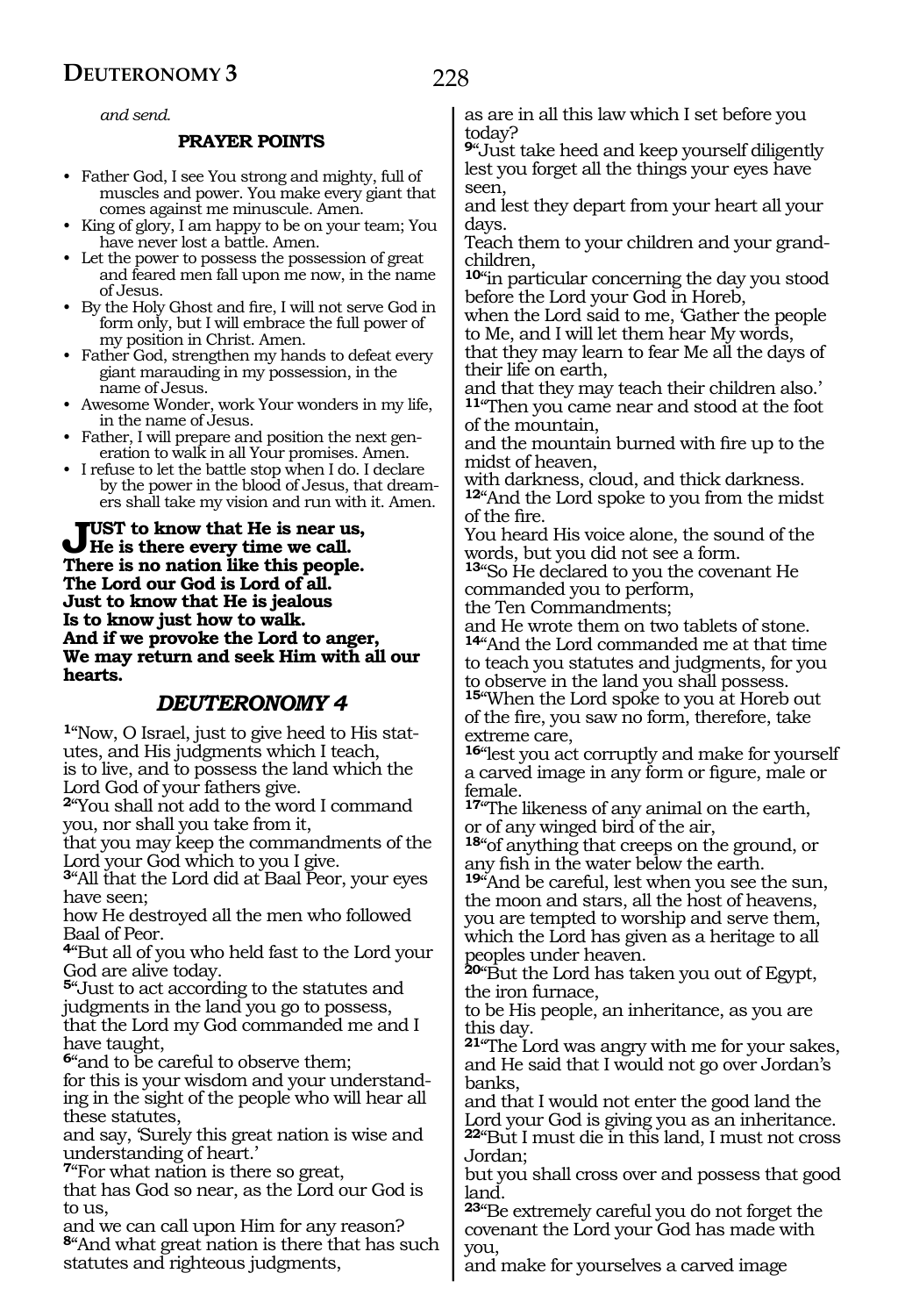*and send.*

**PRAYER POINTS**

- Father God, I see You strong and mighty, full of muscles and power. You make every giant that comes against me minuscule. Amen.
- King of glory, I am happy to be on your team; You have never lost a battle. Amen.
- Let the power to possess the possession of great and feared men fall upon me now, in the name of Jesus.
- By the Holy Ghost and fire, I will not serve God in form only, but I will embrace the full power of my position in Christ. Amen.
- Father God, strengthen my hands to defeat every giant marauding in my possession, in the name of Jesus.
- Awesome Wonder, work Your wonders in my life, in the name of Jesus.
- Father, I will prepare and position the next generation to walk in all Your promises. Amen.
- I refuse to let the battle stop when I do. I declare by the power in the blood of Jesus, that dreamers shall take my vision and run with it. Amen.

**JUST to know that He is near us,**
**He is there every time we call.**
**There is no nation like this people.**
**The Lord our God is Lord of all.**
**Just to know that He is jealous**
**Is to know just how to walk.**
**And if we provoke the Lord to anger,**
**We may return and seek Him with all our hearts.**

## *DEUTERONOMY 4*

**1**"Now, O Israel, just to give heed to His statutes, and His judgments which I teach,
is to live, and to possess the land which the Lord God of your fathers give.
**2**"You shall not add to the word I command you, nor shall you take from it,
that you may keep the commandments of the Lord your God which to you I give.
**3**"All that the Lord did at Baal Peor, your eyes have seen;
how He destroyed all the men who followed Baal of Peor.
**4**"But all of you who held fast to the Lord your God are alive today.
**5**"Just to act according to the statutes and judgments in the land you go to possess,
that the Lord my God commanded me and I have taught,
**6**"and to be careful to observe them;
for this is your wisdom and your understanding in the sight of the people who will hear all these statutes,
and say, 'Surely this great nation is wise and understanding of heart.'
**7**"For what nation is there so great,
that has God so near, as the Lord our God is to us,
and we can call upon Him for any reason?
**8**"And what great nation is there that has such statutes and righteous judgments,
as are in all this law which I set before you today?
**9**"Just take heed and keep yourself diligently lest you forget all the things your eyes have seen,
and lest they depart from your heart all your days.
Teach them to your children and your grandchildren,
**10**"in particular concerning the day you stood before the Lord your God in Horeb,
when the Lord said to me, 'Gather the people to Me, and I will let them hear My words,
that they may learn to fear Me all the days of their life on earth,
and that they may teach their children also.'
**11**"Then you came near and stood at the foot of the mountain,
and the mountain burned with fire up to the midst of heaven,
with darkness, cloud, and thick darkness.
**12**"And the Lord spoke to you from the midst of the fire.
You heard His voice alone, the sound of the words, but you did not see a form.
**13**"So He declared to you the covenant He commanded you to perform,
the Ten Commandments;
and He wrote them on two tablets of stone.
**14**"And the Lord commanded me at that time to teach you statutes and judgments, for you to observe in the land you shall possess.
**15**"When the Lord spoke to you at Horeb out of the fire, you saw no form, therefore, take extreme care,
**16**"lest you act corruptly and make for yourself a carved image in any form or figure, male or female.
**17**"The likeness of any animal on the earth,
or of any winged bird of the air,
**18**"of anything that creeps on the ground, or any fish in the water below the earth.
**19**"And be careful, lest when you see the sun, the moon and stars, all the host of heavens,
you are tempted to worship and serve them,
which the Lord has given as a heritage to all peoples under heaven.
**20**"But the Lord has taken you out of Egypt, the iron furnace,
to be His people, an inheritance, as you are this day.
**21**"The Lord was angry with me for your sakes,
and He said that I would not go over Jordan's banks,
and that I would not enter the good land the Lord your God is giving you as an inheritance.
**22**"But I must die in this land, I must not cross Jordan;
but you shall cross over and possess that good land.
**23**"Be extremely careful you do not forget the covenant the Lord your God has made with you,
and make for yourselves a carved image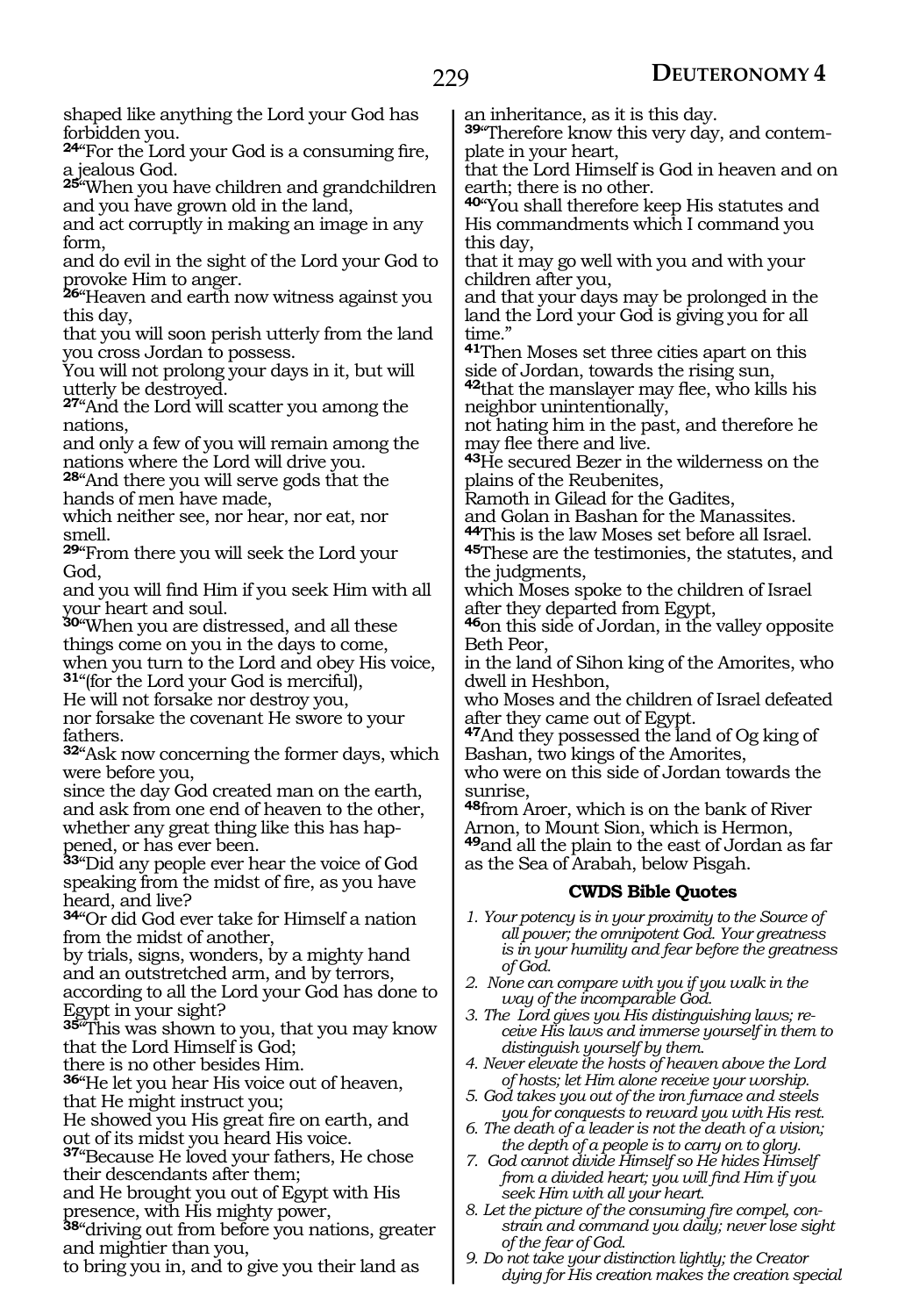shaped like anything the Lord your God has forbidden you.
**24**"For the Lord your God is a consuming fire, a jealous God.
**25**"When you have children and grandchildren and you have grown old in the land,
and act corruptly in making an image in any form,
and do evil in the sight of the Lord your God to provoke Him to anger.
**26**"Heaven and earth now witness against you this day,
that you will soon perish utterly from the land you cross Jordan to possess.
You will not prolong your days in it, but will utterly be destroyed.
**27**"And the Lord will scatter you among the nations,
and only a few of you will remain among the nations where the Lord will drive you.
**28**"And there you will serve gods that the hands of men have made,
which neither see, nor hear, nor eat, nor smell.
**29**"From there you will seek the Lord your God,
and you will find Him if you seek Him with all your heart and soul.
**30**"When you are distressed, and all these things come on you in the days to come,
when you turn to the Lord and obey His voice,
**31**"(for the Lord your God is merciful),
He will not forsake nor destroy you,
nor forsake the covenant He swore to your fathers.
**32**"Ask now concerning the former days, which were before you,
since the day God created man on the earth,
and ask from one end of heaven to the other,
whether any great thing like this has happened, or has ever been.
**33**"Did any people ever hear the voice of God speaking from the midst of fire, as you have heard, and live?
**34**"Or did God ever take for Himself a nation from the midst of another,
by trials, signs, wonders, by a mighty hand and an outstretched arm, and by terrors,
according to all the Lord your God has done to Egypt in your sight?
**35**"This was shown to you, that you may know that the Lord Himself is God;
there is no other besides Him.
**36**"He let you hear His voice out of heaven, that He might instruct you;
He showed you His great fire on earth, and out of its midst you heard His voice.
**37**"Because He loved your fathers, He chose their descendants after them;
and He brought you out of Egypt with His presence, with His mighty power,
**38**"driving out from before you nations, greater and mightier than you,
to bring you in, and to give you their land as an inheritance, as it is this day.
**39**"Therefore know this very day, and contemplate in your heart,
that the Lord Himself is God in heaven and on earth; there is no other.
**40**"You shall therefore keep His statutes and His commandments which I command you this day,
that it may go well with you and with your children after you,
and that your days may be prolonged in the land the Lord your God is giving you for all time."
**41**Then Moses set three cities apart on this side of Jordan, towards the rising sun,
**42**that the manslayer may flee, who kills his neighbor unintentionally,
not hating him in the past, and therefore he may flee there and live.
**43**He secured Bezer in the wilderness on the plains of the Reubenites,
Ramoth in Gilead for the Gadites,
and Golan in Bashan for the Manassites.
**44**This is the law Moses set before all Israel.
**45**These are the testimonies, the statutes, and the judgments,
which Moses spoke to the children of Israel after they departed from Egypt,
**46**on this side of Jordan, in the valley opposite Beth Peor,
in the land of Sihon king of the Amorites, who dwell in Heshbon,
who Moses and the children of Israel defeated after they came out of Egypt.
**47**And they possessed the land of Og king of Bashan, two kings of the Amorites,
who were on this side of Jordan towards the sunrise,
**48**from Aroer, which is on the bank of River Arnon, to Mount Sion, which is Hermon,
**49**and all the plain to the east of Jordan as far as the Sea of Arabah, below Pisgah.

### CWDS Bible Quotes

1. *Your potency is in your proximity to the Source of all power; the omnipotent God. Your greatness is in your humility and fear before the greatness of God.*
2. *None can compare with you if you walk in the way of the incomparable God.*
3. *The Lord gives you His distinguishing laws; receive His laws and immerse yourself in them to distinguish yourself by them.*
4. *Never elevate the hosts of heaven above the Lord of hosts; let Him alone receive your worship.*
5. *God takes you out of the iron furnace and steels you for conquests to reward you with His rest.*
6. *The death of a leader is not the death of a vision; the depth of a people is to carry on to glory.*
7. *God cannot divide Himself so He hides Himself from a divided heart; you will find Him if you seek Him with all your heart.*
8. *Let the picture of the consuming fire compel, constrain and command you daily; never lose sight of the fear of God.*
9. *Do not take your distinction lightly; the Creator dying for His creation makes the creation special*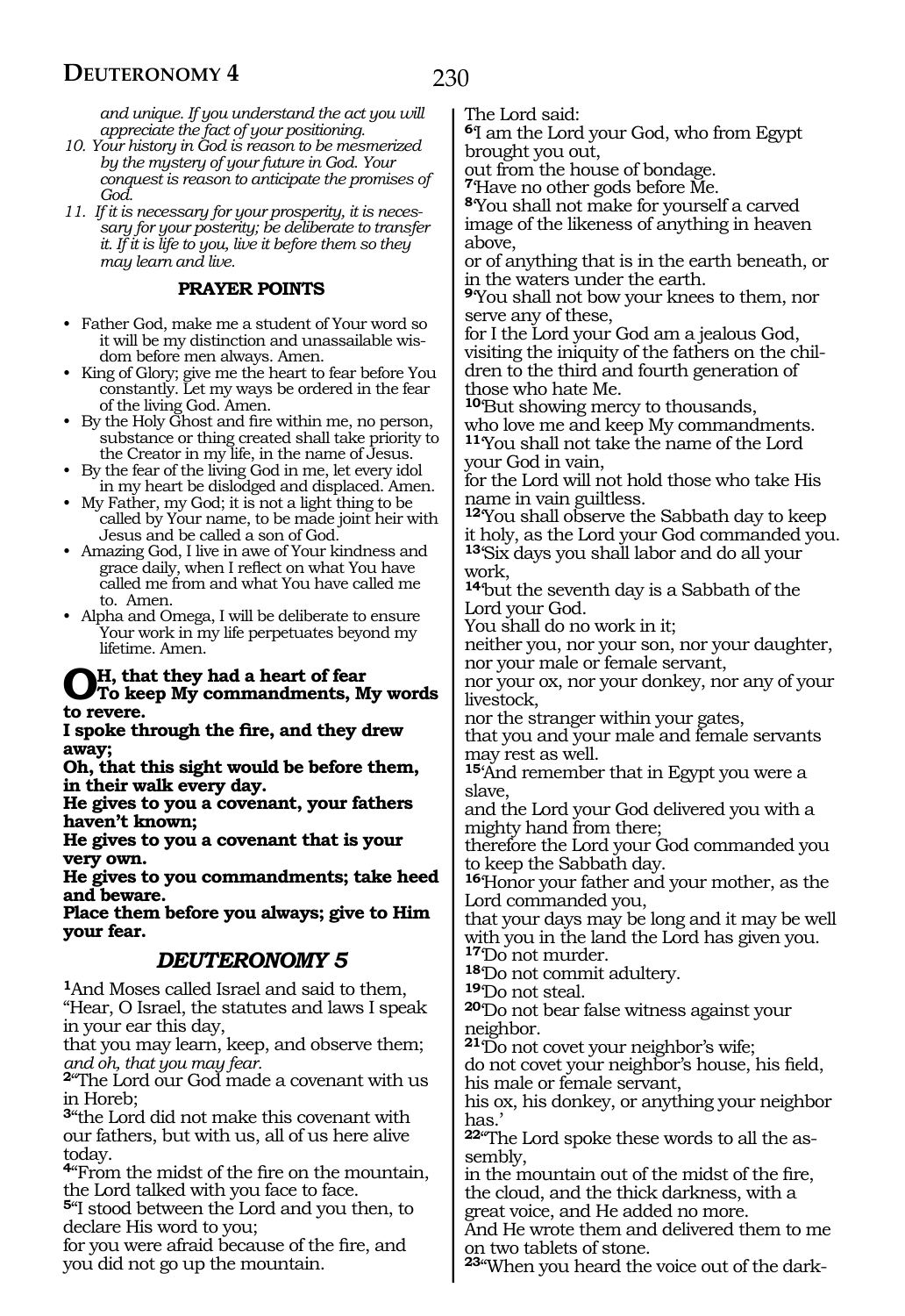*and unique. If you understand the act you will appreciate the fact of your positioning.*

10. *Your history in God is reason to be mesmerized by the mystery of your future in God. Your conquest is reason to anticipate the promises of God.*
11. *If it is necessary for your prosperity, it is necessary for your posterity; be deliberate to transfer it. If it is life to you, live it before them so they may learn and live.*

**PRAYER POINTS**

- Father God, make me a student of Your word so it will be my distinction and unassailable wisdom before men always. Amen.
- King of Glory; give me the heart to fear before You constantly. Let my ways be ordered in the fear of the living God. Amen.
- By the Holy Ghost and fire within me, no person, substance or thing created shall take priority to the Creator in my life, in the name of Jesus.
- By the fear of the living God in me, let every idol in my heart be dislodged and displaced. Amen.
- My Father, my God; it is not a light thing to be called by Your name, to be made joint heir with Jesus and be called a son of God.
- Amazing God, I live in awe of Your kindness and grace daily, when I reflect on what You have called me from and what You have called me to. Amen.
- Alpha and Omega, I will be deliberate to ensure Your work in my life perpetuates beyond my lifetime. Amen.

**OH, that they had a heart of fear**
**To keep My commandments, My words to revere.**
**I spoke through the fire, and they drew away;**
**Oh, that this sight would be before them, in their walk every day.**
**He gives to you a covenant, your fathers haven't known;**
**He gives to you a covenant that is your very own.**
**He gives to you commandments; take heed and beware.**
**Place them before you always; give to Him your fear.**

## *DEUTERONOMY 5*

**1**And Moses called Israel and said to them, "Hear, O Israel, the statutes and laws I speak in your ear this day,
that you may learn, keep, and observe them;
*and oh, that you may fear.*
**2**"The Lord our God made a covenant with us in Horeb;
**3**"the Lord did not make this covenant with our fathers, but with us, all of us here alive today.
**4**"From the midst of the fire on the mountain, the Lord talked with you face to face.
**5**"I stood between the Lord and you then, to declare His word to you;
for you were afraid because of the fire, and you did not go up the mountain.
The Lord said:
**6**'I am the Lord your God, who from Egypt brought you out,
out from the house of bondage.
**7**'Have no other gods before Me.
**8**'You shall not make for yourself a carved image of the likeness of anything in heaven above,
or of anything that is in the earth beneath, or in the waters under the earth.
**9**'You shall not bow your knees to them, nor serve any of these,
for I the Lord your God am a jealous God, visiting the iniquity of the fathers on the children to the third and fourth generation of those who hate Me.
**10**'But showing mercy to thousands,
who love me and keep My commandments.
**11**'You shall not take the name of the Lord your God in vain,
for the Lord will not hold those who take His name in vain guiltless.
**12**'You shall observe the Sabbath day to keep it holy, as the Lord your God commanded you.
**13**'Six days you shall labor and do all your work,
**14**'but the seventh day is a Sabbath of the Lord your God.
You shall do no work in it;
neither you, nor your son, nor your daughter, nor your male or female servant,
nor your ox, nor your donkey, nor any of your livestock,
nor the stranger within your gates,
that you and your male and female servants may rest as well.
**15**'And remember that in Egypt you were a slave,
and the Lord your God delivered you with a mighty hand from there;
therefore the Lord your God commanded you to keep the Sabbath day.
**16**'Honor your father and your mother, as the Lord commanded you,
that your days may be long and it may be well with you in the land the Lord has given you.
**17**'Do not murder.
**18**'Do not commit adultery.
**19**'Do not steal.
**20**'Do not bear false witness against your neighbor.
**21**'Do not covet your neighbor's wife;
do not covet your neighbor's house, his field, his male or female servant,
his ox, his donkey, or anything your neighbor has.'
**22**"The Lord spoke these words to all the assembly,
in the mountain out of the midst of the fire, the cloud, and the thick darkness, with a great voice, and He added no more.
And He wrote them and delivered them to me on two tablets of stone.
**23**"When you heard the voice out of the dark-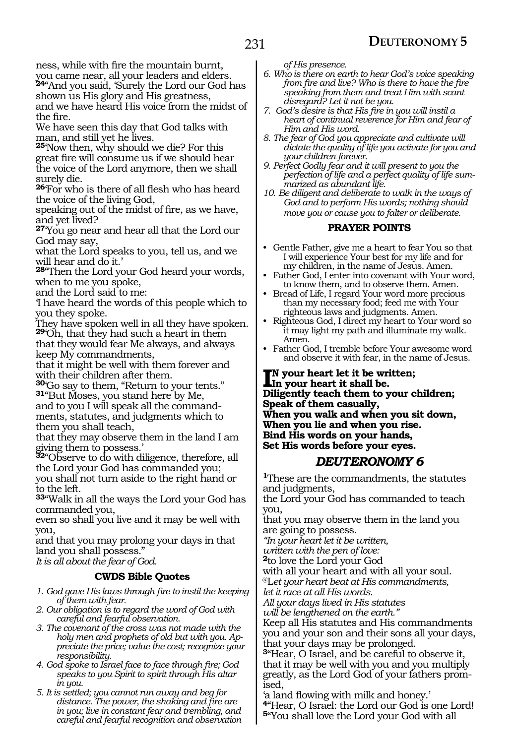ness, while with fire the mountain burnt,
you came near, all your leaders and elders.
[24]"And you said, 'Surely the Lord our God has shown us His glory and His greatness,
and we have heard His voice from the midst of the fire.
We have seen this day that God talks with man, and still yet he lives.
[25]'Now then, why should we die? For this great fire will consume us if we should hear the voice of the Lord anymore, then we shall surely die.
[26]'For who is there of all flesh who has heard the voice of the living God,
speaking out of the midst of fire, as we have, and yet lived?
[27]'You go near and hear all that the Lord our God may say,
what the Lord speaks to you, tell us, and we will hear and do it.'
[28]"Then the Lord your God heard your words, when to me you spoke,
and the Lord said to me:
'I have heard the words of this people which to you they spoke.
They have spoken well in all they have spoken.
[29]'Oh, that they had such a heart in them that they would fear Me always, and always keep My commandments,
that it might be well with them forever and with their children after them.
[30]'Go say to them, "Return to your tents."
[31]"But Moses, you stand here by Me,
and to you I will speak all the commandments, statutes, and judgments which to them you shall teach,
that they may observe them in the land I am giving them to possess.'
[32]"Observe to do with diligence, therefore, all the Lord your God has commanded you;
you shall not turn aside to the right hand or to the left.
[33]"Walk in all the ways the Lord your God has commanded you,
even so shall you live and it may be well with you,
and that you may prolong your days in that land you shall possess."
*It is all about the fear of God.*

### CWDS Bible Quotes

1. *God gave His laws through fire to instil the keeping of them with fear.*
2. *Our obligation is to regard the word of God with careful and fearful observation.*
3. *The covenant of the cross was not made with the holy men and prophets of old but with you. Appreciate the price; value the cost; recognize your responsibility.*
4. *God spoke to Israel face to face through fire; God speaks to you Spirit to spirit through His altar in you.*
5. *It is settled; you cannot run away and beg for distance. The power, the shaking and fire are in you; live in constant fear and trembling, and careful and fearful recognition and observation of His presence.*
6. *Who is there on earth to hear God's voice speaking from fire and live? Who is there to have the fire speaking from them and treat Him with scant disregard? Let it not be you.*
7. *God's desire is that His fire in you will instil a heart of continual reverence for Him and fear of Him and His word.*
8. *The fear of God you appreciate and cultivate will dictate the quality of life you activate for you and your children forever.*
9. *Perfect Godly fear and it will present to you the perfection of life and a perfect quality of life summarized as abundant life.*
10. *Be diligent and deliberate to walk in the ways of God and to perform His words; nothing should move you or cause you to falter or deliberate.*

### PRAYER POINTS

- Gentle Father, give me a heart to fear You so that I will experience Your best for my life and for my children, in the name of Jesus. Amen.
- Father God, I enter into covenant with Your word, to know them, and to observe them. Amen.
- Bread of Life, I regard Your word more precious than my necessary food; feed me with Your righteous laws and judgments. Amen.
- Righteous God, I direct my heart to Your word so it may light my path and illuminate my walk. Amen.
- Father God, I tremble before Your awesome word and observe it with fear, in the name of Jesus.

**In your heart let it be written;**
**In your heart it shall be.**
**Diligently teach them to your children;**
**Speak of them casually,**
**When you walk and when you sit down,**
**When you lie and when you rise.**
**Bind His words on your hands,**
**Set His words before your eyes.**

## DEUTERONOMY 6

[1]These are the commandments, the statutes and judgments,
the Lord your God has commanded to teach you,
that you may observe them in the land you are going to possess.
*"In your heart let it be written,*
*written with the pen of love:*
[2]to love the Lord your God
with all your heart and with all your soul.
*@Let your heart beat at His commandments,*
*let it race at all His words.*
*All your days lived in His statutes*
*will be lengthened on the earth."*
Keep all His statutes and His commandments you and your son and their sons all your days, that your days may be prolonged.
[3]"Hear, O Israel, and be careful to observe it, that it may be well with you and you multiply greatly, as the Lord God of your fathers promised,
'a land flowing with milk and honey.'
[4]"Hear, O Israel: the Lord our God is one Lord!
[5]"You shall love the Lord your God with all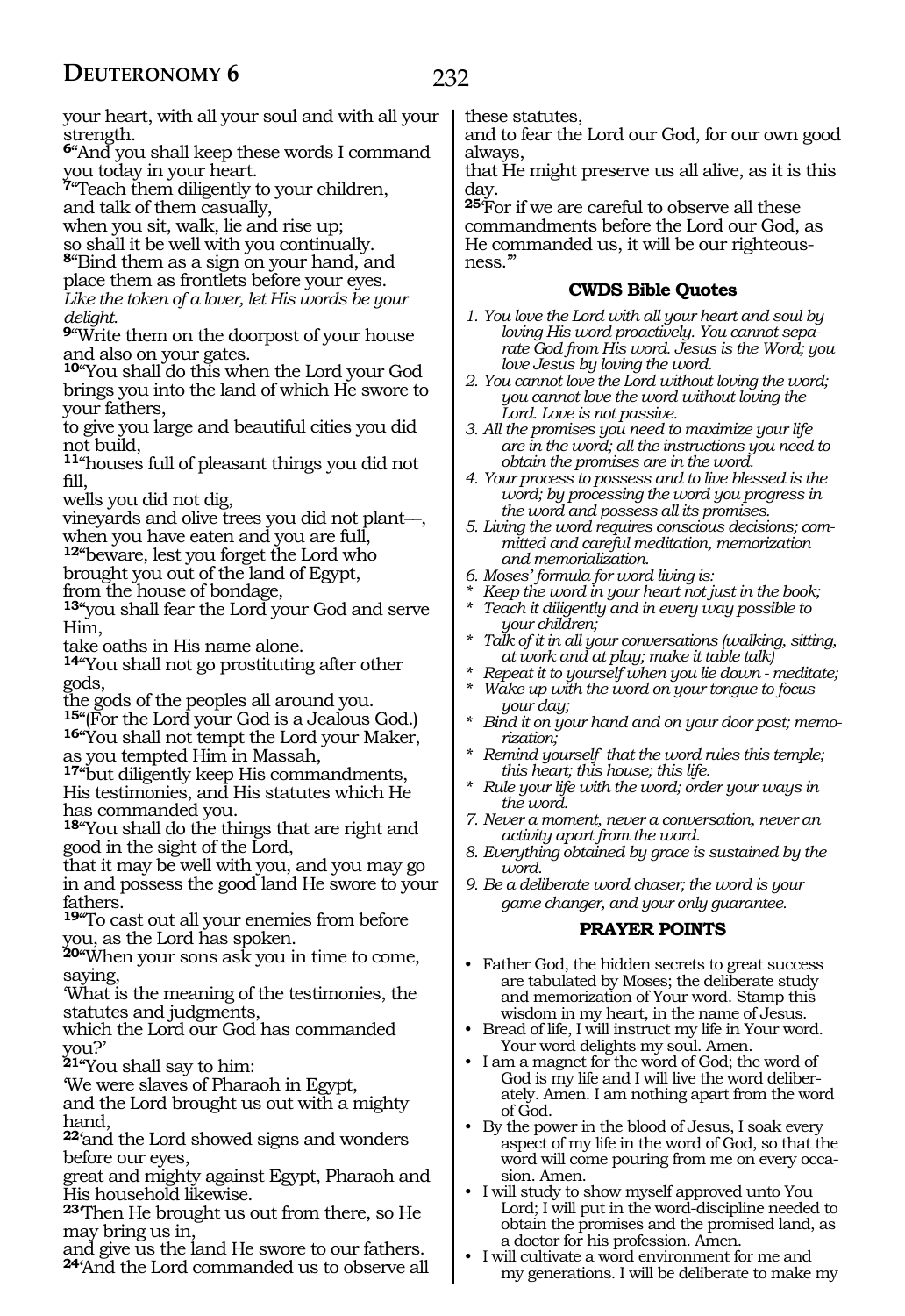your heart, with all your soul and with all your strength.

**6**"And you shall keep these words I command you today in your heart.

**7**"Teach them diligently to your children,
and talk of them casually,
when you sit, walk, lie and rise up;
so shall it be well with you continually.

**8**"Bind them as a sign on your hand, and place them as frontlets before your eyes.
*Like the token of a lover, let His words be your delight.*

**9**"Write them on the doorpost of your house and also on your gates.

**10**"You shall do this when the Lord your God brings you into the land of which He swore to your fathers,
to give you large and beautiful cities you did not build,

**11**"houses full of pleasant things you did not fill,
wells you did not dig,
vineyards and olive trees you did not plant—,
when you have eaten and you are full,

**12**"beware, lest you forget the Lord who brought you out of the land of Egypt,
from the house of bondage,

**13**"you shall fear the Lord your God and serve Him,
take oaths in His name alone.

**14**"You shall not go prostituting after other gods,
the gods of the peoples all around you.

**15**"(For the Lord your God is a Jealous God.)

**16**"You shall not tempt the Lord your Maker,
as you tempted Him in Massah,

**17**"but diligently keep His commandments,
His testimonies, and His statutes which He has commanded you.

**18**"You shall do the things that are right and good in the sight of the Lord,
that it may be well with you, and you may go in and possess the good land He swore to your fathers.

**19**"To cast out all your enemies from before you, as the Lord has spoken.

**20**"When your sons ask you in time to come, saying,
'What is the meaning of the testimonies, the statutes and judgments,
which the Lord our God has commanded you?'

**21**"You shall say to him:
'We were slaves of Pharaoh in Egypt,
and the Lord brought us out with a mighty hand,

**22**'and the Lord showed signs and wonders before our eyes,
great and mighty against Egypt, Pharaoh and His household likewise.

**23**'Then He brought us out from there, so He may bring us in,
and give us the land He swore to our fathers.

**24**'And the Lord commanded us to observe all these statutes,
and to fear the Lord our God, for our own good always,
that He might preserve us all alive, as it is this day.

**25**'For if we are careful to observe all these commandments before the Lord our God, as He commanded us, it will be our righteousness.'"

### CWDS Bible Quotes

1. *You love the Lord with all your heart and soul by loving His word proactively. You cannot separate God from His word. Jesus is the Word; you love Jesus by loving the word.*
2. *You cannot love the Lord without loving the word; you cannot love the word without loving the Lord. Love is not passive.*
3. *All the promises you need to maximize your life are in the word; all the instructions you need to obtain the promises are in the word.*
4. *Your process to possess and to live blessed is the word; by processing the word you progress in the word and possess all its promises.*
5. *Living the word requires conscious decisions; committed and careful meditation, memorization and memorialization.*
6. *Moses' formula for word living is:*
   * *Keep the word in your heart not just in the book;*
   * *Teach it diligently and in every way possible to your children;*
   * *Talk of it in all your conversations (walking, sitting, at work and at play; make it table talk)*
   * *Repeat it to yourself when you lie down - meditate;*
   * *Wake up with the word on your tongue to focus your day;*
   * *Bind it on your hand and on your door post; memorization;*
   * *Remind yourself that the word rules this temple; this heart; this house; this life.*
   * *Rule your life with the word; order your ways in the word.*
7. *Never a moment, never a conversation, never an activity apart from the word.*
8. *Everything obtained by grace is sustained by the word.*
9. *Be a deliberate word chaser; the word is your game changer, and your only guarantee.*

### PRAYER POINTS

- Father God, the hidden secrets to great success are tabulated by Moses; the deliberate study and memorization of Your word. Stamp this wisdom in my heart, in the name of Jesus.
- Bread of life, I will instruct my life in Your word. Your word delights my soul. Amen.
- I am a magnet for the word of God; the word of God is my life and I will live the word deliberately. Amen. I am nothing apart from the word of God.
- By the power in the blood of Jesus, I soak every aspect of my life in the word of God, so that the word will come pouring from me on every occasion. Amen.
- I will study to show myself approved unto You Lord; I will put in the word-discipline needed to obtain the promises and the promised land, as a doctor for his profession. Amen.
- I will cultivate a word environment for me and my generations. I will be deliberate to make my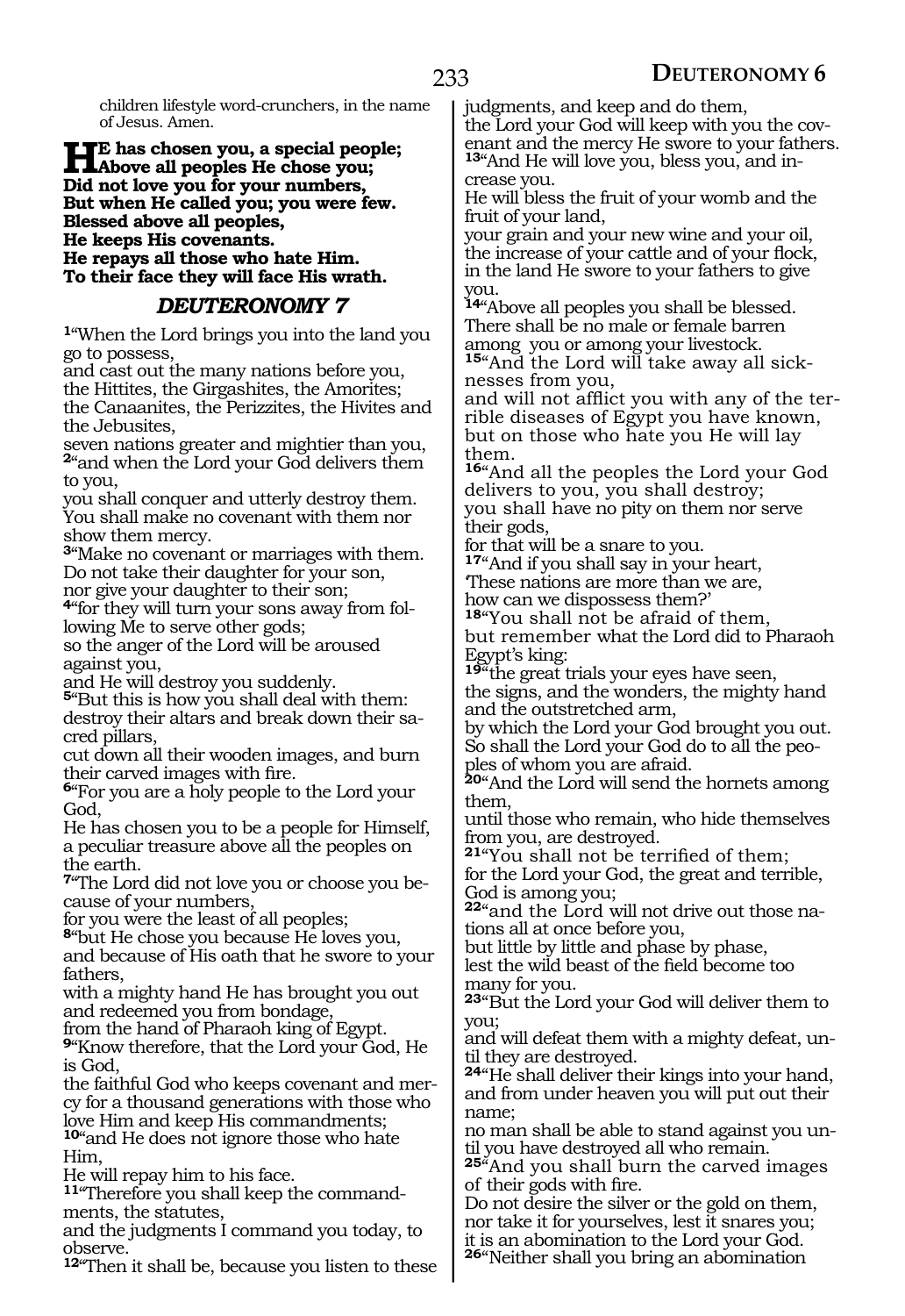children lifestyle word-crunchers, in the name of Jesus. Amen.

**He has chosen you, a special people;**
**Above all peoples He chose you;**
**Did not love you for your numbers,**
**But when He called you; you were few.**
**Blessed above all peoples,**
**He keeps His covenants.**
**He repays all those who hate Him.**
**To their face they will face His wrath.**

## *DEUTERONOMY 7*

[1]"When the Lord brings you into the land you go to possess,
and cast out the many nations before you,
the Hittites, the Girgashites, the Amorites;
the Canaanites, the Perizzites, the Hivites and the Jebusites,
seven nations greater and mightier than you,
[2]"and when the Lord your God delivers them to you,
you shall conquer and utterly destroy them.
You shall make no covenant with them nor show them mercy.
[3]"Make no covenant or marriages with them.
Do not take their daughter for your son,
nor give your daughter to their son;
[4]"for they will turn your sons away from following Me to serve other gods;
so the anger of the Lord will be aroused against you,
and He will destroy you suddenly.
[5]"But this is how you shall deal with them:
destroy their altars and break down their sacred pillars,
cut down all their wooden images, and burn their carved images with fire.
[6]"For you are a holy people to the Lord your God,
He has chosen you to be a people for Himself,
a peculiar treasure above all the peoples on the earth.
[7]"The Lord did not love you or choose you because of your numbers,
for you were the least of all peoples;
[8]"but He chose you because He loves you,
and because of His oath that he swore to your fathers,
with a mighty hand He has brought you out and redeemed you from bondage,
from the hand of Pharaoh king of Egypt.
[9]"Know therefore, that the Lord your God, He is God,
the faithful God who keeps covenant and mercy for a thousand generations with those who love Him and keep His commandments;
[10]"and He does not ignore those who hate Him,
He will repay him to his face.
[11]"Therefore you shall keep the commandments, the statutes,
and the judgments I command you today, to observe.
[12]"Then it shall be, because you listen to these judgments, and keep and do them,
the Lord your God will keep with you the covenant and the mercy He swore to your fathers.
[13]"And He will love you, bless you, and increase you.
He will bless the fruit of your womb and the fruit of your land,
your grain and your new wine and your oil,
the increase of your cattle and of your flock,
in the land He swore to your fathers to give you.
[14]"Above all peoples you shall be blessed.
There shall be no male or female barren among you or among your livestock.
[15]"And the Lord will take away all sicknesses from you,
and will not afflict you with any of the terrible diseases of Egypt you have known,
but on those who hate you He will lay them.
[16]"And all the peoples the Lord your God delivers to you, you shall destroy;
you shall have no pity on them nor serve their gods,
for that will be a snare to you.
[17]"And if you shall say in your heart,
'These nations are more than we are,
how can we dispossess them?'
[18]"You shall not be afraid of them,
but remember what the Lord did to Pharaoh Egypt's king:
[19]"the great trials your eyes have seen,
the signs, and the wonders, the mighty hand and the outstretched arm,
by which the Lord your God brought you out.
So shall the Lord your God do to all the peoples of whom you are afraid.
[20]"And the Lord will send the hornets among them,
until those who remain, who hide themselves from you, are destroyed.
[21]"You shall not be terrified of them;
for the Lord your God, the great and terrible, God is among you;
[22]"and the Lord will not drive out those nations all at once before you,
but little by little and phase by phase,
lest the wild beast of the field become too many for you.
[23]"But the Lord your God will deliver them to you;
and will defeat them with a mighty defeat, until they are destroyed.
[24]"He shall deliver their kings into your hand,
and from under heaven you will put out their name;
no man shall be able to stand against you until you have destroyed all who remain.
[25]"And you shall burn the carved images of their gods with fire.
Do not desire the silver or the gold on them,
nor take it for yourselves, lest it snares you;
it is an abomination to the Lord your God.
[26]"Neither shall you bring an abomination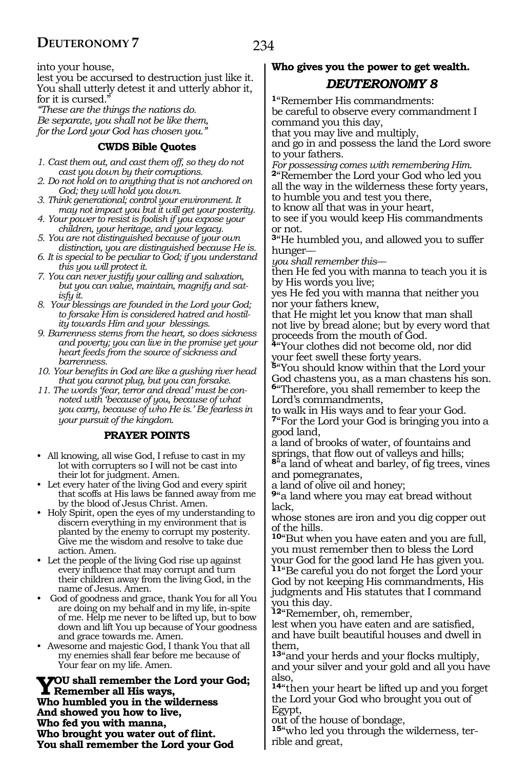into your house,
lest you be accursed to destruction just like it.
You shall utterly detest it and utterly abhor it, for it is cursed."
*"These are the things the nations do.*
*Be separate, you shall not be like them,*
*for the Lord your God has chosen you."*

### CWDS Bible Quotes

1. *Cast them out, and cast them off, so they do not cast you down by their corruptions.*
2. *Do not hold on to anything that is not anchored on God; they will hold you down.*
3. *Think generational; control your environment. It may not impact you but it will get your posterity.*
4. *Your power to resist is foolish if you expose your children, your heritage, and your legacy.*
5. *You are not distinguished because of your own distinction, you are distinguished because He is.*
6. *It is special to be peculiar to God; if you understand this you will protect it.*
7. *You can never justify your calling and salvation, but you can value, maintain, magnify and satisfy it.*
8. *Your blessings are founded in the Lord your God; to forsake Him is considered hatred and hostility towards Him and your blessings.*
9. *Barrenness stems from the heart, so does sickness and poverty; you can live in the promise yet your heart feeds from the source of sickness and barrenness.*
10. *Your benefits in God are like a gushing river head that you cannot plug, but you can forsake.*
11. *The words 'fear, terror and dread' must be connoted with 'because of you, because of what you carry, because of who He is.' Be fearless in your pursuit of the kingdom.*

### PRAYER POINTS

- All knowing, all wise God, I refuse to cast in my lot with corrupters so I will not be cast into their lot for judgment. Amen.
- Let every hater of the living God and every spirit that scoffs at His laws be fanned away from me by the blood of Jesus Christ. Amen.
- Holy Spirit, open the eyes of my understanding to discern everything in my environment that is planted by the enemy to corrupt my posterity. Give me the wisdom and resolve to take due action. Amen.
- Let the people of the living God rise up against every influence that may corrupt and turn their children away from the living God, in the name of Jesus. Amen.
- God of goodness and grace, thank You for all You are doing on my behalf and in my life, in-spite of me. Help me never to be lifted up, but to bow down and lift You up because of Your goodness and grace towards me. Amen.
- Awesome and majestic God, I thank You that all my enemies shall fear before me because of Your fear on my life. Amen.

**YOU shall remember the Lord your God;**
**Remember all His ways,**
**Who humbled you in the wilderness**
**And showed you how to live,**
**Who fed you with manna,**
**Who brought you water out of flint.**
**You shall remember the Lord your God**
**Who gives you the power to get wealth.**

## *DEUTERONOMY 8*

**1**"Remember His commandments:
be careful to observe every commandment I command you this day,
that you may live and multiply,
and go in and possess the land the Lord swore to your fathers.
*For possessing comes with remembering Him.*
**2**"Remember the Lord your God who led you all the way in the wilderness these forty years,
to humble you and test you there,
to know all that was in your heart,
to see if you would keep His commandments or not.
**3**"He humbled you, and allowed you to suffer hunger—
*you shall remember this*—
then He fed you with manna to teach you it is by His words you live;
yes He fed you with manna that neither you nor your fathers knew,
that He might let you know that man shall not live by bread alone; but by every word that proceeds from the mouth of God.
**4**"Your clothes did not become old, nor did your feet swell these forty years.
**5**"You should know within that the Lord your God chastens you, as a man chastens his son.
**6**"Therefore, you shall remember to keep the Lord's commandments,
to walk in His ways and to fear your God.
**7**"For the Lord your God is bringing you into a good land,
a land of brooks of water, of fountains and springs, that flow out of valleys and hills;
**8**"a land of wheat and barley, of fig trees, vines and pomegranates,
a land of olive oil and honey;
**9**"a land where you may eat bread without lack,
whose stones are iron and you dig copper out of the hills.
**10**"But when you have eaten and you are full, you must remember then to bless the Lord your God for the good land He has given you.
**11**"Be careful you do not forget the Lord your God by not keeping His commandments, His judgments and His statutes that I command you this day.
**12**"Remember, oh, remember,
lest when you have eaten and are satisfied,
and have built beautiful houses and dwell in them,
**13**"and your herds and your flocks multiply,
and your silver and your gold and all you have also,
**14**"then your heart be lifted up and you forget the Lord your God who brought you out of Egypt,
out of the house of bondage,
**15**"who led you through the wilderness, terrible and great,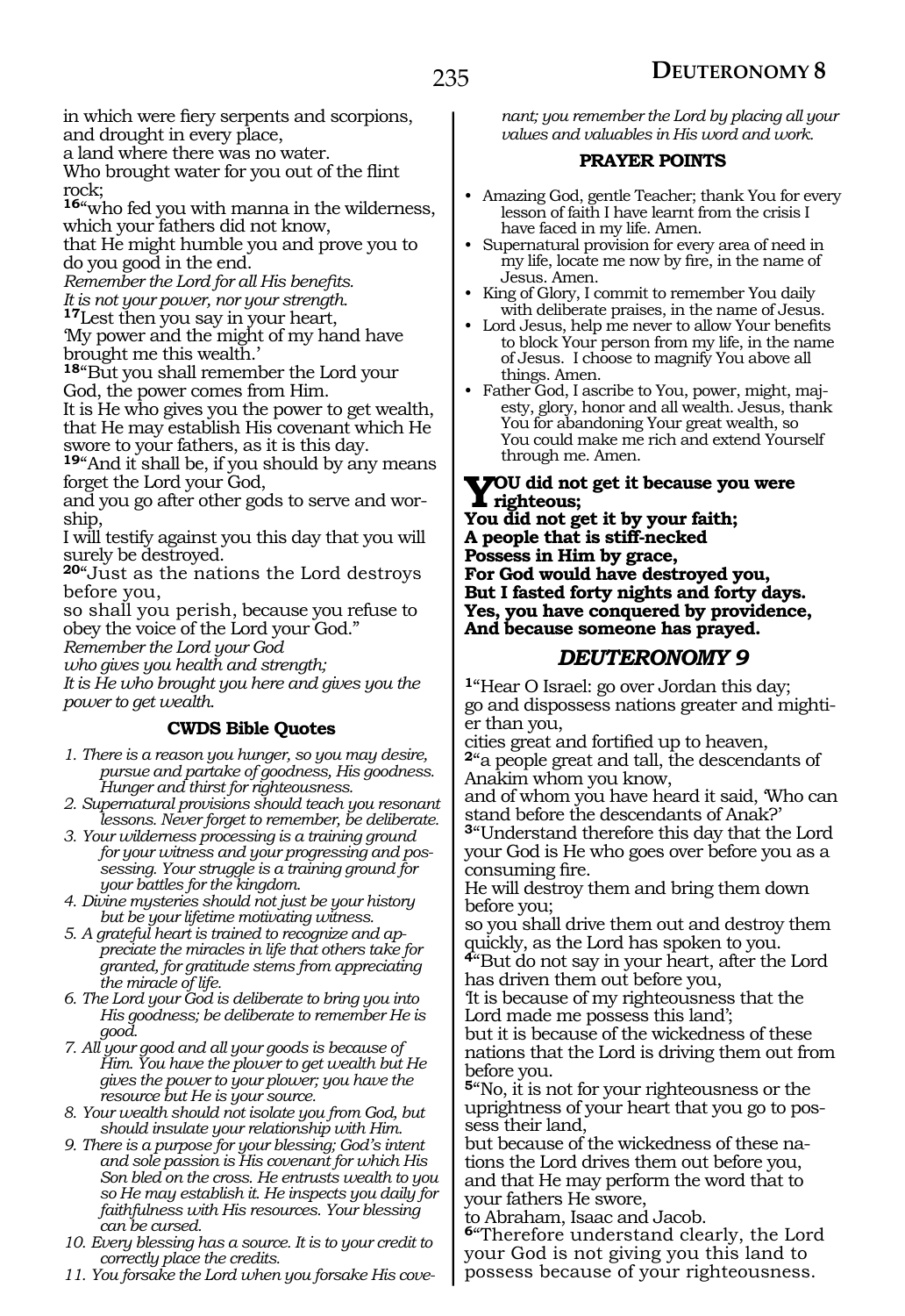in which were fiery serpents and scorpions,
and drought in every place,
a land where there was no water.
Who brought water for you out of the flint rock;
16"who fed you with manna in the wilderness, which your fathers did not know,
that He might humble you and prove you to do you good in the end.
*Remember the Lord for all His benefits.*
*It is not your power, nor your strength.*
17Lest then you say in your heart,
'My power and the might of my hand have brought me this wealth.'
18"But you shall remember the Lord your God, the power comes from Him.
It is He who gives you the power to get wealth, that He may establish His covenant which He swore to your fathers, as it is this day.
19"And it shall be, if you should by any means forget the Lord your God,
and you go after other gods to serve and worship,
I will testify against you this day that you will surely be destroyed.
20"Just as the nations the Lord destroys before you,
so shall you perish, because you refuse to obey the voice of the Lord your God."
*Remember the Lord your God*
*who gives you health and strength;*
*It is He who brought you here and gives you the power to get wealth.*

### CWDS Bible Quotes

1. *There is a reason you hunger, so you may desire, pursue and partake of goodness, His goodness. Hunger and thirst for righteousness.*
2. *Supernatural provisions should teach you resonant lessons. Never forget to remember, be deliberate.*
3. *Your wilderness processing is a training ground for your witness and your progressing and possessing. Your struggle is a training ground for your battles for the kingdom.*
4. *Divine mysteries should not just be your history but be your lifetime motivating witness.*
5. *A grateful heart is trained to recognize and appreciate the miracles in life that others take for granted, for gratitude stems from appreciating the miracle of life.*
6. *The Lord your God is deliberate to bring you into His goodness; be deliberate to remember He is good.*
7. *All your good and all your goods is because of Him. You have the plower to get wealth but He gives the power to your plower; you have the resource but He is your source.*
8. *Your wealth should not isolate you from God, but should insulate your relationship with Him.*
9. *There is a purpose for your blessing; God's intent and sole passion is His covenant for which His Son bled on the cross. He entrusts wealth to you so He may establish it. He inspects you daily for faithfulness with His resources. Your blessing can be cursed.*
10. *Every blessing has a source. It is to your credit to correctly place the credits.*
11. *You forsake the Lord when you forsake His covenant; you remember the Lord by placing all your values and valuables in His word and work.*

### PRAYER POINTS

- Amazing God, gentle Teacher; thank You for every lesson of faith I have learnt from the crisis I have faced in my life. Amen.
- Supernatural provision for every area of need in my life, locate me now by fire, in the name of Jesus. Amen.
- King of Glory, I commit to remember You daily with deliberate praises, in the name of Jesus.
- Lord Jesus, help me never to allow Your benefits to block Your person from my life, in the name of Jesus. I choose to magnify You above all things. Amen.
- Father God, I ascribe to You, power, might, majesty, glory, honor and all wealth. Jesus, thank You for abandoning Your great wealth, so You could make me rich and extend Yourself through me. Amen.

**YOU did not get it because you were righteous;**
**You did not get it by your faith;**
**A people that is stiff-necked**
**Possess in Him by grace,**
**For God would have destroyed you,**
**But I fasted forty nights and forty days.**
**Yes, you have conquered by providence,**
**And because someone has prayed.**

## DEUTERONOMY 9

1"Hear O Israel: go over Jordan this day;
go and dispossess nations greater and mightier than you,
cities great and fortified up to heaven,
2"a people great and tall, the descendants of Anakim whom you know,
and of whom you have heard it said, 'Who can stand before the descendants of Anak?'
3"Understand therefore this day that the Lord your God is He who goes over before you as a consuming fire.
He will destroy them and bring them down before you;
so you shall drive them out and destroy them quickly, as the Lord has spoken to you.
4"But do not say in your heart, after the Lord has driven them out before you,
'It is because of my righteousness that the Lord made me possess this land';
but it is because of the wickedness of these nations that the Lord is driving them out from before you.
5"No, it is not for your righteousness or the uprightness of your heart that you go to possess their land,
but because of the wickedness of these nations the Lord drives them out before you,
and that He may perform the word that to your fathers He swore,
to Abraham, Isaac and Jacob.
6"Therefore understand clearly, the Lord your God is not giving you this land to possess because of your righteousness.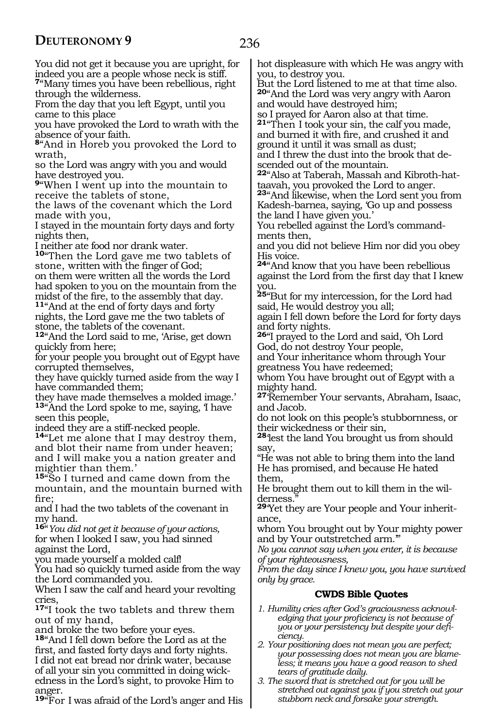You did not get it because you are upright, for indeed you are a people whose neck is stiff.

**7**"Many times you have been rebellious, right through the wilderness.
From the day that you left Egypt, until you came to this place
you have provoked the Lord to wrath with the absence of your faith.

**8**"And in Horeb you provoked the Lord to wrath,
so the Lord was angry with you and would have destroyed you.

**9**"When I went up into the mountain to receive the tablets of stone,
the laws of the covenant which the Lord made with you,
I stayed in the mountain forty days and forty nights then,
I neither ate food nor drank water.

**10**"Then the Lord gave me two tablets of stone, written with the finger of God;
on them were written all the words the Lord had spoken to you on the mountain from the midst of the fire, to the assembly that day.

**11**"And at the end of forty days and forty nights, the Lord gave me the two tablets of stone, the tablets of the covenant.

**12**"And the Lord said to me, 'Arise, get down quickly from here;
for your people you brought out of Egypt have corrupted themselves,
they have quickly turned aside from the way I have commanded them;
they have made themselves a molded image.'

**13**"And the Lord spoke to me, saying, 'I have seen this people,
indeed they are a stiff-necked people.

**14**"Let me alone that I may destroy them, and blot their name from under heaven; and I will make you a nation greater and mightier than them.'

**15**"So I turned and came down from the mountain, and the mountain burned with fire;
and I had the two tablets of the covenant in my hand.

**16**"*You did not get it because of your actions,*
for when I looked I saw, you had sinned against the Lord,
you made yourself a molded calf!
You had so quickly turned aside from the way the Lord commanded you.
When I saw the calf and heard your revolting cries,

**17**"I took the two tablets and threw them out of my hand,
and broke the two before your eyes.

**18**"And I fell down before the Lord as at the first, and fasted forty days and forty nights.
I did not eat bread nor drink water, because of all your sin you committed in doing wickedness in the Lord's sight, to provoke Him to anger.

**19**"For I was afraid of the Lord's anger and His hot displeasure with which He was angry with you, to destroy you.
But the Lord listened to me at that time also.

**20**"And the Lord was very angry with Aaron and would have destroyed him;
so I prayed for Aaron also at that time.

**21**"Then I took your sin, the calf you made, and burned it with fire, and crushed it and ground it until it was small as dust;
and I threw the dust into the brook that descended out of the mountain.

**22**"Also at Taberah, Massah and Kibroth-hattaavah, you provoked the Lord to anger.

**23**"And likewise, when the Lord sent you from Kadesh-barnea, saying, 'Go up and possess the land I have given you.'
You rebelled against the Lord's commandments then,
and you did not believe Him nor did you obey His voice.

**24**"And know that you have been rebellious against the Lord from the first day that I knew you.

**25**"But for my intercession, for the Lord had said, He would destroy you all;
again I fell down before the Lord for forty days and forty nights.

**26**"I prayed to the Lord and said, 'Oh Lord God, do not destroy Your people,
and Your inheritance whom through Your greatness You have redeemed;
whom You have brought out of Egypt with a mighty hand.

**27**'Remember Your servants, Abraham, Isaac, and Jacob.
do not look on this people's stubbornness, or their wickedness or their sin,

**28**'lest the land You brought us from should say,
"He was not able to bring them into the land He has promised, and because He hated them,
He brought them out to kill them in the wilderness."

**29**'Yet they are Your people and Your inheritance,
whom You brought out by Your mighty power and by Your outstretched arm.'"

*No you cannot say when you enter, it is because of your righteousness,*
*From the day since I knew you, you have survived only by grace.*

### CWDS Bible Quotes

1. *Humility cries after God's graciousness acknowledging that your proficiency is not because of you or your persistency but despite your deficiency.*
2. *Your positioning does not mean you are perfect; your possessing does not mean you are blameless; it means you have a good reason to shed tears of gratitude daily.*
3. *The sword that is stretched out for you will be stretched out against you if you stretch out your stubborn neck and forsake your strength.*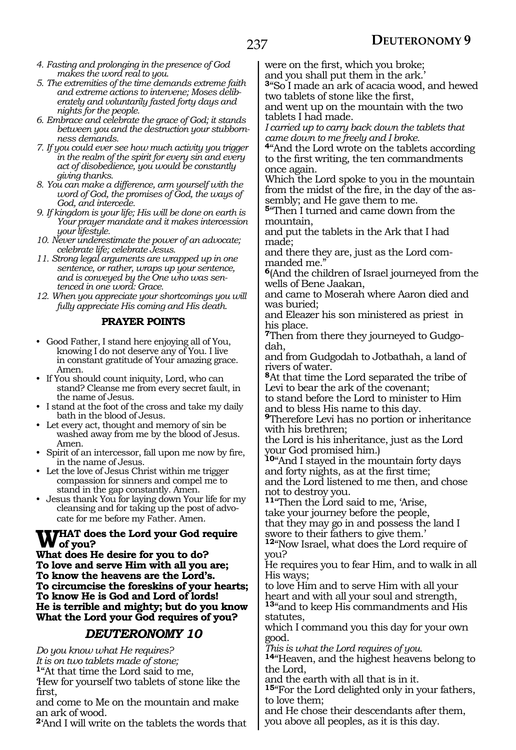*4. Fasting and prolonging in the presence of God makes the word real to you.*
*5. The extremities of the time demands extreme faith and extreme actions to intervene; Moses deliberately and voluntarily fasted forty days and nights for the people.*
*6. Embrace and celebrate the grace of God; it stands between you and the destruction your stubbornness demands.*
*7. If you could ever see how much activity you trigger in the realm of the spirit for every sin and every act of disobedience, you would be constantly giving thanks.*
*8. You can make a difference, arm yourself with the word of God, the promises of God, the ways of God, and intercede.*
*9. If kingdom is your life; His will be done on earth is Your prayer mandate and it makes intercession your lifestyle.*
*10. Never underestimate the power of an advocate; celebrate life; celebrate Jesus.*
*11. Strong legal arguments are wrapped up in one sentence, or rather, wraps up your sentence, and is conveyed by the One who was sentenced in one word: Grace.*
*12. When you appreciate your shortcomings you will fully appreciate His coming and His death.*

### PRAYER POINTS

- Good Father, I stand here enjoying all of You, knowing I do not deserve any of You. I live in constant gratitude of Your amazing grace. Amen.
- If You should count iniquity, Lord, who can stand? Cleanse me from every secret fault, in the name of Jesus.
- I stand at the foot of the cross and take my daily bath in the blood of Jesus.
- Let every act, thought and memory of sin be washed away from me by the blood of Jesus. Amen.
- Spirit of an intercessor, fall upon me now by fire, in the name of Jesus.
- Let the love of Jesus Christ within me trigger compassion for sinners and compel me to stand in the gap constantly. Amen.
- Jesus thank You for laying down Your life for my cleansing and for taking up the post of advocate for me before my Father. Amen.

**WHAT does the Lord your God require of you?**
**What does He desire for you to do?**
**To love and serve Him with all you are;**
**To know the heavens are the Lord's.**
**To circumcise the foreskins of your hearts;**
**To know He is God and Lord of lords!**
**He is terrible and mighty; but do you know**
**What the Lord your God requires of you?**

## *DEUTERONOMY 10*

*Do you know what He requires?*
*It is on two tablets made of stone;*

**1**"At that time the Lord said to me,
'Hew for yourself two tablets of stone like the first,
and come to Me on the mountain and make an ark of wood.
**2**'And I will write on the tablets the words that were on the first, which you broke;
and you shall put them in the ark.'
**3**"So I made an ark of acacia wood, and hewed two tablets of stone like the first,
and went up on the mountain with the two tablets I had made.
*I carried up to carry back down the tablets that came down to me freely and I broke.*
**4**"And the Lord wrote on the tablets according to the first writing, the ten commandments once again.
Which the Lord spoke to you in the mountain from the midst of the fire, in the day of the assembly; and He gave them to me.
**5**"Then I turned and came down from the mountain,
and put the tablets in the Ark that I had made;
and there they are, just as the Lord commanded me."
**6**(And the children of Israel journeyed from the wells of Bene Jaakan,
and came to Moserah where Aaron died and was buried;
and Eleazer his son ministered as priest in his place.
**7**Then from there they journeyed to Gudgodah,
and from Gudgodah to Jotbathah, a land of rivers of water.
**8**At that time the Lord separated the tribe of Levi to bear the ark of the covenant;
to stand before the Lord to minister to Him and to bless His name to this day.
**9**Therefore Levi has no portion or inheritance with his brethren;
the Lord is his inheritance, just as the Lord your God promised him.)
**10**"And I stayed in the mountain forty days and forty nights, as at the first time;
and the Lord listened to me then, and chose not to destroy you.
**11**"Then the Lord said to me, 'Arise,
take your journey before the people,
that they may go in and possess the land I swore to their fathers to give them.'
**12**"Now Israel, what does the Lord require of you?
He requires you to fear Him, and to walk in all His ways;
to love Him and to serve Him with all your heart and with all your soul and strength,
**13**"and to keep His commandments and His statutes,
which I command you this day for your own good.
*This is what the Lord requires of you.*
**14**"Heaven, and the highest heavens belong to the Lord,
and the earth with all that is in it.
**15**"For the Lord delighted only in your fathers, to love them;
and He chose their descendants after them, you above all peoples, as it is this day.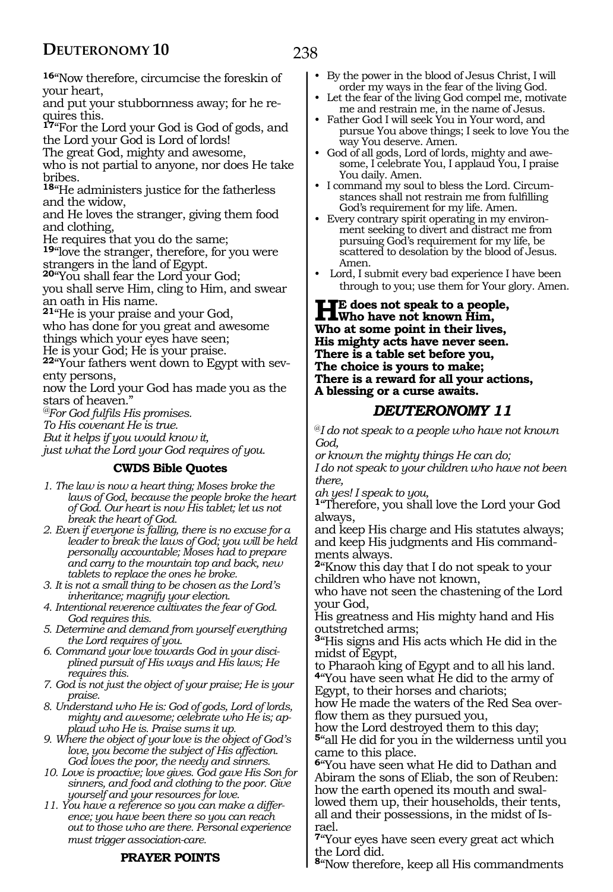**16**"Now therefore, circumcise the foreskin of your heart,
and put your stubbornness away; for he requires this.
**17**"For the Lord your God is God of gods, and the Lord your God is Lord of lords!
The great God, mighty and awesome,
who is not partial to anyone, nor does He take bribes.
**18**"He administers justice for the fatherless and the widow,
and He loves the stranger, giving them food and clothing,
He requires that you do the same;
**19**"love the stranger, therefore, for you were strangers in the land of Egypt.
**20**"You shall fear the Lord your God;
you shall serve Him, cling to Him, and swear an oath in His name.
**21**"He is your praise and your God,
who has done for you great and awesome things which your eyes have seen;
He is your God; He is your praise.
**22**"Your fathers went down to Egypt with seventy persons,
now the Lord your God has made you as the stars of heaven."

*@For God fulfils His promises.*
*To His covenant He is true.*
*But it helps if you would know it,*
*just what the Lord your God requires of you.*

### CWDS Bible Quotes

1. *The law is now a heart thing; Moses broke the laws of God, because the people broke the heart of God. Our heart is now His tablet; let us not break the heart of God.*
2. *Even if everyone is falling, there is no excuse for a leader to break the laws of God; you will be held personally accountable; Moses had to prepare and carry to the mountain top and back, new tablets to replace the ones he broke.*
3. *It is not a small thing to be chosen as the Lord's inheritance; magnify your election.*
4. *Intentional reverence cultivates the fear of God. God requires this.*
5. *Determine and demand from yourself everything the Lord requires of you.*
6. *Command your love towards God in your disciplined pursuit of His ways and His laws; He requires this.*
7. *God is not just the object of your praise; He is your praise.*
8. *Understand who He is: God of gods, Lord of lords, mighty and awesome; celebrate who He is; applaud who He is. Praise sums it up.*
9. *Where the object of your love is the object of God's love, you become the subject of His affection. God loves the poor, the needy and sinners.*
10. *Love is proactive; love gives. God gave His Son for sinners, and food and clothing to the poor. Give yourself and your resources for love.*
11. *You have a reference so you can make a difference; you have been there so you can reach out to those who are there. Personal experience must trigger association-care.*

### PRAYER POINTS

- By the power in the blood of Jesus Christ, I will order my ways in the fear of the living God.
- Let the fear of the living God compel me, motivate me and restrain me, in the name of Jesus.
- Father God I will seek You in Your word, and pursue You above things; I seek to love You the way You deserve. Amen.
- God of all gods, Lord of lords, mighty and awesome, I celebrate You, I applaud You, I praise You daily. Amen.
- I command my soul to bless the Lord. Circumstances shall not restrain me from fulfilling God's requirement for my life. Amen.
- Every contrary spirit operating in my environment seeking to divert and distract me from pursuing God's requirement for my life, be scattered to desolation by the blood of Jesus. Amen.
- Lord, I submit every bad experience I have been through to you; use them for Your glory. Amen.

**He does not speak to a people,**
**Who have not known Him,**
**Who at some point in their lives,**
**His mighty acts have never seen.**
**There is a table set before you,**
**The choice is yours to make;**
**There is a reward for all your actions,**
**A blessing or a curse awaits.**

## DEUTERONOMY 11

*@I do not speak to a people who have not known God,*
*or known the mighty things He can do;*
*I do not speak to your children who have not been there,*
*ah yes! I speak to you,*

**1**"Therefore, you shall love the Lord your God always,
and keep His charge and His statutes always; and keep His judgments and His commandments always.
**2**"Know this day that I do not speak to your children who have not known,
who have not seen the chastening of the Lord your God,
His greatness and His mighty hand and His outstretched arms;
**3**"His signs and His acts which He did in the midst of Egypt,
to Pharaoh king of Egypt and to all his land.
**4**"You have seen what He did to the army of Egypt, to their horses and chariots;
how He made the waters of the Red Sea overflow them as they pursued you,
how the Lord destroyed them to this day;
**5**"all He did for you in the wilderness until you came to this place.
**6**"You have seen what He did to Dathan and Abiram the sons of Eliab, the son of Reuben:
how the earth opened its mouth and swallowed them up, their households, their tents, all and their possessions, in the midst of Israel.
**7**"Your eyes have seen every great act which the Lord did.
**8**"Now therefore, keep all His commandments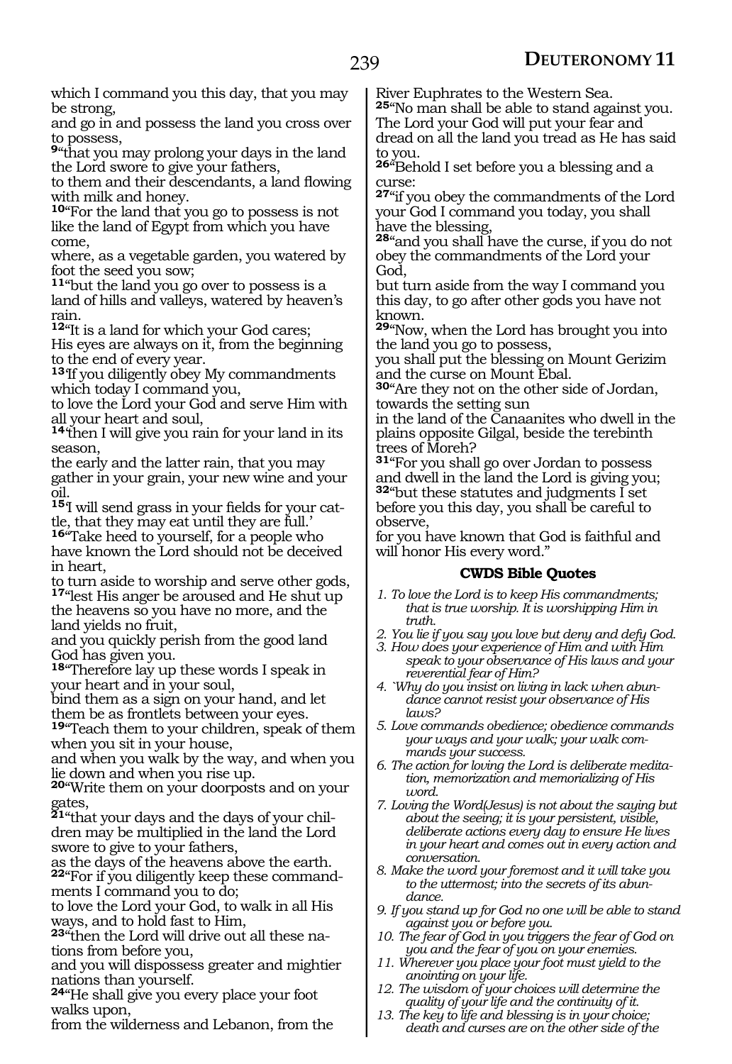which I command you this day, that you may be strong,
and go in and possess the land you cross over to possess,

**9**"that you may prolong your days in the land the Lord swore to give your fathers,
to them and their descendants, a land flowing with milk and honey.

**10**"For the land that you go to possess is not like the land of Egypt from which you have come,
where, as a vegetable garden, you watered by foot the seed you sow;

**11**"but the land you go over to possess is a land of hills and valleys, watered by heaven's rain.

**12**"It is a land for which your God cares;
His eyes are always on it, from the beginning to the end of every year.

**13**'If you diligently obey My commandments which today I command you,
to love the Lord your God and serve Him with all your heart and soul,

**14**'then I will give you rain for your land in its season,
the early and the latter rain, that you may gather in your grain, your new wine and your oil.

**15**'I will send grass in your fields for your cattle, that they may eat until they are full.'

**16**"Take heed to yourself, for a people who have known the Lord should not be deceived in heart,
to turn aside to worship and serve other gods,

**17**"lest His anger be aroused and He shut up the heavens so you have no more, and the land yields no fruit,
and you quickly perish from the good land God has given you.

**18**"Therefore lay up these words I speak in your heart and in your soul,
bind them as a sign on your hand, and let them be as frontlets between your eyes.

**19**"Teach them to your children, speak of them when you sit in your house,
and when you walk by the way, and when you lie down and when you rise up.

**20**"Write them on your doorposts and on your gates,

**21**"that your days and the days of your children may be multiplied in the land the Lord swore to give to your fathers,
as the days of the heavens above the earth.

**22**"For if you diligently keep these commandments I command you to do;
to love the Lord your God, to walk in all His ways, and to hold fast to Him,

**23**"then the Lord will drive out all these nations from before you,
and you will dispossess greater and mightier nations than yourself.

**24**"He shall give you every place your foot walks upon,
from the wilderness and Lebanon, from the River Euphrates to the Western Sea.

**25**"No man shall be able to stand against you.
The Lord your God will put your fear and dread on all the land you tread as He has said to you.

**26**"Behold I set before you a blessing and a curse:

**27**"if you obey the commandments of the Lord your God I command you today, you shall have the blessing,

**28**"and you shall have the curse, if you do not obey the commandments of the Lord your God,
but turn aside from the way I command you this day, to go after other gods you have not known.

**29**"Now, when the Lord has brought you into the land you go to possess,
you shall put the blessing on Mount Gerizim and the curse on Mount Ebal.

**30**"Are they not on the other side of Jordan, towards the setting sun
in the land of the Canaanites who dwell in the plains opposite Gilgal, beside the terebinth trees of Moreh?

**31**"For you shall go over Jordan to possess and dwell in the land the Lord is giving you;

**32**"but these statutes and judgments I set before you this day, you shall be careful to observe,
for you have known that God is faithful and will honor His every word."

### CWDS Bible Quotes

1. *To love the Lord is to keep His commandments; that is true worship. It is worshipping Him in truth.*
2. *You lie if you say you love but deny and defy God.*
3. *How does your experience of Him and with Him speak to your observance of His laws and your reverential fear of Him?*
4. *`Why do you insist on living in lack when abundance cannot resist your observance of His laws?*
5. *Love commands obedience; obedience commands your ways and your walk; your walk commands your success.*
6. *The action for loving the Lord is deliberate meditation, memorization and memorializing of His word.*
7. *Loving the Word(Jesus) is not about the saying but about the seeing; it is your persistent, visible, deliberate actions every day to ensure He lives in your heart and comes out in every action and conversation.*
8. *Make the word your foremost and it will take you to the uttermost; into the secrets of its abundance.*
9. *If you stand up for God no one will be able to stand against you or before you.*
10. *The fear of God in you triggers the fear of God on you and the fear of you on your enemies.*
11. *Wherever you place your foot must yield to the anointing on your life.*
12. *The wisdom of your choices will determine the quality of your life and the continuity of it.*
13. *The key to life and blessing is in your choice; death and curses are on the other side of the*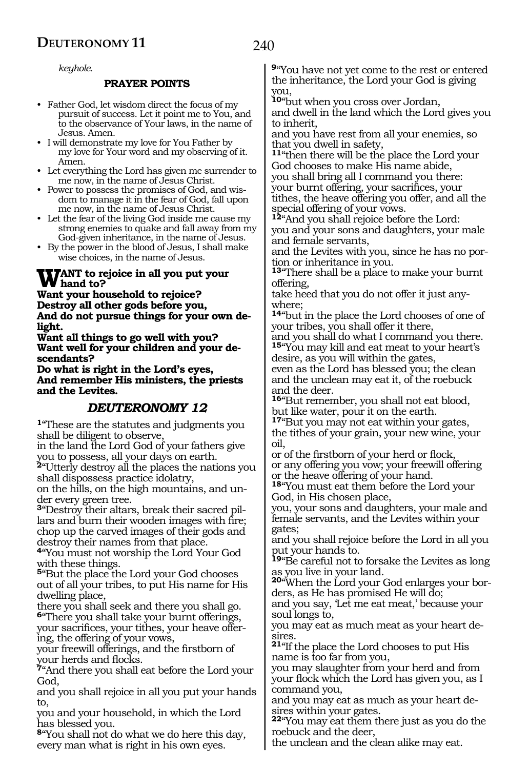*keyhole.*

**PRAYER POINTS**

- Father God, let wisdom direct the focus of my pursuit of success. Let it point me to You, and to the observance of Your laws, in the name of Jesus. Amen.
- I will demonstrate my love for You Father by my love for Your word and my observing of it. Amen.
- Let everything the Lord has given me surrender to me now, in the name of Jesus Christ.
- Power to possess the promises of God, and wisdom to manage it in the fear of God, fall upon me now, in the name of Jesus Christ.
- Let the fear of the living God inside me cause my strong enemies to quake and fall away from my God-given inheritance, in the name of Jesus.
- By the power in the blood of Jesus, I shall make wise choices, in the name of Jesus.

**WANT to rejoice in all you put your hand to?**
**Want your household to rejoice?**
**Destroy all other gods before you,**
**And do not pursue things for your own delight.**
**Want all things to go well with you?**
**Want well for your children and your descendants?**
**Do what is right in the Lord's eyes,**
**And remember His ministers, the priests and the Levites.**

## *DEUTERONOMY 12*

**1**"These are the statutes and judgments you shall be diligent to observe,
in the land the Lord God of your fathers give you to possess, all your days on earth.
**2**"Utterly destroy all the places the nations you shall dispossess practice idolatry,
on the hills, on the high mountains, and under every green tree.
**3**"Destroy their altars, break their sacred pillars and burn their wooden images with fire; chop up the carved images of their gods and destroy their names from that place.
**4**"You must not worship the Lord Your God with these things.
**5**"But the place the Lord your God chooses out of all your tribes, to put His name for His dwelling place,
there you shall seek and there you shall go.
**6**"There you shall take your burnt offerings, your sacrifices, your tithes, your heave offering, the offering of your vows,
your freewill offerings, and the firstborn of your herds and flocks.
**7**"And there you shall eat before the Lord your God,
and you shall rejoice in all you put your hands to,
you and your household, in which the Lord has blessed you.
**8**"You shall not do what we do here this day, every man what is right in his own eyes.
**9**"You have not yet come to the rest or entered the inheritance, the Lord your God is giving you,
**10**"but when you cross over Jordan,
and dwell in the land which the Lord gives you to inherit,
and you have rest from all your enemies, so that you dwell in safety,
**11**"then there will be the place the Lord your God chooses to make His name abide,
you shall bring all I command you there:
your burnt offering, your sacrifices, your tithes, the heave offering you offer, and all the special offering of your vows.
**12**"And you shall rejoice before the Lord:
you and your sons and daughters, your male and female servants,
and the Levites with you, since he has no portion or inheritance in you.
**13**"There shall be a place to make your burnt offering,
take heed that you do not offer it just anywhere;
**14**"but in the place the Lord chooses of one of your tribes, you shall offer it there,
and you shall do what I command you there.
**15**"You may kill and eat meat to your heart's desire, as you will within the gates,
even as the Lord has blessed you; the clean and the unclean may eat it, of the roebuck and the deer.
**16**"But remember, you shall not eat blood,
but like water, pour it on the earth.
**17**"But you may not eat within your gates,
the tithes of your grain, your new wine, your oil,
or of the firstborn of your herd or flock,
or any offering you vow; your freewill offering or the heave offering of your hand.
**18**"You must eat them before the Lord your God, in His chosen place,
you, your sons and daughters, your male and female servants, and the Levites within your gates;
and you shall rejoice before the Lord in all you put your hands to.
**19**"Be careful not to forsake the Levites as long as you live in your land.
**20**"When the Lord your God enlarges your borders, as He has promised He will do;
and you say, 'Let me eat meat,' because your soul longs to,
you may eat as much meat as your heart desires.
**21**"If the place the Lord chooses to put His name is too far from you,
you may slaughter from your herd and from your flock which the Lord has given you, as I command you,
and you may eat as much as your heart desires within your gates.
**22**"You may eat them there just as you do the roebuck and the deer,
the unclean and the clean alike may eat.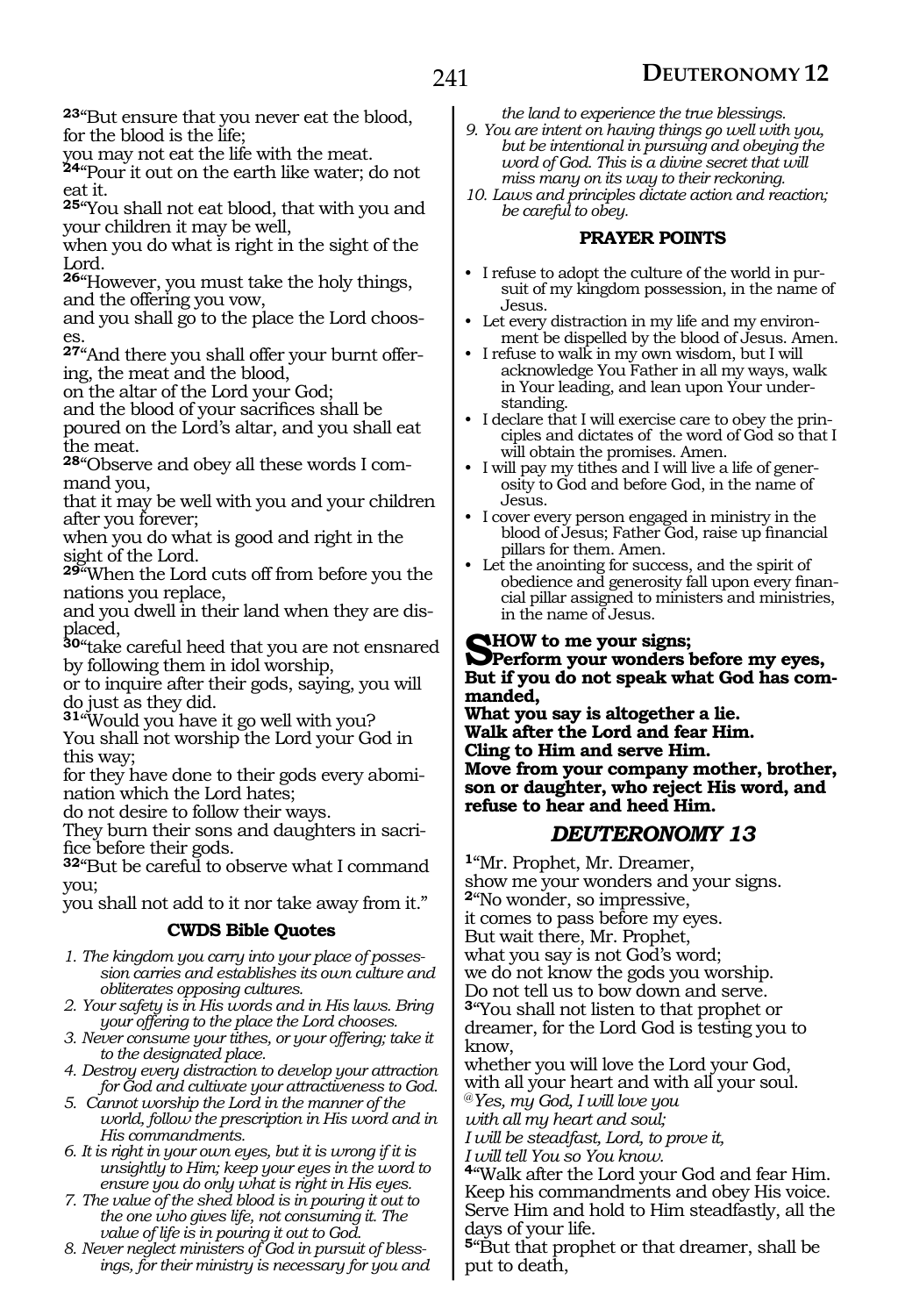**23**"But ensure that you never eat the blood, for the blood is the life;
you may not eat the life with the meat.
**24**"Pour it out on the earth like water; do not eat it.
**25**"You shall not eat blood, that with you and your children it may be well,
when you do what is right in the sight of the Lord.
**26**"However, you must take the holy things, and the offering you vow,
and you shall go to the place the Lord chooses.
**27**"And there you shall offer your burnt offering, the meat and the blood,
on the altar of the Lord your God;
and the blood of your sacrifices shall be poured on the Lord's altar, and you shall eat the meat.
**28**"Observe and obey all these words I command you,
that it may be well with you and your children after you forever;
when you do what is good and right in the sight of the Lord.
**29**"When the Lord cuts off from before you the nations you replace,
and you dwell in their land when they are displaced,
**30**"take careful heed that you are not ensnared by following them in idol worship,
or to inquire after their gods, saying, you will do just as they did.
**31**"Would you have it go well with you?
You shall not worship the Lord your God in this way;
for they have done to their gods every abomination which the Lord hates;
do not desire to follow their ways.
They burn their sons and daughters in sacrifice before their gods.
**32**"But be careful to observe what I command you;
you shall not add to it nor take away from it."

### CWDS Bible Quotes

1. *The kingdom you carry into your place of possession carries and establishes its own culture and obliterates opposing cultures.*
2. *Your safety is in His words and in His laws. Bring your offering to the place the Lord chooses.*
3. *Never consume your tithes, or your offering; take it to the designated place.*
4. *Destroy every distraction to develop your attraction for God and cultivate your attractiveness to God.*
5. *Cannot worship the Lord in the manner of the world, follow the prescription in His word and in His commandments.*
6. *It is right in your own eyes, but it is wrong if it is unsightly to Him; keep your eyes in the word to ensure you do only what is right in His eyes.*
7. *The value of the shed blood is in pouring it out to the one who gives life, not consuming it. The value of life is in pouring it out to God.*
8. *Never neglect ministers of God in pursuit of blessings, for their ministry is necessary for you and the land to experience the true blessings.*
9. *You are intent on having things go well with you, but be intentional in pursuing and obeying the word of God. This is a divine secret that will miss many on its way to their reckoning.*
10. *Laws and principles dictate action and reaction; be careful to obey.*

### PRAYER POINTS

- I refuse to adopt the culture of the world in pursuit of my kingdom possession, in the name of Jesus.
- Let every distraction in my life and my environment be dispelled by the blood of Jesus. Amen.
- I refuse to walk in my own wisdom, but I will acknowledge You Father in all my ways, walk in Your leading, and lean upon Your understanding.
- I declare that I will exercise care to obey the principles and dictates of the word of God so that I will obtain the promises. Amen.
- I will pay my tithes and I will live a life of generosity to God and before God, in the name of Jesus.
- I cover every person engaged in ministry in the blood of Jesus; Father God, raise up financial pillars for them. Amen.
- Let the anointing for success, and the spirit of obedience and generosity fall upon every financial pillar assigned to ministers and ministries, in the name of Jesus.

**SHOW to me your signs;
Perform your wonders before my eyes,
But if you do not speak what God has commanded,
What you say is altogether a lie.
Walk after the Lord and fear Him.
Cling to Him and serve Him.
Move from your company mother, brother, son or daughter, who reject His word, and refuse to hear and heed Him.**

## *DEUTERONOMY 13*

**1**"Mr. Prophet, Mr. Dreamer,
show me your wonders and your signs.
**2**"No wonder, so impressive,
it comes to pass before my eyes.
But wait there, Mr. Prophet,
what you say is not God's word;
we do not know the gods you worship.
Do not tell us to bow down and serve.
**3**"You shall not listen to that prophet or dreamer, for the Lord God is testing you to know,
whether you will love the Lord your God,
with all your heart and with all your soul.
*@Yes, my God, I will love you
with all my heart and soul;
I will be steadfast, Lord, to prove it,
I will tell You so You know.*
**4**"Walk after the Lord your God and fear Him.
Keep his commandments and obey His voice.
Serve Him and hold to Him steadfastly, all the days of your life.
**5**"But that prophet or that dreamer, shall be put to death,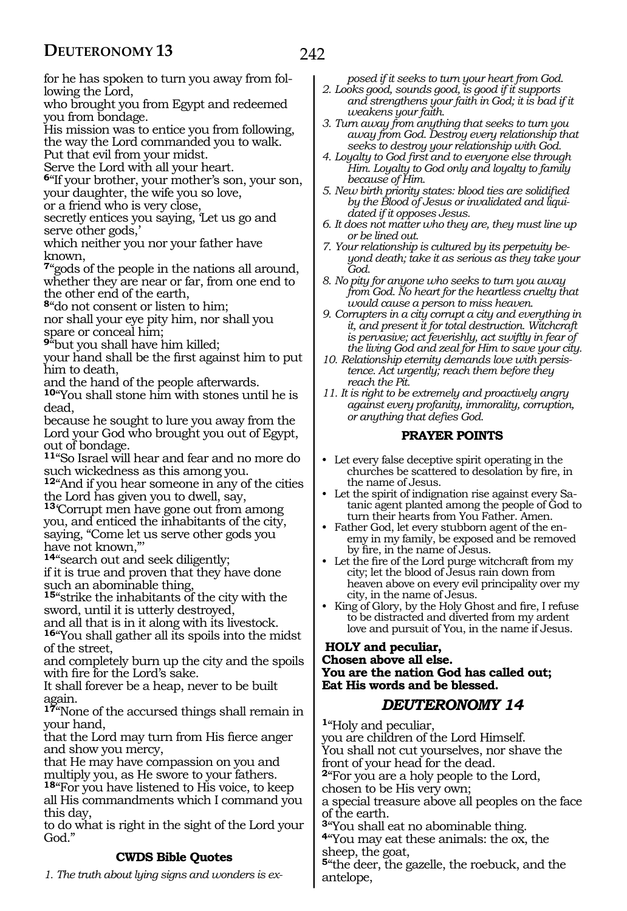for he has spoken to turn you away from following the Lord,
who brought you from Egypt and redeemed you from bondage.
His mission was to entice you from following, the way the Lord commanded you to walk.
Put that evil from your midst.
Serve the Lord with all your heart.
**6**"If your brother, your mother's son, your son, your daughter, the wife you so love,
or a friend who is very close,
secretly entices you saying, 'Let us go and serve other gods,'
which neither you nor your father have known,
**7**"gods of the people in the nations all around, whether they are near or far, from one end to the other end of the earth,
**8**"do not consent or listen to him;
nor shall your eye pity him, nor shall you spare or conceal him;
**9**"but you shall have him killed;
your hand shall be the first against him to put him to death,
and the hand of the people afterwards.
**10**"You shall stone him with stones until he is dead,
because he sought to lure you away from the Lord your God who brought you out of Egypt, out of bondage.
**11**"So Israel will hear and fear and no more do such wickedness as this among you.
**12**"And if you hear someone in any of the cities the Lord has given you to dwell, say,
**13**'Corrupt men have gone out from among you, and enticed the inhabitants of the city, saying, "Come let us serve other gods you have not known,"'
**14**"search out and seek diligently;
if it is true and proven that they have done such an abominable thing,
**15**"strike the inhabitants of the city with the sword, until it is utterly destroyed,
and all that is in it along with its livestock.
**16**"You shall gather all its spoils into the midst of the street,
and completely burn up the city and the spoils with fire for the Lord's sake.
It shall forever be a heap, never to be built again.
**17**"None of the accursed things shall remain in your hand,
that the Lord may turn from His fierce anger and show you mercy,
that He may have compassion on you and multiply you, as He swore to your fathers.
**18**"For you have listened to His voice, to keep all His commandments which I command you this day,
to do what is right in the sight of the Lord your God."

### CWDS Bible Quotes

*1. The truth about lying signs and wonders is exposed if it seeks to turn your heart from God.*
*2. Looks good, sounds good, is good if it supports and strengthens your faith in God; it is bad if it weakens your faith.*
*3. Turn away from anything that seeks to turn you away from God. Destroy every relationship that seeks to destroy your relationship with God.*
*4. Loyalty to God first and to everyone else through Him. Loyalty to God only and loyalty to family because of Him.*
*5. New birth priority states: blood ties are solidified by the Blood of Jesus or invalidated and liquidated if it opposes Jesus.*
*6. It does not matter who they are, they must line up or be lined out.*
*7. Your relationship is cultured by its perpetuity beyond death; take it as serious as they take your God.*
*8. No pity for anyone who seeks to turn you away from God. No heart for the heartless cruelty that would cause a person to miss heaven.*
*9. Corrupters in a city corrupt a city and everything in it, and present it for total destruction. Witchcraft is pervasive; act feverishly, act swiftly in fear of the living God and zeal for Him to save your city.*
*10. Relationship eternity demands love with persistence. Act urgently; reach them before they reach the Pit.*
*11. It is right to be extremely and proactively angry against every profanity, immorality, corruption, or anything that defies God.*

### PRAYER POINTS

- Let every false deceptive spirit operating in the churches be scattered to desolation by fire, in the name of Jesus.
- Let the spirit of indignation rise against every Satanic agent planted among the people of God to turn their hearts from You Father. Amen.
- Father God, let every stubborn agent of the enemy in my family, be exposed and be removed by fire, in the name of Jesus.
- Let the fire of the Lord purge witchcraft from my city; let the blood of Jesus rain down from heaven above on every evil principality over my city, in the name of Jesus.
- King of Glory, by the Holy Ghost and fire, I refuse to be distracted and diverted from my ardent love and pursuit of You, in the name if Jesus.

**HOLY and peculiar,**
**Chosen above all else.**
**You are the nation God has called out;**
**Eat His words and be blessed.**

## *DEUTERONOMY 14*

**1**"Holy and peculiar,
you are children of the Lord Himself.
You shall not cut yourselves, nor shave the front of your head for the dead.
**2**"For you are a holy people to the Lord,
chosen to be His very own;
a special treasure above all peoples on the face of the earth.
**3**"You shall eat no abominable thing.
**4**"You may eat these animals: the ox, the sheep, the goat,
**5**"the deer, the gazelle, the roebuck, and the antelope,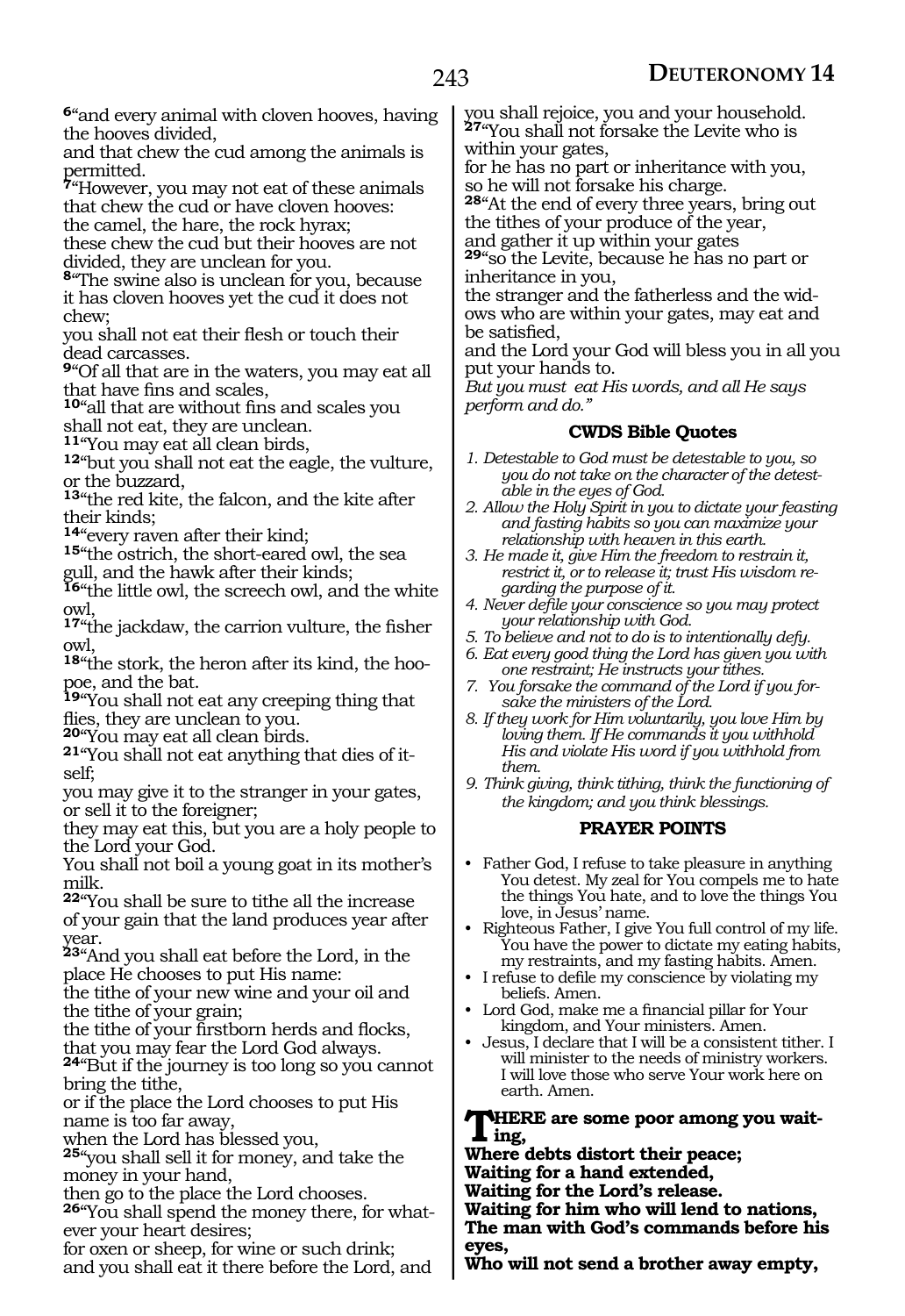⁶"and every animal with cloven hooves, having the hooves divided,
and that chew the cud among the animals is permitted.
⁷"However, you may not eat of these animals that chew the cud or have cloven hooves:
the camel, the hare, the rock hyrax;
these chew the cud but their hooves are not divided, they are unclean for you.
⁸"The swine also is unclean for you, because it has cloven hooves yet the cud it does not chew;
you shall not eat their flesh or touch their dead carcasses.
⁹"Of all that are in the waters, you may eat all that have fins and scales,
¹⁰"all that are without fins and scales you shall not eat, they are unclean.
¹¹"You may eat all clean birds,
¹²"but you shall not eat the eagle, the vulture, or the buzzard,
¹³"the red kite, the falcon, and the kite after their kinds;
¹⁴"every raven after their kind;
¹⁵"the ostrich, the short-eared owl, the sea gull, and the hawk after their kinds;
¹⁶"the little owl, the screech owl, and the white owl,
¹⁷"the jackdaw, the carrion vulture, the fisher owl,
¹⁸"the stork, the heron after its kind, the hoopoe, and the bat.
¹⁹"You shall not eat any creeping thing that flies, they are unclean to you.
²⁰"You may eat all clean birds.
²¹"You shall not eat anything that dies of itself;
you may give it to the stranger in your gates, or sell it to the foreigner;
they may eat this, but you are a holy people to the Lord your God.
You shall not boil a young goat in its mother's milk.
²²"You shall be sure to tithe all the increase of your gain that the land produces year after year.
²³"And you shall eat before the Lord, in the place He chooses to put His name:
the tithe of your new wine and your oil and the tithe of your grain;
the tithe of your firstborn herds and flocks, that you may fear the Lord God always.
²⁴"But if the journey is too long so you cannot bring the tithe,
or if the place the Lord chooses to put His name is too far away,
when the Lord has blessed you,
²⁵"you shall sell it for money, and take the money in your hand,
then go to the place the Lord chooses.
²⁶"You shall spend the money there, for whatever your heart desires;
for oxen or sheep, for wine or such drink;
and you shall eat it there before the Lord, and you shall rejoice, you and your household.
²⁷"You shall not forsake the Levite who is within your gates,
for he has no part or inheritance with you,
so he will not forsake his charge.
²⁸"At the end of every three years, bring out the tithes of your produce of the year,
and gather it up within your gates
²⁹"so the Levite, because he has no part or inheritance in you,
the stranger and the fatherless and the widows who are within your gates, may eat and be satisfied,
and the Lord your God will bless you in all you put your hands to.
*But you must eat His words, and all He says perform and do."*

### CWDS Bible Quotes

1. *Detestable to God must be detestable to you, so you do not take on the character of the detestable in the eyes of God.*
2. *Allow the Holy Spirit in you to dictate your feasting and fasting habits so you can maximize your relationship with heaven in this earth.*
3. *He made it, give Him the freedom to restrain it, restrict it, or to release it; trust His wisdom regarding the purpose of it.*
4. *Never defile your conscience so you may protect your relationship with God.*
5. *To believe and not to do is to intentionally defy.*
6. *Eat every good thing the Lord has given you with one restraint; He instructs your tithes.*
7. *You forsake the command of the Lord if you forsake the ministers of the Lord.*
8. *If they work for Him voluntarily, you love Him by loving them. If He commands it you withhold His and violate His word if you withhold from them.*
9. *Think giving, think tithing, think the functioning of the kingdom; and you think blessings.*

### PRAYER POINTS

- Father God, I refuse to take pleasure in anything You detest. My zeal for You compels me to hate the things You hate, and to love the things You love, in Jesus' name.
- Righteous Father, I give You full control of my life. You have the power to dictate my eating habits, my restraints, and my fasting habits. Amen.
- I refuse to defile my conscience by violating my beliefs. Amen.
- Lord God, make me a financial pillar for Your kingdom, and Your ministers. Amen.
- Jesus, I declare that I will be a consistent tither. I will minister to the needs of ministry workers. I will love those who serve Your work here on earth. Amen.

**THERE are some poor among you waiting,**
**Where debts distort their peace;**
**Waiting for a hand extended,**
**Waiting for the Lord's release.**
**Waiting for him who will lend to nations,**
**The man with God's commands before his eyes,**
**Who will not send a brother away empty,**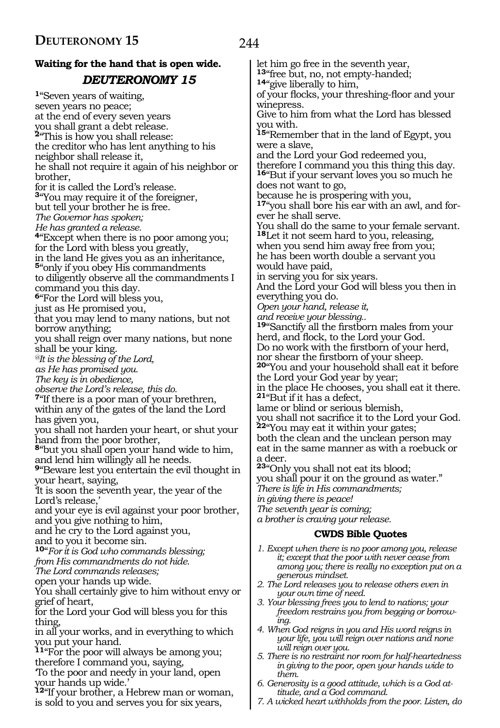**Waiting for the hand that is open wide.**

## *DEUTERONOMY 15*

**1**"Seven years of waiting,
seven years no peace;
at the end of every seven years
you shall grant a debt release.
**2**"This is how you shall release:
the creditor who has lent anything to his neighbor shall release it,
he shall not require it again of his neighbor or brother,
for it is called the Lord's release.
**3**"You may require it of the foreigner,
but tell your brother he is free.
*The Governor has spoken;*
*He has granted a release.*
**4**"Except when there is no poor among you;
for the Lord with bless you greatly,
in the land He gives you as an inheritance,
**5**"only if you obey His commandments
to diligently observe all the commandments I command you this day.
**6**"For the Lord will bless you,
just as He promised you,
that you may lend to many nations, but not borrow anything;
you shall reign over many nations, but none shall be your king.
*@It is the blessing of the Lord,*
*as He has promised you.*
*The key is in obedience,*
*observe the Lord's release, this do.*
**7**"If there is a poor man of your brethren,
within any of the gates of the land the Lord has given you,
you shall not harden your heart, or shut your hand from the poor brother,
**8**"but you shall open your hand wide to him,
and lend him willingly all he needs.
**9**"Beware lest you entertain the evil thought in your heart, saying,
'It is soon the seventh year, the year of the Lord's release,'
and your eye is evil against your poor brother,
and you give nothing to him,
and he cry to the Lord against you,
and to you it become sin.
**10**"*For it is God who commands blessing;*
*from His commandments do not hide.*
*The Lord commands releases;*
open your hands up wide.
You shall certainly give to him without envy or grief of heart,
for the Lord your God will bless you for this thing,
in all your works, and in everything to which you put your hand.
**11**"For the poor will always be among you;
therefore I command you, saying,
'To the poor and needy in your land, open your hands up wide.'
**12**"If your brother, a Hebrew man or woman,
is sold to you and serves you for six years,
let him go free in the seventh year,
**13**"free but, no, not empty-handed;
**14**"give liberally to him,
of your flocks, your threshing-floor and your winepress.
Give to him from what the Lord has blessed you with.
**15**"Remember that in the land of Egypt, you were a slave,
and the Lord your God redeemed you,
therefore I command you this thing this day.
**16**"But if your servant loves you so much he does not want to go,
because he is prospering with you,
**17**"you shall bore his ear with an awl, and forever he shall serve.
You shall do the same to your female servant.
**18**Let it not seem hard to you, releasing,
when you send him away free from you;
he has been worth double a servant you would have paid,
in serving you for six years.
And the Lord your God will bless you then in everything you do.
*Open your hand, release it,*
*and receive your blessing..*
**19**"Sanctify all the firstborn males from your herd, and flock, to the Lord your God.
Do no work with the firstborn of your herd,
nor shear the firstborn of your sheep.
**20**"You and your household shall eat it before the Lord your God year by year;
in the place He chooses, you shall eat it there.
**21**"But if it has a defect,
lame or blind or serious blemish,
you shall not sacrifice it to the Lord your God.
**22**"You may eat it within your gates;
both the clean and the unclean person may eat in the same manner as with a roebuck or a deer.
**23**"Only you shall not eat its blood;
you shall pour it on the ground as water."
*There is life in His commandments;*
*in giving there is peace!*
*The seventh year is coming;*
*a brother is craving your release.*

### CWDS Bible Quotes

1. *Except when there is no poor among you, release it; except that the poor with never cease from among you; there is really no exception put on a generous mindset.*
2. *The Lord releases you to release others even in your own time of need.*
3. *Your blessing frees you to lend to nations; your freedom restrains you from begging or borrowing.*
4. *When God reigns in you and His word reigns in your life, you will reign over nations and none will reign over you.*
5. *There is no restraint nor room for half-heartedness in giving to the poor, open your hands wide to them.*
6. *Generosity is a good attitude, which is a God attitude, and a God command.*
7. *A wicked heart withholds from the poor. Listen, do*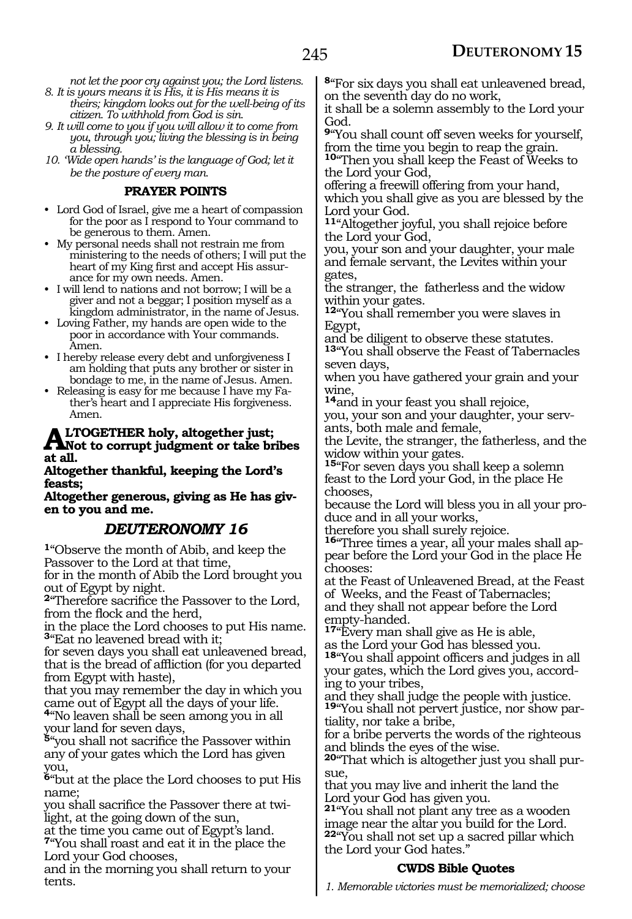*not let the poor cry against you; the Lord listens.*

8. *It is yours means it is His, it is His means it is theirs; kingdom looks out for the well-being of its citizen. To withhold from God is sin.*
9. *It will come to you if you will allow it to come from you, through you; living the blessing is in being a blessing.*
10. *'Wide open hands' is the language of God; let it be the posture of every man.*

**PRAYER POINTS**

- Lord God of Israel, give me a heart of compassion for the poor as I respond to Your command to be generous to them. Amen.
- My personal needs shall not restrain me from ministering to the needs of others; I will put the heart of my King first and accept His assurance for my own needs. Amen.
- I will lend to nations and not borrow; I will be a giver and not a beggar; I position myself as a kingdom administrator, in the name of Jesus.
- Loving Father, my hands are open wide to the poor in accordance with Your commands. Amen.
- I hereby release every debt and unforgiveness I am holding that puts any brother or sister in bondage to me, in the name of Jesus. Amen.
- Releasing is easy for me because I have my Father's heart and I appreciate His forgiveness. Amen.

**ALTOGETHER holy, altogether just;**
**Not to corrupt judgment or take bribes at all.**
**Altogether thankful, keeping the Lord's feasts;**
**Altogether generous, giving as He has given to you and me.**

## *DEUTERONOMY 16*

**1**"Observe the month of Abib, and keep the Passover to the Lord at that time,
for in the month of Abib the Lord brought you out of Egypt by night.
**2**"Therefore sacrifice the Passover to the Lord, from the flock and the herd,
in the place the Lord chooses to put His name.
**3**"Eat no leavened bread with it;
for seven days you shall eat unleavened bread, that is the bread of affliction (for you departed from Egypt with haste),
that you may remember the day in which you came out of Egypt all the days of your life.
**4**"No leaven shall be seen among you in all your land for seven days,
**5**"you shall not sacrifice the Passover within any of your gates which the Lord has given you,
**6**"but at the place the Lord chooses to put His name;
you shall sacrifice the Passover there at twilight, at the going down of the sun,
at the time you came out of Egypt's land.
**7**"You shall roast and eat it in the place the Lord your God chooses,
and in the morning you shall return to your tents.
**8**"For six days you shall eat unleavened bread, on the seventh day do no work,
it shall be a solemn assembly to the Lord your God.
**9**"You shall count off seven weeks for yourself, from the time you begin to reap the grain.
**10**"Then you shall keep the Feast of Weeks to the Lord your God,
offering a freewill offering from your hand, which you shall give as you are blessed by the Lord your God.
**11**"Altogether joyful, you shall rejoice before the Lord your God,
you, your son and your daughter, your male and female servant, the Levites within your gates,
the stranger, the fatherless and the widow within your gates.
**12**"You shall remember you were slaves in Egypt,
and be diligent to observe these statutes.
**13**"You shall observe the Feast of Tabernacles seven days,
when you have gathered your grain and your wine,
**14**and in your feast you shall rejoice,
you, your son and your daughter, your servants, both male and female,
the Levite, the stranger, the fatherless, and the widow within your gates.
**15**"For seven days you shall keep a solemn feast to the Lord your God, in the place He chooses,
because the Lord will bless you in all your produce and in all your works,
therefore you shall surely rejoice.
**16**"Three times a year, all your males shall appear before the Lord your God in the place He chooses:
at the Feast of Unleavened Bread, at the Feast of Weeks, and the Feast of Tabernacles;
and they shall not appear before the Lord empty-handed.
**17**"Every man shall give as He is able,
as the Lord your God has blessed you.
**18**"You shall appoint officers and judges in all your gates, which the Lord gives you, according to your tribes,
and they shall judge the people with justice.
**19**"You shall not pervert justice, nor show partiality, nor take a bribe,
for a bribe perverts the words of the righteous and blinds the eyes of the wise.
**20**"That which is altogether just you shall pursue,
that you may live and inherit the land the Lord your God has given you.
**21**"You shall not plant any tree as a wooden image near the altar you build for the Lord.
**22**"You shall not set up a sacred pillar which the Lord your God hates."

**CWDS Bible Quotes**

1. *Memorable victories must be memorialized; choose*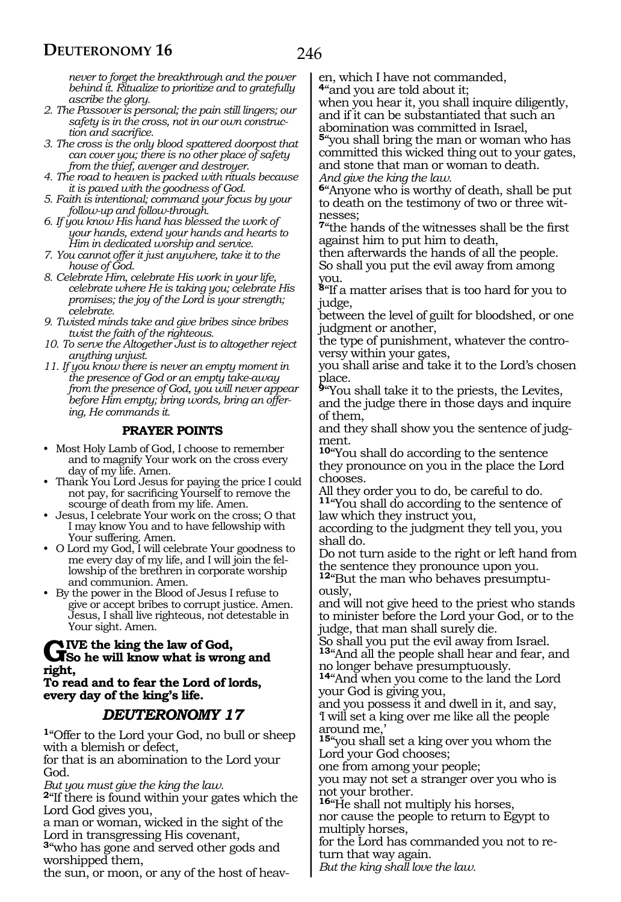*never to forget the breakthrough and the power behind it. Ritualize to prioritize and to gratefully ascribe the glory.*

2. *The Passover is personal; the pain still lingers; our safety is in the cross, not in our own construction and sacrifice.*
3. *The cross is the only blood spattered doorpost that can cover you; there is no other place of safety from the thief, avenger and destroyer.*
4. *The road to heaven is packed with rituals because it is paved with the goodness of God.*
5. *Faith is intentional; command your focus by your follow-up and follow-through.*
6. *If you know His hand has blessed the work of your hands, extend your hands and hearts to Him in dedicated worship and service.*
7. *You cannot offer it just anywhere, take it to the house of God.*
8. *Celebrate Him, celebrate His work in your life, celebrate where He is taking you; celebrate His promises; the joy of the Lord is your strength; celebrate.*
9. *Twisted minds take and give bribes since bribes twist the faith of the righteous.*
10. *To serve the Altogether Just is to altogether reject anything unjust.*
11. *If you know there is never an empty moment in the presence of God or an empty take-away from the presence of God, you will never appear before Him empty; bring words, bring an offering, He commands it.*

### PRAYER POINTS

- Most Holy Lamb of God, I choose to remember and to magnify Your work on the cross every day of my life. Amen.
- Thank You Lord Jesus for paying the price I could not pay, for sacrificing Yourself to remove the scourge of death from my life. Amen.
- Jesus, I celebrate Your work on the cross; O that I may know You and to have fellowship with Your suffering. Amen.
- O Lord my God, I will celebrate Your goodness to me every day of my life, and I will join the fellowship of the brethren in corporate worship and communion. Amen.
- By the power in the Blood of Jesus I refuse to give or accept bribes to corrupt justice. Amen. Jesus, I shall live righteous, not detestable in Your sight. Amen.

**GIVE the king the law of God,**
**So he will know what is wrong and right,**
**To read and to fear the Lord of lords, every day of the king's life.**

## *DEUTERONOMY 17*

**1**"Offer to the Lord your God, no bull or sheep with a blemish or defect,
for that is an abomination to the Lord your God.
*But you must give the king the law.*
**2**"If there is found within your gates which the Lord God gives you,
a man or woman, wicked in the sight of the Lord in transgressing His covenant,
**3**"who has gone and served other gods and worshipped them,
the sun, or moon, or any of the host of heaven, which I have not commanded,
**4**"and you are told about it;
when you hear it, you shall inquire diligently, and if it can be substantiated that such an abomination was committed in Israel,
**5**"you shall bring the man or woman who has committed this wicked thing out to your gates, and stone that man or woman to death.
*And give the king the law.*
**6**"Anyone who is worthy of death, shall be put to death on the testimony of two or three witnesses;
**7**"the hands of the witnesses shall be the first against him to put him to death,
then afterwards the hands of all the people.
So shall you put the evil away from among you.
**8**"If a matter arises that is too hard for you to judge,
between the level of guilt for bloodshed, or one judgment or another,
the type of punishment, whatever the controversy within your gates,
you shall arise and take it to the Lord's chosen place.
**9**"You shall take it to the priests, the Levites, and the judge there in those days and inquire of them,
and they shall show you the sentence of judgment.
**10**"You shall do according to the sentence they pronounce on you in the place the Lord chooses.
All they order you to do, be careful to do.
**11**"You shall do according to the sentence of law which they instruct you,
according to the judgment they tell you, you shall do.
Do not turn aside to the right or left hand from the sentence they pronounce upon you.
**12**"But the man who behaves presumptuously,
and will not give heed to the priest who stands to minister before the Lord your God, or to the judge, that man shall surely die.
So shall you put the evil away from Israel.
**13**"And all the people shall hear and fear, and no longer behave presumptuously.
**14**"And when you come to the land the Lord your God is giving you,
and you possess it and dwell in it, and say,
'I will set a king over me like all the people around me,'
**15**"you shall set a king over you whom the Lord your God chooses;
one from among your people;
you may not set a stranger over you who is not your brother.
**16**"He shall not multiply his horses,
nor cause the people to return to Egypt to multiply horses,
for the Lord has commanded you not to return that way again.
*But the king shall love the law.*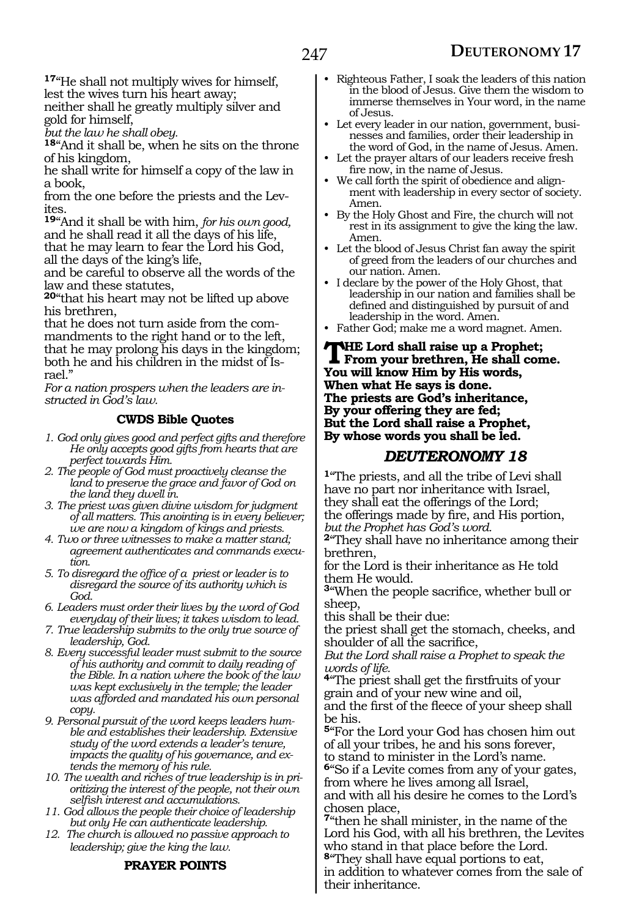[17]"He shall not multiply wives for himself,
lest the wives turn his heart away;
neither shall he greatly multiply silver and gold for himself,
*but the law he shall obey.*
[18]"And it shall be, when he sits on the throne of his kingdom,
he shall write for himself a copy of the law in a book,
from the one before the priests and the Levites.
[19]"And it shall be with him, *for his own good,*
and he shall read it all the days of his life,
that he may learn to fear the Lord his God,
all the days of the king's life,
and be careful to observe all the words of the law and these statutes,
[20]"that his heart may not be lifted up above his brethren,
that he does not turn aside from the commandments to the right hand or to the left,
that he may prolong his days in the kingdom;
both he and his children in the midst of Israel."
*For a nation prospers when the leaders are instructed in God's law.*

### CWDS Bible Quotes

1. *God only gives good and perfect gifts and therefore He only accepts good gifts from hearts that are perfect towards Him.*
2. *The people of God must proactively cleanse the land to preserve the grace and favor of God on the land they dwell in.*
3. *The priest was given divine wisdom for judgment of all matters. This anointing is in every believer; we are now a kingdom of kings and priests.*
4. *Two or three witnesses to make a matter stand; agreement authenticates and commands execution.*
5. *To disregard the office of a priest or leader is to disregard the source of its authority which is God.*
6. *Leaders must order their lives by the word of God everyday of their lives; it takes wisdom to lead.*
7. *True leadership submits to the only true source of leadership, God.*
8. *Every successful leader must submit to the source of his authority and commit to daily reading of the Bible. In a nation where the book of the law was kept exclusively in the temple; the leader was afforded and mandated his own personal copy.*
9. *Personal pursuit of the word keeps leaders humble and establishes their leadership. Extensive study of the word extends a leader's tenure, impacts the quality of his governance, and extends the memory of his rule.*
10. *The wealth and riches of true leadership is in prioritizing the interest of the people, not their own selfish interest and accumulations.*
11. *God allows the people their choice of leadership but only He can authenticate leadership.*
12. *The church is allowed no passive approach to leadership; give the king the law.*

### PRAYER POINTS

- Righteous Father, I soak the leaders of this nation in the blood of Jesus. Give them the wisdom to immerse themselves in Your word, in the name of Jesus.
- Let every leader in our nation, government, businesses and families, order their leadership in the word of God, in the name of Jesus. Amen.
- Let the prayer altars of our leaders receive fresh fire now, in the name of Jesus.
- We call forth the spirit of obedience and alignment with leadership in every sector of society. Amen.
- By the Holy Ghost and Fire, the church will not rest in its assignment to give the king the law. Amen.
- Let the blood of Jesus Christ fan away the spirit of greed from the leaders of our churches and our nation. Amen.
- I declare by the power of the Holy Ghost, that leadership in our nation and families shall be defined and distinguished by pursuit of and leadership in the word. Amen.
- Father God; make me a word magnet. Amen.

**THE Lord shall raise up a Prophet;**
**From your brethren, He shall come.**
**You will know Him by His words,**
**When what He says is done.**
**The priests are God's inheritance,**
**By your offering they are fed;**
**But the Lord shall raise a Prophet,**
**By whose words you shall be led.**

## *DEUTERONOMY 18*

[1]"The priests, and all the tribe of Levi shall have no part nor inheritance with Israel,
they shall eat the offerings of the Lord;
the offerings made by fire, and His portion,
*but the Prophet has God's word.*
[2]"They shall have no inheritance among their brethren,
for the Lord is their inheritance as He told them He would.
[3]"When the people sacrifice, whether bull or sheep,
this shall be their due:
the priest shall get the stomach, cheeks, and shoulder of all the sacrifice,
*But the Lord shall raise a Prophet to speak the words of life.*
[4]"The priest shall get the firstfruits of your grain and of your new wine and oil,
and the first of the fleece of your sheep shall be his.
[5]"For the Lord your God has chosen him out of all your tribes, he and his sons forever,
to stand to minister in the Lord's name.
[6]"So if a Levite comes from any of your gates,
from where he lives among all Israel,
and with all his desire he comes to the Lord's chosen place,
[7]"then he shall minister, in the name of the Lord his God, with all his brethren, the Levites who stand in that place before the Lord.
[8]"They shall have equal portions to eat,
in addition to whatever comes from the sale of their inheritance.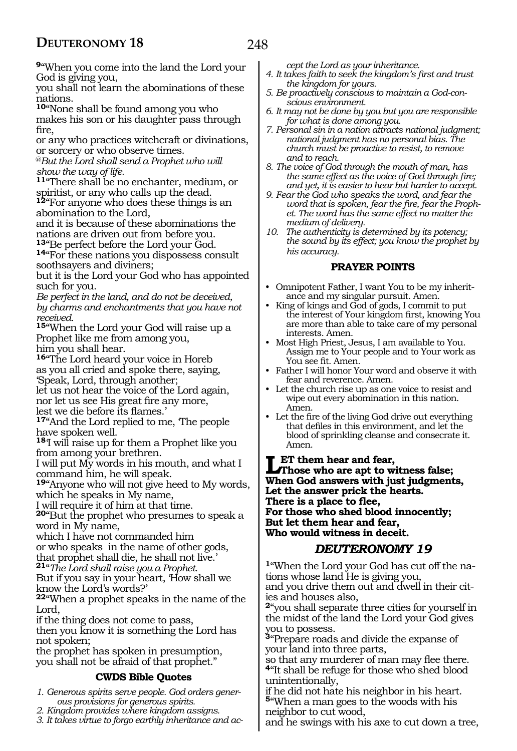**9**"When you come into the land the Lord your God is giving you,
you shall not learn the abominations of these nations.
**10**"None shall be found among you who makes his son or his daughter pass through fire,
or any who practices witchcraft or divinations, or sorcery or who observe times.
*@But the Lord shall send a Prophet who will show the way of life.*
**11**"There shall be no enchanter, medium, or spiritist, or any who calls up the dead.
**12**"For anyone who does these things is an abomination to the Lord,
and it is because of these abominations the nations are driven out from before you.
**13**"Be perfect before the Lord your God.
**14**"For these nations you dispossess consult soothsayers and diviners;
but it is the Lord your God who has appointed such for you.
*Be perfect in the land, and do not be deceived, by charms and enchantments that you have not received.*
**15**"When the Lord your God will raise up a Prophet like me from among you,
him you shall hear.
**16**"The Lord heard your voice in Horeb
as you all cried and spoke there, saying,
'Speak, Lord, through another;
let us not hear the voice of the Lord again,
nor let us see His great fire any more,
lest we die before its flames.'
**17**"And the Lord replied to me, 'The people have spoken well.
**18**'I will raise up for them a Prophet like you from among your brethren.
I will put My words in his mouth, and what I command him, he will speak.
**19**"Anyone who will not give heed to My words, which he speaks in My name,
I will require it of him at that time.
**20**"But the prophet who presumes to speak a word in My name,
which I have not commanded him
or who speaks in the name of other gods,
that prophet shall die, he shall not live.'
**21**"*The Lord shall raise you a Prophet.*
But if you say in your heart, 'How shall we know the Lord's words?'
**22**"When a prophet speaks in the name of the Lord,
if the thing does not come to pass,
then you know it is something the Lord has not spoken;
the prophet has spoken in presumption,
you shall not be afraid of that prophet."

### CWDS Bible Quotes

1. *Generous spirits serve people. God orders generous provisions for generous spirits.*
2. *Kingdom provides where kingdom assigns.*
3. *It takes virtue to forgo earthly inheritance and accept the Lord as your inheritance.*
4. *It takes faith to seek the kingdom's first and trust the kingdom for yours.*
5. *Be proactively conscious to maintain a God-conscious environment.*
6. *It may not be done by you but you are responsible for what is done among you.*
7. *Personal sin in a nation attracts national judgment; national judgment has no personal bias. The church must be proactive to resist, to remove and to reach.*
8. *The voice of God through the mouth of man, has the same effect as the voice of God through fire; and yet, it is easier to hear but harder to accept.*
9. *Fear the God who speaks the word, and fear the word that is spoken, fear the fire, fear the Prophet. The word has the same effect no matter the medium of delivery.*
10. *The authenticity is determined by its potency; the sound by its effect; you know the prophet by his accuracy.*

### PRAYER POINTS

- Omnipotent Father, I want You to be my inheritance and my singular pursuit. Amen.
- King of kings and God of gods, I commit to put the interest of Your kingdom first, knowing You are more than able to take care of my personal interests. Amen.
- Most High Priest, Jesus, I am available to You. Assign me to Your people and to Your work as You see fit. Amen.
- Father I will honor Your word and observe it with fear and reverence. Amen.
- Let the church rise up as one voice to resist and wipe out every abomination in this nation. Amen.
- Let the fire of the living God drive out everything that defiles in this environment, and let the blood of sprinkling cleanse and consecrate it. Amen.

**LET them hear and fear,**
**Those who are apt to witness false;**
**When God answers with just judgments,**
**Let the answer prick the hearts.**
**There is a place to flee,**
**For those who shed blood innocently;**
**But let them hear and fear,**
**Who would witness in deceit.**

## *DEUTERONOMY 19*

**1**"When the Lord your God has cut off the nations whose land He is giving you,
and you drive them out and dwell in their cities and houses also,
**2**"you shall separate three cities for yourself in the midst of the land the Lord your God gives you to possess.
**3**"Prepare roads and divide the expanse of your land into three parts,
so that any murderer of man may flee there.
**4**"It shall be refuge for those who shed blood unintentionally,
if he did not hate his neighbor in his heart.
**5**"When a man goes to the woods with his neighbor to cut wood,
and he swings with his axe to cut down a tree,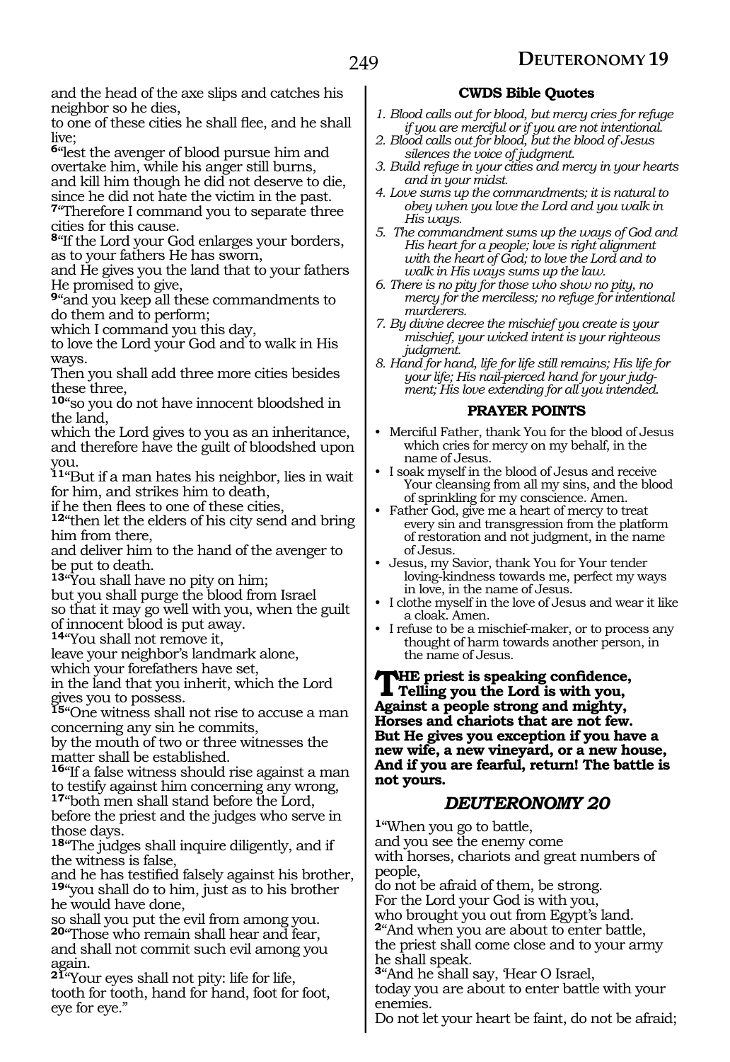and the head of the axe slips and catches his neighbor so he dies,
to one of these cities he shall flee, and he shall live;
6"lest the avenger of blood pursue him and overtake him, while his anger still burns,
and kill him though he did not deserve to die,
since he did not hate the victim in the past.
7"Therefore I command you to separate three cities for this cause.
8"If the Lord your God enlarges your borders,
as to your fathers He has sworn,
and He gives you the land that to your fathers He promised to give,
9"and you keep all these commandments to do them and to perform;
which I command you this day,
to love the Lord your God and to walk in His ways.
Then you shall add three more cities besides these three,
10"so you do not have innocent bloodshed in the land,
which the Lord gives to you as an inheritance,
and therefore have the guilt of bloodshed upon you.
11"But if a man hates his neighbor, lies in wait for him, and strikes him to death,
if he then flees to one of these cities,
12"then let the elders of his city send and bring him from there,
and deliver him to the hand of the avenger to be put to death.
13"You shall have no pity on him;
but you shall purge the blood from Israel
so that it may go well with you, when the guilt of innocent blood is put away.
14"You shall not remove it,
leave your neighbor's landmark alone,
which your forefathers have set,
in the land that you inherit, which the Lord gives you to possess.
15"One witness shall not rise to accuse a man concerning any sin he commits,
by the mouth of two or three witnesses the matter shall be established.
16"If a false witness should rise against a man to testify against him concerning any wrong,
17"both men shall stand before the Lord,
before the priest and the judges who serve in those days.
18"The judges shall inquire diligently, and if the witness is false,
and he has testified falsely against his brother,
19"you shall do to him, just as to his brother he would have done,
so shall you put the evil from among you.
20"Those who remain shall hear and fear,
and shall not commit such evil among you again.
21"Your eyes shall not pity: life for life,
tooth for tooth, hand for hand, foot for foot,
eye for eye."

### CWDS Bible Quotes

1. *Blood calls out for blood, but mercy cries for refuge if you are merciful or if you are not intentional.*
2. *Blood calls out for blood, but the blood of Jesus silences the voice of judgment.*
3. *Build refuge in your cities and mercy in your hearts and in your midst.*
4. *Love sums up the commandments; it is natural to obey when you love the Lord and you walk in His ways.*
5. *The commandment sums up the ways of God and His heart for a people; love is right alignment with the heart of God; to love the Lord and to walk in His ways sums up the law.*
6. *There is no pity for those who show no pity, no mercy for the merciless; no refuge for intentional murderers.*
7. *By divine decree the mischief you create is your mischief, your wicked intent is your righteous judgment.*
8. *Hand for hand, life for life still remains; His life for your life; His nail-pierced hand for your judgment; His love extending for all you intended.*

### PRAYER POINTS

- Merciful Father, thank You for the blood of Jesus which cries for mercy on my behalf, in the name of Jesus.
- I soak myself in the blood of Jesus and receive Your cleansing from all my sins, and the blood of sprinkling for my conscience. Amen.
- Father God, give me a heart of mercy to treat every sin and transgression from the platform of restoration and not judgment, in the name of Jesus.
- Jesus, my Savior, thank You for Your tender loving-kindness towards me, perfect my ways in love, in the name of Jesus.
- I clothe myself in the love of Jesus and wear it like a cloak. Amen.
- I refuse to be a mischief-maker, or to process any thought of harm towards another person, in the name of Jesus.

**THE priest is speaking confidence,
Telling you the Lord is with you,
Against a people strong and mighty,
Horses and chariots that are not few.
But He gives you exception if you have a new wife, a new vineyard, or a new house,
And if you are fearful, return! The battle is not yours.**

## *DEUTERONOMY 20*

1"When you go to battle,
and you see the enemy come
with horses, chariots and great numbers of people,
do not be afraid of them, be strong.
For the Lord your God is with you,
who brought you out from Egypt's land.
2"And when you are about to enter battle,
the priest shall come close and to your army he shall speak.
3"And he shall say, 'Hear O Israel,
today you are about to enter battle with your enemies.
Do not let your heart be faint, do not be afraid;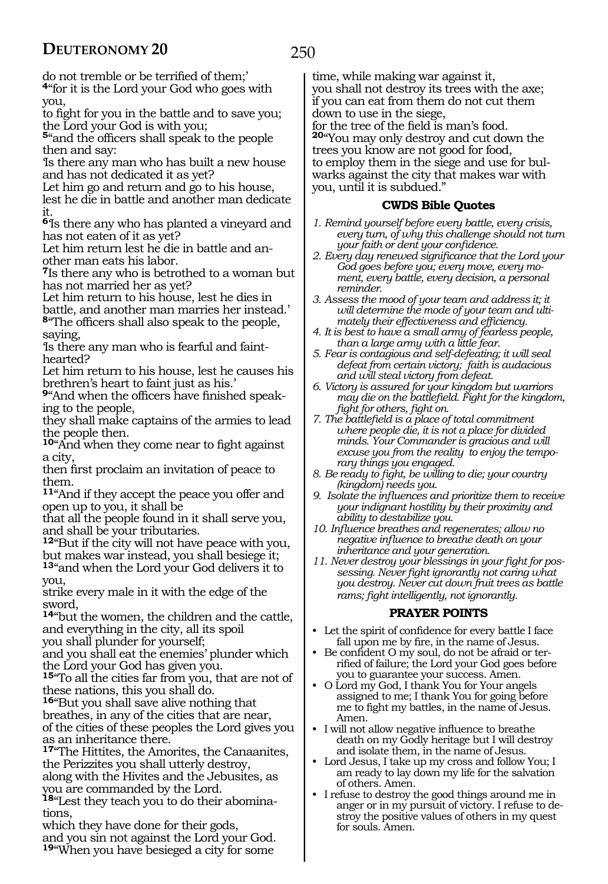do not tremble or be terrified of them;'

**4**"for it is the Lord your God who goes with you,
to fight for you in the battle and to save you;
the Lord your God is with you;

**5**"and the officers shall speak to the people then and say:
'Is there any man who has built a new house and has not dedicated it as yet?
Let him go and return and go to his house, lest he die in battle and another man dedicate it.

**6**'Is there any who has planted a vineyard and has not eaten of it as yet?
Let him return lest he die in battle and another man eats his labor.

**7**Is there any who is betrothed to a woman but has not married her as yet?
Let him return to his house, lest he dies in battle, and another man marries her instead.'

**8**"The officers shall also speak to the people, saying,
'Is there any man who is fearful and fainthearted?
Let him return to his house, lest he causes his brethren's heart to faint just as his.'

**9**"And when the officers have finished speaking to the people,
they shall make captains of the armies to lead the people then.

**10**"And when they come near to fight against a city,
then first proclaim an invitation of peace to them.

**11**"And if they accept the peace you offer and open up to you, it shall be
that all the people found in it shall serve you, and shall be your tributaries.

**12**"But if the city will not have peace with you, but makes war instead, you shall besiege it;

**13**"and when the Lord your God delivers it to you,
strike every male in it with the edge of the sword,

**14**"but the women, the children and the cattle, and everything in the city, all its spoil
you shall plunder for yourself;
and you shall eat the enemies' plunder which the Lord your God has given you.

**15**"To all the cities far from you, that are not of these nations, this you shall do.

**16**"But you shall save alive nothing that breathes, in any of the cities that are near,
of the cities of these peoples the Lord gives you as an inheritance there.

**17**"The Hittites, the Amorites, the Canaanites, the Perizzites you shall utterly destroy,
along with the Hivites and the Jebusites, as you are commanded by the Lord.

**18**"Lest they teach you to do their abominations,
which they have done for their gods,
and you sin not against the Lord your God.

**19**"When you have besieged a city for some time, while making war against it,
you shall not destroy its trees with the axe;
if you can eat from them do not cut them down to use in the siege,
for the tree of the field is man's food.

**20**"You may only destroy and cut down the trees you know are not good for food,
to employ them in the siege and use for bulwarks against the city that makes war with you, until it is subdued."

### CWDS Bible Quotes

1. *Remind yourself before every battle, every crisis, every turn, of why this challenge should not turn your faith or dent your confidence.*
2. *Every day renewed significance that the Lord your God goes before you; every move, every moment, every battle, every decision, a personal reminder.*
3. *Assess the mood of your team and address it; it will determine the mode of your team and ultimately their effectiveness and efficiency.*
4. *It is best to have a small army of fearless people, than a large army with a little fear.*
5. *Fear is contagious and self-defeating; it will seal defeat from certain victory; faith is audacious and will steal victory from defeat.*
6. *Victory is assured for your kingdom but warriors may die on the battlefield. Fight for the kingdom, fight for others, fight on.*
7. *The battlefield is a place of total commitment where people die, it is not a place for divided minds. Your Commander is gracious and will excuse you from the reality to enjoy the temporary things you engaged.*
8. *Be ready to fight, be willing to die; your country (kingdom) needs you.*
9. *Isolate the influences and prioritize them to receive your indignant hostility by their proximity and ability to destabilize you.*
10. *Influence breathes and regenerates; allow no negative influence to breathe death on your inheritance and your generation.*
11. *Never destroy your blessings in your fight for possessing. Never fight ignorantly not caring what you destroy. Never cut down fruit trees as battle rams; fight intelligently, not ignorantly.*

### PRAYER POINTS

- Let the spirit of confidence for every battle I face fall upon me by fire, in the name of Jesus.
- Be confident O my soul, do not be afraid or terrified of failure; the Lord your God goes before you to guarantee your success. Amen.
- O Lord my God, I thank You for Your angels assigned to me; I thank You for going before me to fight my battles, in the name of Jesus. Amen.
- I will not allow negative influence to breathe death on my Godly heritage but I will destroy and isolate them, in the name of Jesus.
- Lord Jesus, I take up my cross and follow You; I am ready to lay down my life for the salvation of others. Amen.
- I refuse to destroy the good things around me in anger or in my pursuit of victory. I refuse to destroy the positive values of others in my quest for souls. Amen.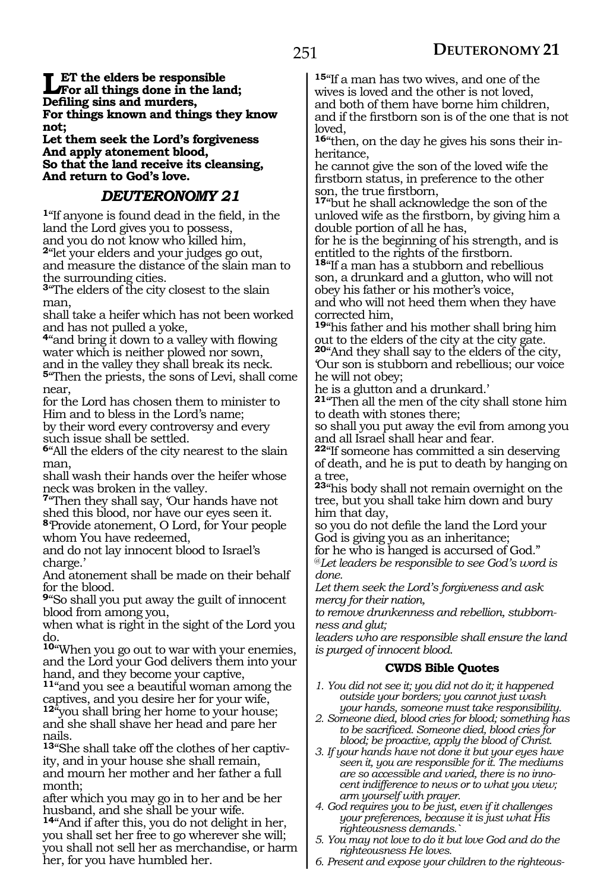**LET the elders be responsible**
**For all things done in the land;**
**Defiling sins and murders,**
**For things known and things they know not;**
**Let them seek the Lord's forgiveness**
**And apply atonement blood,**
**So that the land receive its cleansing,**
**And return to God's love.**

## *DEUTERONOMY 21*

[1]"If anyone is found dead in the field, in the land the Lord gives you to possess,
and you do not know who killed him,
[2]"let your elders and your judges go out,
and measure the distance of the slain man to the surrounding cities.
[3]"The elders of the city closest to the slain man,
shall take a heifer which has not been worked and has not pulled a yoke,
[4]"and bring it down to a valley with flowing water which is neither plowed nor sown,
and in the valley they shall break its neck.
[5]"Then the priests, the sons of Levi, shall come near,
for the Lord has chosen them to minister to Him and to bless in the Lord's name;
by their word every controversy and every such issue shall be settled.
[6]"All the elders of the city nearest to the slain man,
shall wash their hands over the heifer whose neck was broken in the valley.
[7]"Then they shall say, 'Our hands have not shed this blood, nor have our eyes seen it.
[8]'Provide atonement, O Lord, for Your people whom You have redeemed,
and do not lay innocent blood to Israel's charge.'
And atonement shall be made on their behalf for the blood.
[9]"So shall you put away the guilt of innocent blood from among you,
when what is right in the sight of the Lord you do.
[10]"When you go out to war with your enemies, and the Lord your God delivers them into your hand, and they become your captive,
[11]"and you see a beautiful woman among the captives, and you desire her for your wife,
[12]"you shall bring her home to your house; and she shall shave her head and pare her nails.
[13]"She shall take off the clothes of her captivity, and in your house she shall remain,
and mourn her mother and her father a full month;
after which you may go in to her and be her husband, and she shall be your wife.
[14]"And if after this, you do not delight in her, you shall set her free to go wherever she will;
you shall not sell her as merchandise, or harm her, for you have humbled her.
[15]"If a man has two wives, and one of the wives is loved and the other is not loved,
and both of them have borne him children,
and if the firstborn son is of the one that is not loved,
[16]"then, on the day he gives his sons their inheritance,
he cannot give the son of the loved wife the firstborn status, in preference to the other son, the true firstborn,
[17]"but he shall acknowledge the son of the unloved wife as the firstborn, by giving him a double portion of all he has,
for he is the beginning of his strength, and is entitled to the rights of the firstborn.
[18]"If a man has a stubborn and rebellious son, a drunkard and a glutton, who will not obey his father or his mother's voice,
and who will not heed them when they have corrected him,
[19]"his father and his mother shall bring him out to the elders of the city at the city gate.
[20]"And they shall say to the elders of the city, 'Our son is stubborn and rebellious; our voice he will not obey;
he is a glutton and a drunkard.'
[21]"Then all the men of the city shall stone him to death with stones there;
so shall you put away the evil from among you and all Israel shall hear and fear.
[22]"If someone has committed a sin deserving of death, and he is put to death by hanging on a tree,
[23]"his body shall not remain overnight on the tree, but you shall take him down and bury him that day,
so you do not defile the land the Lord your God is giving you as an inheritance;
for he who is hanged is accursed of God."

*@Let leaders be responsible to see God's word is done.*
*Let them seek the Lord's forgiveness and ask mercy for their nation,*
*to remove drunkenness and rebellion, stubbornness and glut;*
*leaders who are responsible shall ensure the land is purged of innocent blood.*

### CWDS Bible Quotes

1. *You did not see it; you did not do it; it happened outside your borders; you cannot just wash your hands, someone must take responsibility.*
2. *Someone died, blood cries for blood; something has to be sacrificed. Someone died, blood cries for blood; be proactive, apply the blood of Christ.*
3. *If your hands have not done it but your eyes have seen it, you are responsible for it. The mediums are so accessible and varied, there is no innocent indifference to news or to what you view; arm yourself with prayer.*
4. *God requires you to be just, even if it challenges your preferences, because it is just what His righteousness demands.`*
5. *You may not love to do it but love God and do the righteousness He loves.*
6. *Present and expose your children to the righteous-*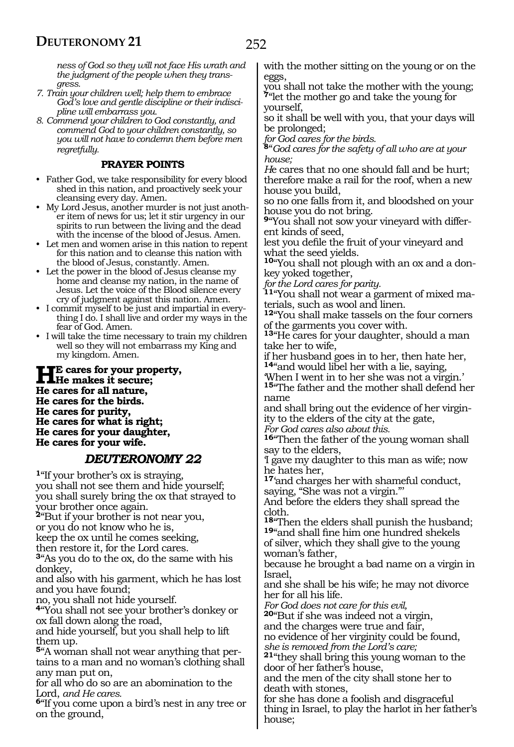*ness of God so they will not face His wrath and the judgment of the people when they transgress.*

7. *Train your children well; help them to embrace God's love and gentle discipline or their indiscipline will embarrass you.*
8. *Commend your children to God constantly, and commend God to your children constantly, so you will not have to condemn them before men regretfully.*

**PRAYER POINTS**

- Father God, we take responsibility for every blood shed in this nation, and proactively seek your cleansing every day. Amen.
- My Lord Jesus, another murder is not just another item of news for us; let it stir urgency in our spirits to run between the living and the dead with the incense of the blood of Jesus. Amen.
- Let men and women arise in this nation to repent for this nation and to cleanse this nation with the blood of Jesus, constantly. Amen.
- Let the power in the blood of Jesus cleanse my home and cleanse my nation, in the name of Jesus. Let the voice of the Blood silence every cry of judgment against this nation. Amen.
- I commit myself to be just and impartial in everything I do. I shall live and order my ways in the fear of God. Amen.
- I will take the time necessary to train my children well so they will not embarrass my King and my kingdom. Amen.

**HE cares for your property,**
**He makes it secure;**
**He cares for all nature,**
**He cares for the birds.**
**He cares for purity,**
**He cares for what is right;**
**He cares for your daughter,**
**He cares for your wife.**

## *DEUTERONOMY 22*

**1**"If your brother's ox is straying,
you shall not see them and hide yourself;
you shall surely bring the ox that strayed to your brother once again.
**2**"But if your brother is not near you,
or you do not know who he is,
keep the ox until he comes seeking,
then restore it, for the Lord cares.
**3**"As you do to the ox, do the same with his donkey,
and also with his garment, which he has lost and you have found;
no, you shall not hide yourself.
**4**"You shall not see your brother's donkey or ox fall down along the road,
and hide yourself, but you shall help to lift them up.
**5**"A woman shall not wear anything that pertains to a man and no woman's clothing shall any man put on,
for all who do so are an abomination to the Lord, *and He cares.*
**6**"If you come upon a bird's nest in any tree or on the ground,
with the mother sitting on the young or on the eggs,
you shall not take the mother with the young;
**7**"let the mother go and take the young for yourself,
so it shall be well with you, that your days will be prolonged;
*for God cares for the birds.*
**8**"*God cares for the safety of all who are at your house;*
*He* cares that no one should fall and be hurt;
therefore make a rail for the roof, when a new house you build,
so no one falls from it, and bloodshed on your house you do not bring.
**9**"You shall not sow your vineyard with different kinds of seed,
lest you defile the fruit of your vineyard and what the seed yields.
**10**"You shall not plough with an ox and a donkey yoked together,
*for the Lord cares for parity.*
**11**"You shall not wear a garment of mixed materials, such as wool and linen.
**12**"You shall make tassels on the four corners of the garments you cover with.
**13**"He cares for your daughter, should a man take her to wife,
if her husband goes in to her, then hate her,
**14**"and would libel her with a lie, saying,
'When I went in to her she was not a virgin.'
**15**"The father and the mother shall defend her name
and shall bring out the evidence of her virginity to the elders of the city at the gate,
*For God cares also about this.*
**16**"Then the father of the young woman shall say to the elders,
'I gave my daughter to this man as wife; now he hates her,
**17**'and charges her with shameful conduct, saying, "She was not a virgin."'
And before the elders they shall spread the cloth.
**18**"Then the elders shall punish the husband;
**19**"and shall fine him one hundred shekels of silver, which they shall give to the young woman's father,
because he brought a bad name on a virgin in Israel,
and she shall be his wife; he may not divorce her for all his life.
*For God does not care for this evil,*
**20**"But if she was indeed not a virgin,
and the charges were true and fair,
no evidence of her virginity could be found,
*she is removed from the Lord's care;*
**21**"they shall bring this young woman to the door of her father's house,
and the men of the city shall stone her to death with stones,
for she has done a foolish and disgraceful thing in Israel, to play the harlot in her father's house;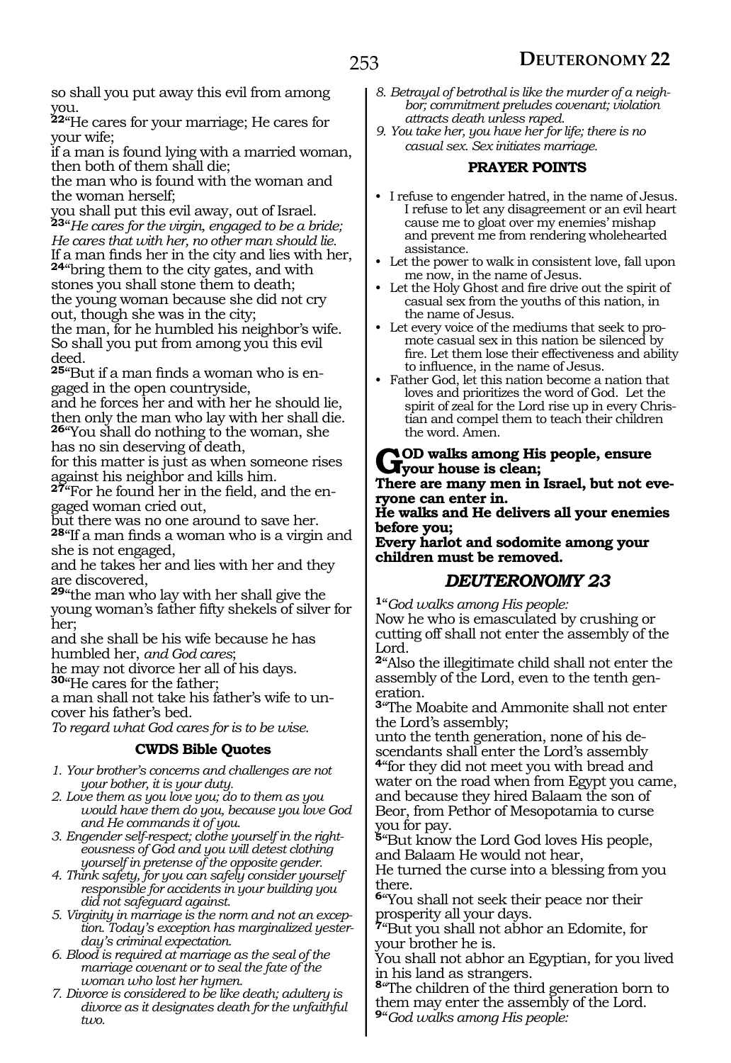so shall you put away this evil from among you.

**22**"He cares for your marriage; He cares for your wife;
if a man is found lying with a married woman, then both of them shall die;
the man who is found with the woman and the woman herself;
you shall put this evil away, out of Israel.

**23**"*He cares for the virgin, engaged to be a bride; He cares that with her, no other man should lie.*
If a man finds her in the city and lies with her,

**24**"bring them to the city gates, and with stones you shall stone them to death;
the young woman because she did not cry out, though she was in the city;
the man, for he humbled his neighbor's wife.
So shall you put from among you this evil deed.

**25**"But if a man finds a woman who is engaged in the open countryside,
and he forces her and with her he should lie, then only the man who lay with her shall die.

**26**"You shall do nothing to the woman, she has no sin deserving of death,
for this matter is just as when someone rises against his neighbor and kills him.

**27**"For he found her in the field, and the engaged woman cried out,
but there was no one around to save her.

**28**"If a man finds a woman who is a virgin and she is not engaged,
and he takes her and lies with her and they are discovered,

**29**"the man who lay with her shall give the young woman's father fifty shekels of silver for her;
and she shall be his wife because he has humbled her, *and God cares*;
he may not divorce her all of his days.

**30**"He cares for the father;
a man shall not take his father's wife to uncover his father's bed.
*To regard what God cares for is to be wise.*

### CWDS Bible Quotes

1. *Your brother's concerns and challenges are not your bother, it is your duty.*
2. *Love them as you love you; do to them as you would have them do you, because you love God and He commands it of you.*
3. *Engender self-respect; clothe yourself in the righteousness of God and you will detest clothing yourself in pretense of the opposite gender.*
4. *Think safety, for you can safely consider yourself responsible for accidents in your building you did not safeguard against.*
5. *Virginity in marriage is the norm and not an exception. Today's exception has marginalized yesterday's criminal expectation.*
6. *Blood is required at marriage as the seal of the marriage covenant or to seal the fate of the woman who lost her hymen.*
7. *Divorce is considered to be like death; adultery is divorce as it designates death for the unfaithful two.*
8. *Betrayal of betrothal is like the murder of a neighbor; commitment preludes covenant; violation attracts death unless raped.*
9. *You take her, you have her for life; there is no casual sex. Sex initiates marriage.*

### PRAYER POINTS

- I refuse to engender hatred, in the name of Jesus. I refuse to let any disagreement or an evil heart cause me to gloat over my enemies' mishap and prevent me from rendering wholehearted assistance.
- Let the power to walk in consistent love, fall upon me now, in the name of Jesus.
- Let the Holy Ghost and fire drive out the spirit of casual sex from the youths of this nation, in the name of Jesus.
- Let every voice of the mediums that seek to promote casual sex in this nation be silenced by fire. Let them lose their effectiveness and ability to influence, in the name of Jesus.
- Father God, let this nation become a nation that loves and prioritizes the word of God. Let the spirit of zeal for the Lord rise up in every Christian and compel them to teach their children the word. Amen.

**GOD walks among His people, ensure your house is clean;**
**There are many men in Israel, but not everyone can enter in.**
**He walks and He delivers all your enemies before you;**
**Every harlot and sodomite among your children must be removed.**

## *DEUTERONOMY 23*

**1**"*God walks among His people:*
Now he who is emasculated by crushing or cutting off shall not enter the assembly of the Lord.

**2**"Also the illegitimate child shall not enter the assembly of the Lord, even to the tenth generation.

**3**"The Moabite and Ammonite shall not enter the Lord's assembly;
unto the tenth generation, none of his descendants shall enter the Lord's assembly

**4**"for they did not meet you with bread and water on the road when from Egypt you came, and because they hired Balaam the son of Beor, from Pethor of Mesopotamia to curse you for pay.

**5**"But know the Lord God loves His people, and Balaam He would not hear,
He turned the curse into a blessing from you there.

**6**"You shall not seek their peace nor their prosperity all your days.

**7**"But you shall not abhor an Edomite, for your brother he is.
You shall not abhor an Egyptian, for you lived in his land as strangers.

**8**"The children of the third generation born to them may enter the assembly of the Lord.

**9**"*God walks among His people:*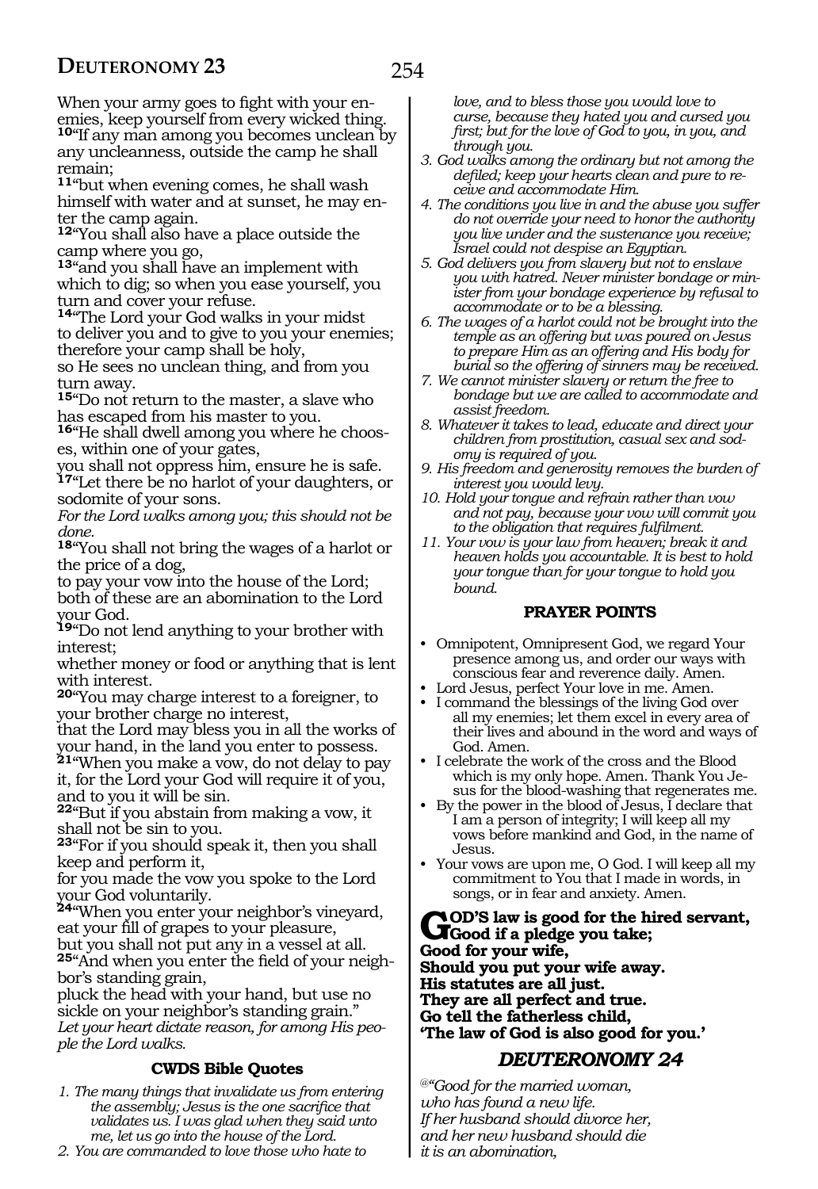When your army goes to fight with your enemies, keep yourself from every wicked thing.
**10**"If any man among you becomes unclean by any uncleanness, outside the camp he shall remain;
**11**"but when evening comes, he shall wash himself with water and at sunset, he may enter the camp again.
**12**"You shall also have a place outside the camp where you go,
**13**"and you shall have an implement with which to dig; so when you ease yourself, you turn and cover your refuse.
**14**"The Lord your God walks in your midst to deliver you and to give to you your enemies; therefore your camp shall be holy,
so He sees no unclean thing, and from you turn away.
**15**"Do not return to the master, a slave who has escaped from his master to you.
**16**"He shall dwell among you where he chooses, within one of your gates,
you shall not oppress him, ensure he is safe.
**17**"Let there be no harlot of your daughters, or sodomite of your sons.
*For the Lord walks among you; this should not be done.*
**18**"You shall not bring the wages of a harlot or the price of a dog,
to pay your vow into the house of the Lord; both of these are an abomination to the Lord your God.
**19**"Do not lend anything to your brother with interest;
whether money or food or anything that is lent with interest.
**20**"You may charge interest to a foreigner, to your brother charge no interest,
that the Lord may bless you in all the works of your hand, in the land you enter to possess.
**21**"When you make a vow, do not delay to pay it, for the Lord your God will require it of you, and to you it will be sin.
**22**"But if you abstain from making a vow, it shall not be sin to you.
**23**"For if you should speak it, then you shall keep and perform it,
for you made the vow you spoke to the Lord your God voluntarily.
**24**"When you enter your neighbor's vineyard, eat your fill of grapes to your pleasure,
but you shall not put any in a vessel at all.
**25**"And when you enter the field of your neighbor's standing grain,
pluck the head with your hand, but use no sickle on your neighbor's standing grain."
*Let your heart dictate reason, for among His people the Lord walks.*

### CWDS Bible Quotes

1. *The many things that invalidate us from entering the assembly; Jesus is the one sacrifice that validates us. I was glad when they said unto me, let us go into the house of the Lord.*
2. *You are commanded to love those who hate to love, and to bless those you would love to curse, because they hated you and cursed you first; but for the love of God to you, in you, and through you.*
3. *God walks among the ordinary but not among the defiled; keep your hearts clean and pure to receive and accommodate Him.*
4. *The conditions you live in and the abuse you suffer do not override your need to honor the authority you live under and the sustenance you receive; Israel could not despise an Egyptian.*
5. *God delivers you from slavery but not to enslave you with hatred. Never minister bondage or minister from your bondage experience by refusal to accommodate or to be a blessing.*
6. *The wages of a harlot could not be brought into the temple as an offering but was poured on Jesus to prepare Him as an offering and His body for burial so the offering of sinners may be received.*
7. *We cannot minister slavery or return the free to bondage but we are called to accommodate and assist freedom.*
8. *Whatever it takes to lead, educate and direct your children from prostitution, casual sex and sodomy is required of you.*
9. *His freedom and generosity removes the burden of interest you would levy.*
10. *Hold your tongue and refrain rather than vow and not pay, because your vow will commit you to the obligation that requires fulfilment.*
11. *Your vow is your law from heaven; break it and heaven holds you accountable. It is best to hold your tongue than for your tongue to hold you bound.*

### PRAYER POINTS

- Omnipotent, Omnipresent God, we regard Your presence among us, and order our ways with conscious fear and reverence daily. Amen.
- Lord Jesus, perfect Your love in me. Amen.
- I command the blessings of the living God over all my enemies; let them excel in every area of their lives and abound in the word and ways of God. Amen.
- I celebrate the work of the cross and the Blood which is my only hope. Amen. Thank You Jesus for the blood-washing that regenerates me.
- By the power in the blood of Jesus, I declare that I am a person of integrity; I will keep all my vows before mankind and God, in the name of Jesus.
- Your vows are upon me, O God. I will keep all my commitment to You that I made in words, in songs, or in fear and anxiety. Amen.

**GOD'S law is good for the hired servant,**
**Good if a pledge you take;**
**Good for your wife,**
**Should you put your wife away.**
**His statutes are all just.**
**They are all perfect and true.**
**Go tell the fatherless child,**
**'The law of God is also good for you.'**

## DEUTERONOMY 24

*@"Good for the married woman,*
*who has found a new life.*
*If her husband should divorce her,*
*and her new husband should die*
*it is an abomination,*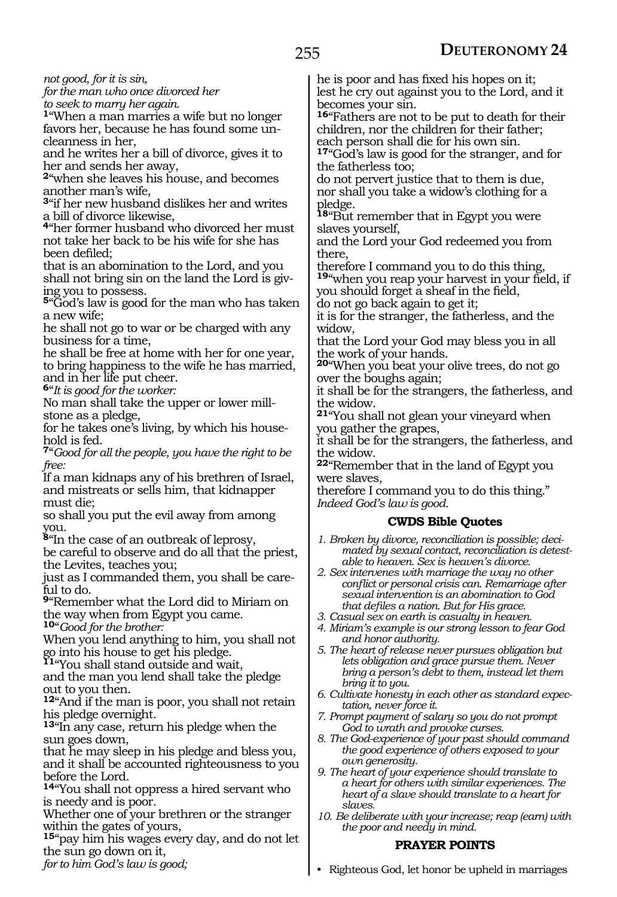*not good, for it is sin,*
*for the man who once divorced her*
*to seek to marry her again.*

[1]"When a man marries a wife but no longer favors her, because he has found some uncleanness in her,
and he writes her a bill of divorce, gives it to her and sends her away,
[2]"when she leaves his house, and becomes another man's wife,
[3]"if her new husband dislikes her and writes a bill of divorce likewise,
[4]"her former husband who divorced her must not take her back to be his wife for she has been defiled;
that is an abomination to the Lord, and you shall not bring sin on the land the Lord is giving you to possess.
[5]"God's law is good for the man who has taken a new wife;
he shall not go to war or be charged with any business for a time,
he shall be free at home with her for one year, to bring happiness to the wife he has married, and in her life put cheer.
[6]"*It is good for the worker:*
No man shall take the upper or lower millstone as a pledge,
for he takes one's living, by which his household is fed.
[7]"*Good for all the people, you have the right to be free:*
If a man kidnaps any of his brethren of Israel, and mistreats or sells him, that kidnapper must die;
so shall you put the evil away from among you.
[8]"In the case of an outbreak of leprosy,
be careful to observe and do all that the priest, the Levites, teaches you;
just as I commanded them, you shall be careful to do.
[9]"Remember what the Lord did to Miriam on the way when from Egypt you came.
[10]"*Good for the brother:*
When you lend anything to him, you shall not go into his house to get his pledge.
[11]"You shall stand outside and wait,
and the man you lend shall take the pledge out to you then.
[12]"And if the man is poor, you shall not retain his pledge overnight.
[13]"In any case, return his pledge when the sun goes down,
that he may sleep in his pledge and bless you, and it shall be accounted righteousness to you before the Lord.
[14]"You shall not oppress a hired servant who is needy and is poor.
Whether one of your brethren or the stranger within the gates of yours,
[15]"pay him his wages every day, and do not let the sun go down on it,
*for to him God's law is good;*
he is poor and has fixed his hopes on it;
lest he cry out against you to the Lord, and it becomes your sin.
[16]"Fathers are not to be put to death for their children, nor the children for their father;
each person shall die for his own sin.
[17]"God's law is good for the stranger, and for the fatherless too;
do not pervert justice that to them is due,
nor shall you take a widow's clothing for a pledge.
[18]"But remember that in Egypt you were slaves yourself,
and the Lord your God redeemed you from there,
therefore I command you to do this thing,
[19]"when you reap your harvest in your field, if you should forget a sheaf in the field,
do not go back again to get it;
it is for the stranger, the fatherless, and the widow,
that the Lord your God may bless you in all the work of your hands.
[20]"When you beat your olive trees, do not go over the boughs again;
it shall be for the strangers, the fatherless, and the widow.
[21]"You shall not glean your vineyard when you gather the grapes,
it shall be for the strangers, the fatherless, and the widow.
[22]"Remember that in the land of Egypt you were slaves,
therefore I command you to do this thing."
*Indeed God's law is good.*

### CWDS Bible Quotes

1. *Broken by divorce, reconciliation is possible; decimated by sexual contact, reconciliation is detestable to heaven. Sex is heaven's divorce.*
2. *Sex intervenes with marriage the way no other conflict or personal crisis can. Remarriage after sexual intervention is an abomination to God that defiles a nation. But for His grace.*
3. *Casual sex on earth is casualty in heaven.*
4. *Miriam's example is our strong lesson to fear God and honor authority.*
5. *The heart of release never pursues obligation but lets obligation and grace pursue them. Never bring a person's debt to them, instead let them bring it to you.*
6. *Cultivate honesty in each other as standard expectation, never force it.*
7. *Prompt payment of salary so you do not prompt God to wrath and provoke curses.*
8. *The God-experience of your past should command the good experience of others exposed to your own generosity.*
9. *The heart of your experience should translate to a heart for others with similar experiences. The heart of a slave should translate to a heart for slaves.*
10. *Be deliberate with your increase; reap (earn) with the poor and needy in mind.*

### PRAYER POINTS

- Righteous God, let honor be upheld in marriages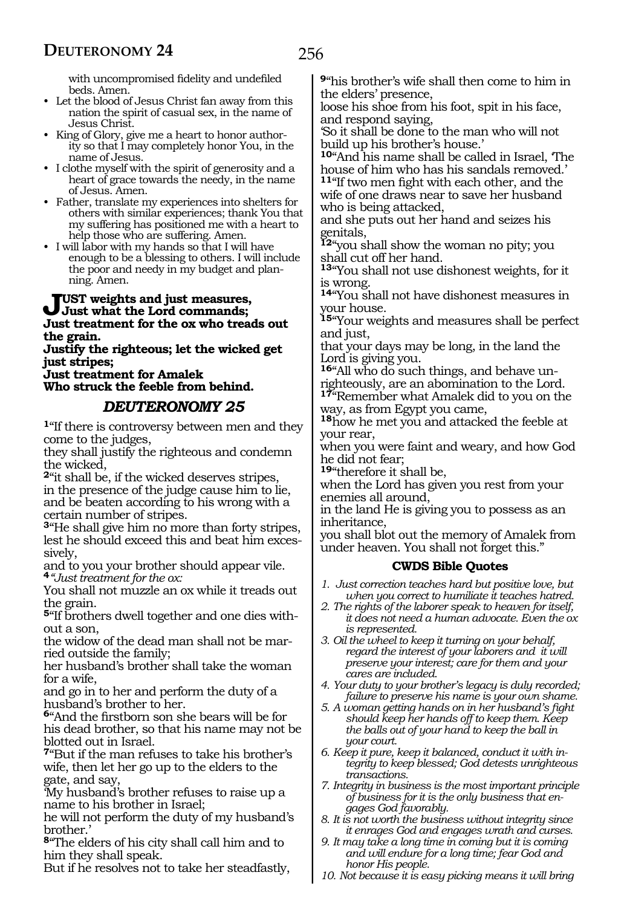with uncompromised fidelity and undefiled beds. Amen.

- Let the blood of Jesus Christ fan away from this nation the spirit of casual sex, in the name of Jesus Christ.
- King of Glory, give me a heart to honor authority so that I may completely honor You, in the name of Jesus.
- I clothe myself with the spirit of generosity and a heart of grace towards the needy, in the name of Jesus. Amen.
- Father, translate my experiences into shelters for others with similar experiences; thank You that my suffering has positioned me with a heart to help those who are suffering. Amen.
- I will labor with my hands so that I will have enough to be a blessing to others. I will include the poor and needy in my budget and planning. Amen.

**JUST weights and just measures,**
**Just what the Lord commands;**
**Just treatment for the ox who treads out the grain.**
**Justify the righteous; let the wicked get just stripes;**
**Just treatment for Amalek**
**Who struck the feeble from behind.**

## *DEUTERONOMY 25*

**1**"If there is controversy between men and they come to the judges,
they shall justify the righteous and condemn the wicked,
**2**"it shall be, if the wicked deserves stripes,
in the presence of the judge cause him to lie,
and be beaten according to his wrong with a certain number of stripes.
**3**"He shall give him no more than forty stripes,
lest he should exceed this and beat him excessively,
and to you your brother should appear vile.
**4**"*Just treatment for the ox:*
You shall not muzzle an ox while it treads out the grain.
**5**"If brothers dwell together and one dies without a son,
the widow of the dead man shall not be married outside the family;
her husband's brother shall take the woman for a wife,
and go in to her and perform the duty of a husband's brother to her.
**6**"And the firstborn son she bears will be for his dead brother, so that his name may not be blotted out in Israel.
**7**"But if the man refuses to take his brother's wife, then let her go up to the elders to the gate, and say,
'My husband's brother refuses to raise up a name to his brother in Israel;
he will not perform the duty of my husband's brother.'
**8**"The elders of his city shall call him and to him they shall speak.
But if he resolves not to take her steadfastly,
**9**"his brother's wife shall then come to him in the elders' presence,
loose his shoe from his foot, spit in his face, and respond saying,
'So it shall be done to the man who will not build up his brother's house.'
**10**"And his name shall be called in Israel, 'The house of him who has his sandals removed.'
**11**"If two men fight with each other, and the wife of one draws near to save her husband who is being attacked,
and she puts out her hand and seizes his genitals,
**12**"you shall show the woman no pity; you shall cut off her hand.
**13**"You shall not use dishonest weights, for it is wrong.
**14**"You shall not have dishonest measures in your house.
**15**"Your weights and measures shall be perfect and just,
that your days may be long, in the land the Lord is giving you.
**16**"All who do such things, and behave unrighteously, are an abomination to the Lord.
**17**"Remember what Amalek did to you on the way, as from Egypt you came,
**18**how he met you and attacked the feeble at your rear,
when you were faint and weary, and how God he did not fear;
**19**"therefore it shall be,
when the Lord has given you rest from your enemies all around,
in the land He is giving you to possess as an inheritance,
you shall blot out the memory of Amalek from under heaven. You shall not forget this."

### CWDS Bible Quotes

1. *Just correction teaches hard but positive love, but when you correct to humiliate it teaches hatred.*
2. *The rights of the laborer speak to heaven for itself, it does not need a human advocate. Even the ox is represented.*
3. *Oil the wheel to keep it turning on your behalf, regard the interest of your laborers and it will preserve your interest; care for them and your cares are included.*
4. *Your duty to your brother's legacy is duly recorded; failure to preserve his name is your own shame.*
5. *A woman getting hands on in her husband's fight should keep her hands off to keep them. Keep the balls out of your hand to keep the ball in your court.*
6. *Keep it pure, keep it balanced, conduct it with integrity to keep blessed; God detests unrighteous transactions.*
7. *Integrity in business is the most important principle of business for it is the only business that engages God favorably.*
8. *It is not worth the business without integrity since it enrages God and engages wrath and curses.*
9. *It may take a long time in coming but it is coming and will endure for a long time; fear God and honor His people.*
10. *Not because it is easy picking means it will bring*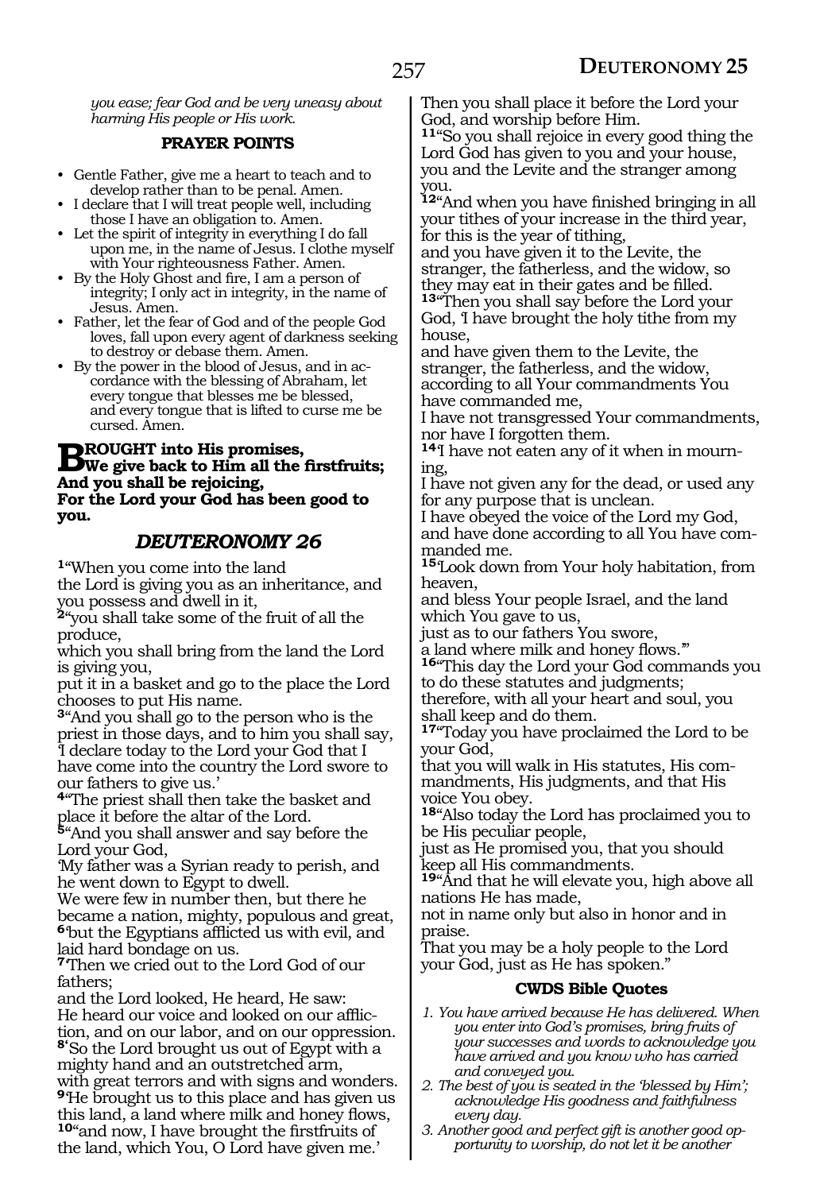*you ease; fear God and be very uneasy about harming His people or His work.*

**PRAYER POINTS**

- Gentle Father, give me a heart to teach and to develop rather than to be penal. Amen.
- I declare that I will treat people well, including those I have an obligation to. Amen.
- Let the spirit of integrity in everything I do fall upon me, in the name of Jesus. I clothe myself with Your righteousness Father. Amen.
- By the Holy Ghost and fire, I am a person of integrity; I only act in integrity, in the name of Jesus. Amen.
- Father, let the fear of God and of the people God loves, fall upon every agent of darkness seeking to destroy or debase them. Amen.
- By the power in the blood of Jesus, and in accordance with the blessing of Abraham, let every tongue that blesses me be blessed, and every tongue that is lifted to curse me be cursed. Amen.

**BROUGHT into His promises,**
**We give back to Him all the firstfruits;**
**And you shall be rejoicing,**
**For the Lord your God has been good to you.**

## *DEUTERONOMY 26*

**1**"When you come into the land
the Lord is giving you as an inheritance, and you possess and dwell in it,
**2**"you shall take some of the fruit of all the produce,
which you shall bring from the land the Lord is giving you,
put it in a basket and go to the place the Lord chooses to put His name.
**3**"And you shall go to the person who is the priest in those days, and to him you shall say, 'I declare today to the Lord your God that I have come into the country the Lord swore to our fathers to give us.'
**4**"The priest shall then take the basket and place it before the altar of the Lord.
**5**"And you shall answer and say before the Lord your God,
'My father was a Syrian ready to perish, and he went down to Egypt to dwell.
We were few in number then, but there he became a nation, mighty, populous and great,
**6**'but the Egyptians afflicted us with evil, and laid hard bondage on us.
**7**'Then we cried out to the Lord God of our fathers;
and the Lord looked, He heard, He saw:
He heard our voice and looked on our affliction, and on our labor, and on our oppression.
**8**'So the Lord brought us out of Egypt with a mighty hand and an outstretched arm,
with great terrors and with signs and wonders.
**9**'He brought us to this place and has given us this land, a land where milk and honey flows,
**10**"and now, I have brought the firstfruits of the land, which You, O Lord have given me.'
Then you shall place it before the Lord your God, and worship before Him.
**11**"So you shall rejoice in every good thing the Lord God has given to you and your house, you and the Levite and the stranger among you.
**12**"And when you have finished bringing in all your tithes of your increase in the third year, for this is the year of tithing,
and you have given it to the Levite, the stranger, the fatherless, and the widow, so they may eat in their gates and be filled.
**13**"Then you shall say before the Lord your God, 'I have brought the holy tithe from my house,
and have given them to the Levite, the stranger, the fatherless, and the widow, according to all Your commandments You have commanded me,
I have not transgressed Your commandments, nor have I forgotten them.
**14**'I have not eaten any of it when in mourning,
I have not given any for the dead, or used any for any purpose that is unclean.
I have obeyed the voice of the Lord my God, and have done according to all You have commanded me.
**15**'Look down from Your holy habitation, from heaven,
and bless Your people Israel, and the land which You gave to us,
just as to our fathers You swore,
a land where milk and honey flows.'"
**16**"This day the Lord your God commands you to do these statutes and judgments;
therefore, with all your heart and soul, you shall keep and do them.
**17**"Today you have proclaimed the Lord to be your God,
that you will walk in His statutes, His commandments, His judgments, and that His voice You obey.
**18**"Also today the Lord has proclaimed you to be His peculiar people,
just as He promised you, that you should keep all His commandments.
**19**"And that he will elevate you, high above all nations He has made,
not in name only but also in honor and in praise.
That you may be a holy people to the Lord your God, just as He has spoken."

**CWDS Bible Quotes**

1. *You have arrived because He has delivered. When you enter into God's promises, bring fruits of your successes and words to acknowledge you have arrived and you know who has carried and conveyed you.*
2. *The best of you is seated in the 'blessed by Him'; acknowledge His goodness and faithfulness every day.*
3. *Another good and perfect gift is another good opportunity to worship, do not let it be another*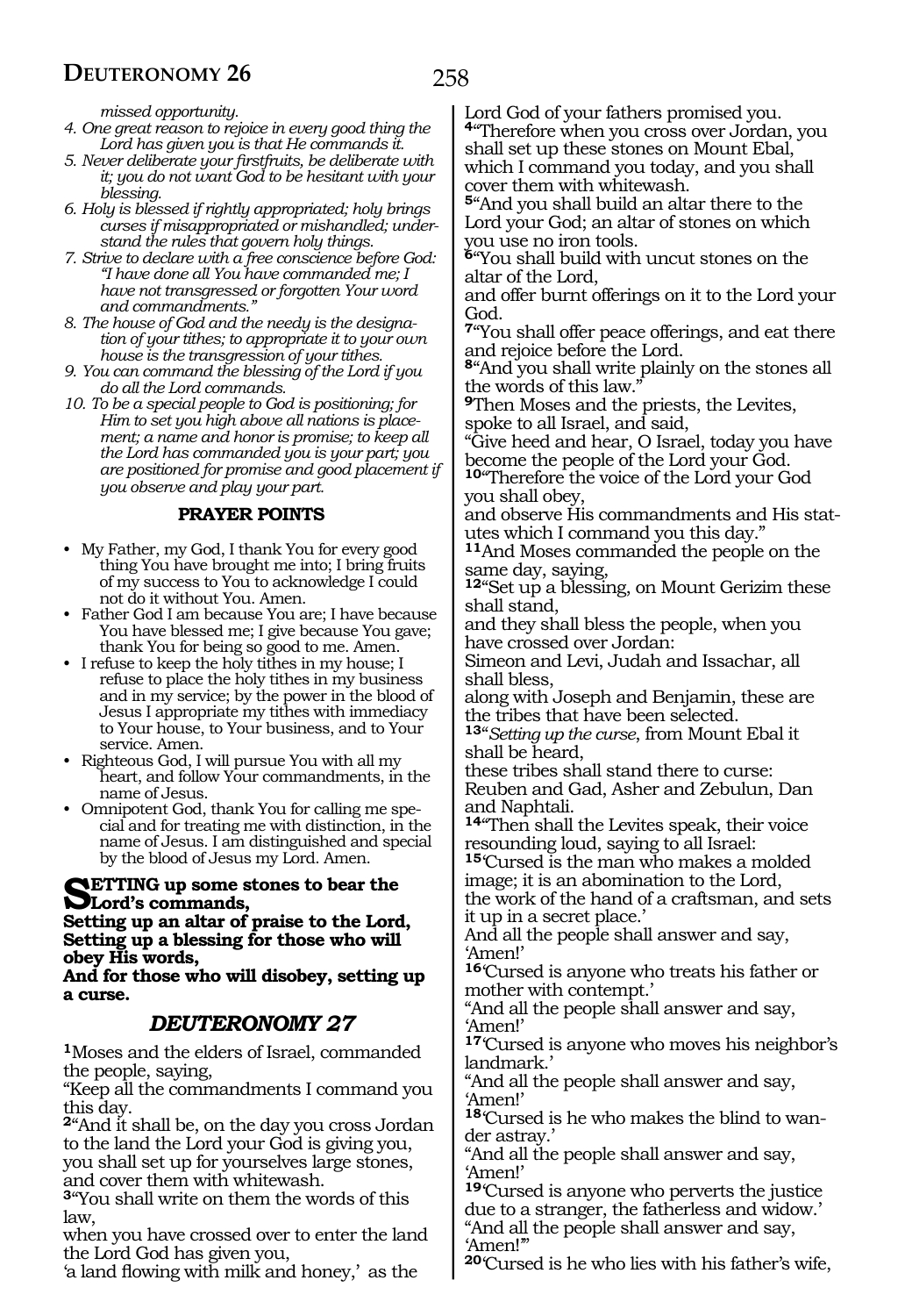*missed opportunity.*

4. *One great reason to rejoice in every good thing the Lord has given you is that He commands it.*
5. *Never deliberate your firstfruits, be deliberate with it; you do not want God to be hesitant with your blessing.*
6. *Holy is blessed if rightly appropriated; holy brings curses if misappropriated or mishandled; understand the rules that govern holy things.*
7. *Strive to declare with a free conscience before God: "I have done all You have commanded me; I have not transgressed or forgotten Your word and commandments."*
8. *The house of God and the needy is the designation of your tithes; to appropriate it to your own house is the transgression of your tithes.*
9. *You can command the blessing of the Lord if you do all the Lord commands.*
10. *To be a special people to God is positioning; for Him to set you high above all nations is placement; a name and honor is promise; to keep all the Lord has commanded you is your part; you are positioned for promise and good placement if you observe and play your part.*

### PRAYER POINTS

- My Father, my God, I thank You for every good thing You have brought me into; I bring fruits of my success to You to acknowledge I could not do it without You. Amen.
- Father God I am because You are; I have because You have blessed me; I give because You gave; thank You for being so good to me. Amen.
- I refuse to keep the holy tithes in my house; I refuse to place the holy tithes in my business and in my service; by the power in the blood of Jesus I appropriate my tithes with immediacy to Your house, to Your business, and to Your service. Amen.
- Righteous God, I will pursue You with all my heart, and follow Your commandments, in the name of Jesus.
- Omnipotent God, thank You for calling me special and for treating me with distinction, in the name of Jesus. I am distinguished and special by the blood of Jesus my Lord. Amen.

**SETTING up some stones to bear the Lord's commands,**
**Setting up an altar of praise to the Lord,**
**Setting up a blessing for those who will obey His words,**
**And for those who will disobey, setting up a curse.**

## *DEUTERONOMY 27*

**1**Moses and the elders of Israel, commanded the people, saying,
"Keep all the commandments I command you this day.
**2**"And it shall be, on the day you cross Jordan to the land the Lord your God is giving you, you shall set up for yourselves large stones, and cover them with whitewash.
**3**"You shall write on them the words of this law,
when you have crossed over to enter the land the Lord God has given you,
'a land flowing with milk and honey,' as the Lord God of your fathers promised you.
**4**"Therefore when you cross over Jordan, you shall set up these stones on Mount Ebal, which I command you today, and you shall cover them with whitewash.
**5**"And you shall build an altar there to the Lord your God; an altar of stones on which you use no iron tools.
**6**"You shall build with uncut stones on the altar of the Lord,
and offer burnt offerings on it to the Lord your God.
**7**"You shall offer peace offerings, and eat there and rejoice before the Lord.
**8**"And you shall write plainly on the stones all the words of this law."
**9**Then Moses and the priests, the Levites, spoke to all Israel, and said,
"Give heed and hear, O Israel, today you have become the people of the Lord your God.
**10**"Therefore the voice of the Lord your God you shall obey,
and observe His commandments and His statutes which I command you this day."
**11**And Moses commanded the people on the same day, saying,
**12**"Set up a blessing, on Mount Gerizim these shall stand,
and they shall bless the people, when you have crossed over Jordan:
Simeon and Levi, Judah and Issachar, all shall bless,
along with Joseph and Benjamin, these are the tribes that have been selected.
**13**"*Setting up the curse*, from Mount Ebal it shall be heard,
these tribes shall stand there to curse:
Reuben and Gad, Asher and Zebulun, Dan and Naphtali.
**14**"Then shall the Levites speak, their voice resounding loud, saying to all Israel:
**15**'Cursed is the man who makes a molded image; it is an abomination to the Lord,
the work of the hand of a craftsman, and sets it up in a secret place.'
And all the people shall answer and say, 'Amen!'
**16**'Cursed is anyone who treats his father or mother with contempt.'
"And all the people shall answer and say, 'Amen!'
**17**'Cursed is anyone who moves his neighbor's landmark.'
"And all the people shall answer and say, 'Amen!'
**18**'Cursed is he who makes the blind to wander astray.'
"And all the people shall answer and say, 'Amen!'
**19**'Cursed is anyone who perverts the justice due to a stranger, the fatherless and widow.'
"And all the people shall answer and say, 'Amen!'"
**20**'Cursed is he who lies with his father's wife,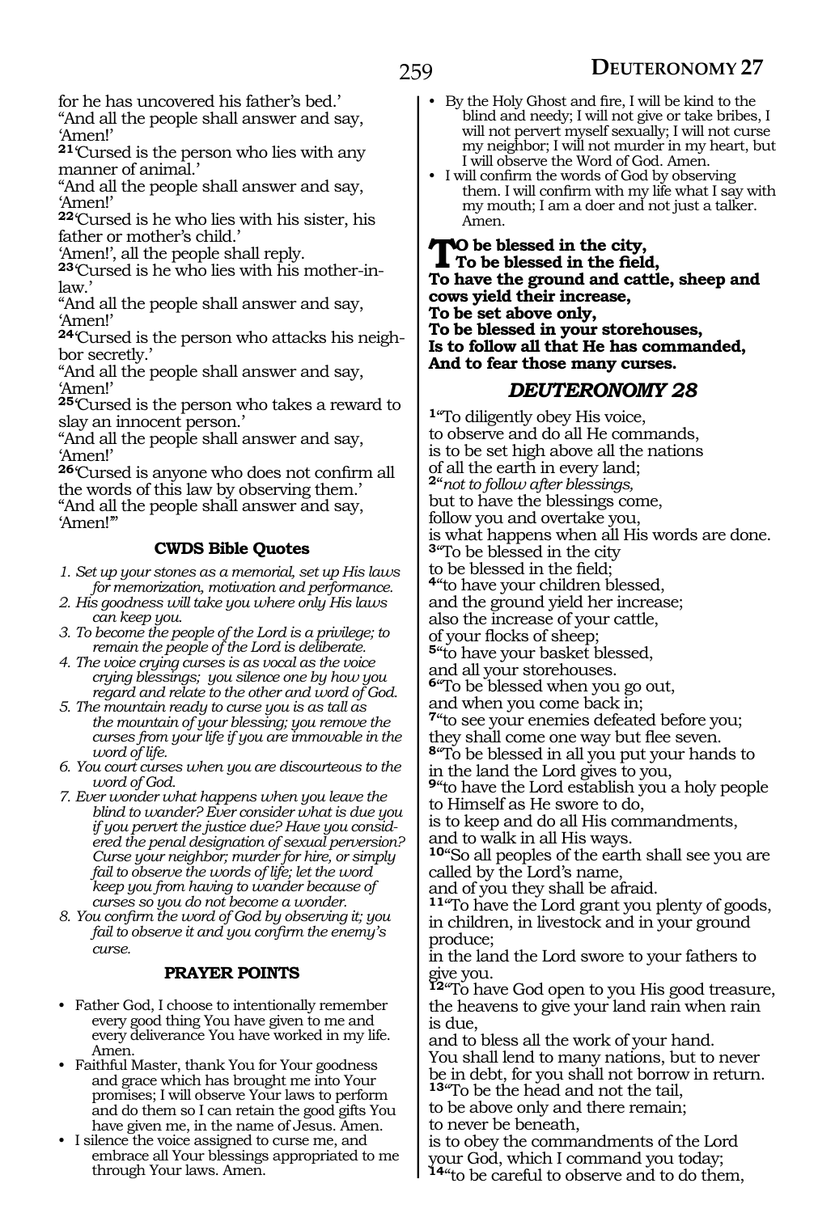for he has uncovered his father's bed.'
"And all the people shall answer and say, 'Amen!'

**21**'Cursed is the person who lies with any manner of animal.'
"And all the people shall answer and say, 'Amen!'

**22**'Cursed is he who lies with his sister, his father or mother's child.'
'Amen!', all the people shall reply.

**23**'Cursed is he who lies with his mother-in-law.'
"And all the people shall answer and say, 'Amen!'

**24**'Cursed is the person who attacks his neighbor secretly.'
"And all the people shall answer and say, 'Amen!'

**25**'Cursed is the person who takes a reward to slay an innocent person.'
"And all the people shall answer and say, 'Amen!'

**26**'Cursed is anyone who does not confirm all the words of this law by observing them.'
"And all the people shall answer and say, 'Amen!'"

### CWDS Bible Quotes

1. *Set up your stones as a memorial, set up His laws for memorization, motivation and performance.*
2. *His goodness will take you where only His laws can keep you.*
3. *To become the people of the Lord is a privilege; to remain the people of the Lord is deliberate.*
4. *The voice crying curses is as vocal as the voice crying blessings; you silence one by how you regard and relate to the other and word of God.*
5. *The mountain ready to curse you is as tall as the mountain of your blessing; you remove the curses from your life if you are immovable in the word of life.*
6. *You court curses when you are discourteous to the word of God.*
7. *Ever wonder what happens when you leave the blind to wander? Ever consider what is due you if you pervert the justice due? Have you considered the penal designation of sexual perversion? Curse your neighbor; murder for hire, or simply fail to observe the words of life; let the word keep you from having to wander because of curses so you do not become a wonder.*
8. *You confirm the word of God by observing it; you fail to observe it and you confirm the enemy's curse.*

### PRAYER POINTS

- Father God, I choose to intentionally remember every good thing You have given to me and every deliverance You have worked in my life. Amen.
- Faithful Master, thank You for Your goodness and grace which has brought me into Your promises; I will observe Your laws to perform and do them so I can retain the good gifts You have given me, in the name of Jesus. Amen.
- I silence the voice assigned to curse me, and embrace all Your blessings appropriated to me through Your laws. Amen.
- By the Holy Ghost and fire, I will be kind to the blind and needy; I will not give or take bribes, I will not pervert myself sexually; I will not curse my neighbor; I will not murder in my heart, but I will observe the Word of God. Amen.
- I will confirm the words of God by observing them. I will confirm with my life what I say with my mouth; I am a doer and not just a talker. Amen.

**To be blessed in the city,**
**To be blessed in the field,**
**To have the ground and cattle, sheep and cows yield their increase,**
**To be set above only,**
**To be blessed in your storehouses,**
**Is to follow all that He has commanded,**
**And to fear those many curses.**

## *DEUTERONOMY 28*

**1**"To diligently obey His voice,
to observe and do all He commands,
is to be set high above all the nations
of all the earth in every land;
**2**"*not to follow after blessings,*
but to have the blessings come,
follow you and overtake you,
is what happens when all His words are done.
**3**"To be blessed in the city
to be blessed in the field;
**4**"to have your children blessed,
and the ground yield her increase;
also the increase of your cattle,
of your flocks of sheep;
**5**"to have your basket blessed,
and all your storehouses.
**6**"To be blessed when you go out,
and when you come back in;
**7**"to see your enemies defeated before you;
they shall come one way but flee seven.
**8**"To be blessed in all you put your hands to
in the land the Lord gives to you,
**9**"to have the Lord establish you a holy people
to Himself as He swore to do,
is to keep and do all His commandments,
and to walk in all His ways.
**10**"So all peoples of the earth shall see you are called by the Lord's name,
and of you they shall be afraid.
**11**"To have the Lord grant you plenty of goods,
in children, in livestock and in your ground produce;
in the land the Lord swore to your fathers to give you.
**12**"To have God open to you His good treasure,
the heavens to give your land rain when rain is due,
and to bless all the work of your hand.
You shall lend to many nations, but to never be in debt, for you shall not borrow in return.
**13**"To be the head and not the tail,
to be above only and there remain;
to never be beneath,
is to obey the commandments of the Lord your God, which I command you today;
**14**"to be careful to observe and to do them,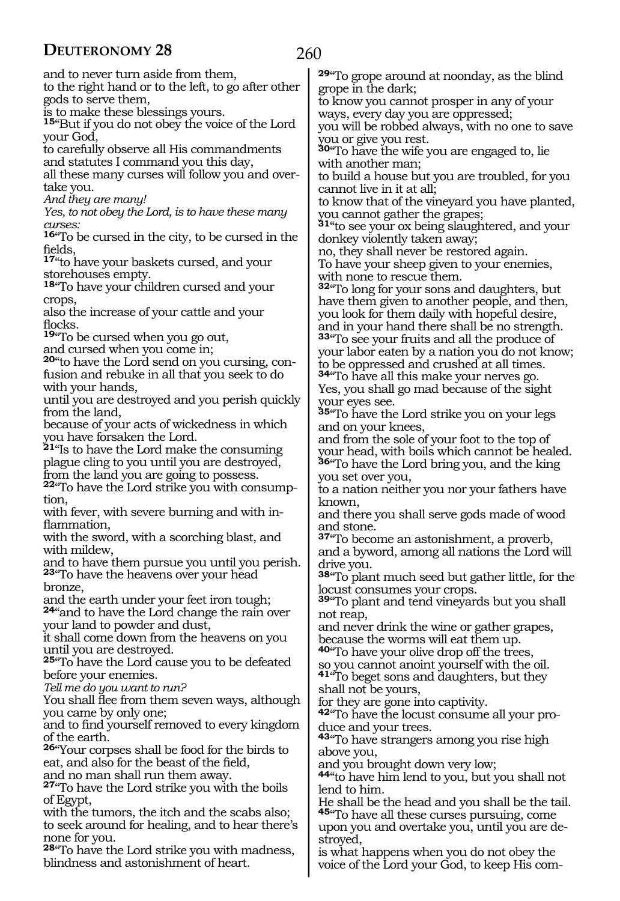and to never turn aside from them,
to the right hand or to the left, to go after other gods to serve them,
is to make these blessings yours.
**15**"But if you do not obey the voice of the Lord your God,
to carefully observe all His commandments and statutes I command you this day,
all these many curses will follow you and overtake you.
*And they are many!*
*Yes, to not obey the Lord, is to have these many curses:*
**16**"To be cursed in the city, to be cursed in the fields,
**17**"to have your baskets cursed, and your storehouses empty.
**18**"To have your children cursed and your crops,
also the increase of your cattle and your flocks.
**19**"To be cursed when you go out,
and cursed when you come in;
**20**"to have the Lord send on you cursing, confusion and rebuke in all that you seek to do with your hands,
until you are destroyed and you perish quickly from the land,
because of your acts of wickedness in which you have forsaken the Lord.
**21**"Is to have the Lord make the consuming plague cling to you until you are destroyed, from the land you are going to possess.
**22**"To have the Lord strike you with consumption,
with fever, with severe burning and with inflammation,
with the sword, with a scorching blast, and with mildew,
and to have them pursue you until you perish.
**23**"To have the heavens over your head bronze,
and the earth under your feet iron tough;
**24**"and to have the Lord change the rain over your land to powder and dust,
it shall come down from the heavens on you until you are destroyed.
**25**"To have the Lord cause you to be defeated before your enemies.
*Tell me do you want to run?*
You shall flee from them seven ways, although you came by only one;
and to find yourself removed to every kingdom of the earth.
**26**"Your corpses shall be food for the birds to eat, and also for the beast of the field,
and no man shall run them away.
**27**"To have the Lord strike you with the boils of Egypt,
with the tumors, the itch and the scabs also;
to seek around for healing, and to hear there's none for you.
**28**"To have the Lord strike you with madness, blindness and astonishment of heart.
**29**"To grope around at noonday, as the blind grope in the dark;
to know you cannot prosper in any of your ways, every day you are oppressed;
you will be robbed always, with no one to save you or give you rest.
**30**"To have the wife you are engaged to, lie with another man;
to build a house but you are troubled, for you cannot live in it at all;
to know that of the vineyard you have planted, you cannot gather the grapes;
**31**"to see your ox being slaughtered, and your donkey violently taken away;
no, they shall never be restored again.
To have your sheep given to your enemies, with none to rescue them.
**32**"To long for your sons and daughters, but have them given to another people, and then, you look for them daily with hopeful desire, and in your hand there shall be no strength.
**33**"To see your fruits and all the produce of your labor eaten by a nation you do not know;
to be oppressed and crushed at all times.
**34**"To have all this make your nerves go.
Yes, you shall go mad because of the sight your eyes see.
**35**"To have the Lord strike you on your legs and on your knees,
and from the sole of your foot to the top of your head, with boils which cannot be healed.
**36**"To have the Lord bring you, and the king you set over you,
to a nation neither you nor your fathers have known,
and there you shall serve gods made of wood and stone.
**37**"To become an astonishment, a proverb, and a byword, among all nations the Lord will drive you.
**38**"To plant much seed but gather little, for the locust consumes your crops.
**39**"To plant and tend vineyards but you shall not reap,
and never drink the wine or gather grapes, because the worms will eat them up.
**40**"To have your olive drop off the trees,
so you cannot anoint yourself with the oil.
**41**"To beget sons and daughters, but they shall not be yours,
for they are gone into captivity.
**42**"To have the locust consume all your produce and your trees.
**43**"To have strangers among you rise high above you,
and you brought down very low;
**44**"to have him lend to you, but you shall not lend to him.
He shall be the head and you shall be the tail.
**45**"To have all these curses pursuing, come upon you and overtake you, until you are destroyed,
is what happens when you do not obey the voice of the Lord your God, to keep His com-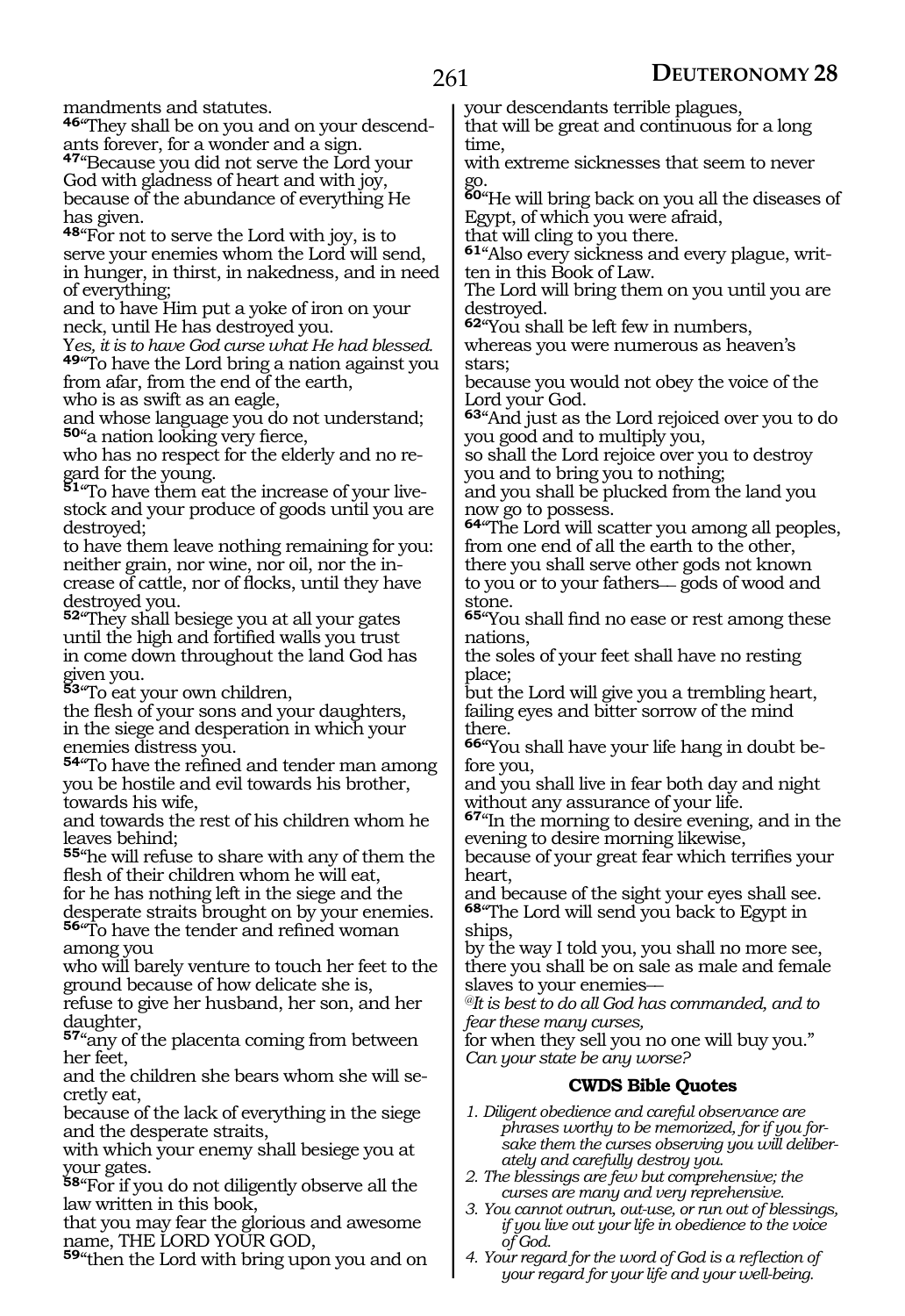mandments and statutes.

**46**"They shall be on you and on your descendants forever, for a wonder and a sign.

**47**"Because you did not serve the Lord your God with gladness of heart and with joy, because of the abundance of everything He has given.

**48**"For not to serve the Lord with joy, is to serve your enemies whom the Lord will send, in hunger, in thirst, in nakedness, and in need of everything;
and to have Him put a yoke of iron on your neck, until He has destroyed you.
Y*es, it is to have God curse what He had blessed.*

**49**"To have the Lord bring a nation against you from afar, from the end of the earth,
who is as swift as an eagle,
and whose language you do not understand;

**50**"a nation looking very fierce,
who has no respect for the elderly and no regard for the young.

**51**"To have them eat the increase of your livestock and your produce of goods until you are destroyed;
to have them leave nothing remaining for you: neither grain, nor wine, nor oil, nor the increase of cattle, nor of flocks, until they have destroyed you.

**52**"They shall besiege you at all your gates until the high and fortified walls you trust in come down throughout the land God has given you.

**53**"To eat your own children,
the flesh of your sons and your daughters,
in the siege and desperation in which your enemies distress you.

**54**"To have the refined and tender man among you be hostile and evil towards his brother, towards his wife,
and towards the rest of his children whom he leaves behind;

**55**"he will refuse to share with any of them the flesh of their children whom he will eat,
for he has nothing left in the siege and the desperate straits brought on by your enemies.

**56**"To have the tender and refined woman among you
who will barely venture to touch her feet to the ground because of how delicate she is,
refuse to give her husband, her son, and her daughter,

**57**"any of the placenta coming from between her feet,
and the children she bears whom she will secretly eat,
because of the lack of everything in the siege and the desperate straits,
with which your enemy shall besiege you at your gates.

**58**"For if you do not diligently observe all the law written in this book,
that you may fear the glorious and awesome name, THE LORD YOUR GOD,

**59**"then the Lord with bring upon you and on your descendants terrible plagues,
that will be great and continuous for a long time,
with extreme sicknesses that seem to never go.

**60**"He will bring back on you all the diseases of Egypt, of which you were afraid,
that will cling to you there.

**61**"Also every sickness and every plague, written in this Book of Law.
The Lord will bring them on you until you are destroyed.

**62**"You shall be left few in numbers,
whereas you were numerous as heaven's stars;
because you would not obey the voice of the Lord your God.

**63**"And just as the Lord rejoiced over you to do you good and to multiply you,
so shall the Lord rejoice over you to destroy you and to bring you to nothing;
and you shall be plucked from the land you now go to possess.

**64**"The Lord will scatter you among all peoples, from one end of all the earth to the other,
there you shall serve other gods not known to you or to your fathers— gods of wood and stone.

**65**"You shall find no ease or rest among these nations,
the soles of your feet shall have no resting place;
but the Lord will give you a trembling heart, failing eyes and bitter sorrow of the mind there.

**66**"You shall have your life hang in doubt before you,
and you shall live in fear both day and night without any assurance of your life.

**67**"In the morning to desire evening, and in the evening to desire morning likewise,
because of your great fear which terrifies your heart,
and because of the sight your eyes shall see.

**68**"The Lord will send you back to Egypt in ships,
by the way I told you, you shall no more see,
there you shall be on sale as male and female slaves to your enemies—
*@It is best to do all God has commanded, and to fear these many curses,*
for when they sell you no one will buy you."
*Can your state be any worse?*

### CWDS Bible Quotes

*1. Diligent obedience and careful observance are phrases worthy to be memorized, for if you forsake them the curses observing you will deliberately and carefully destroy you.*
*2. The blessings are few but comprehensive; the curses are many and very reprehensive.*
*3. You cannot outrun, out-use, or run out of blessings, if you live out your life in obedience to the voice of God.*
*4. Your regard for the word of God is a reflection of your regard for your life and your well-being.*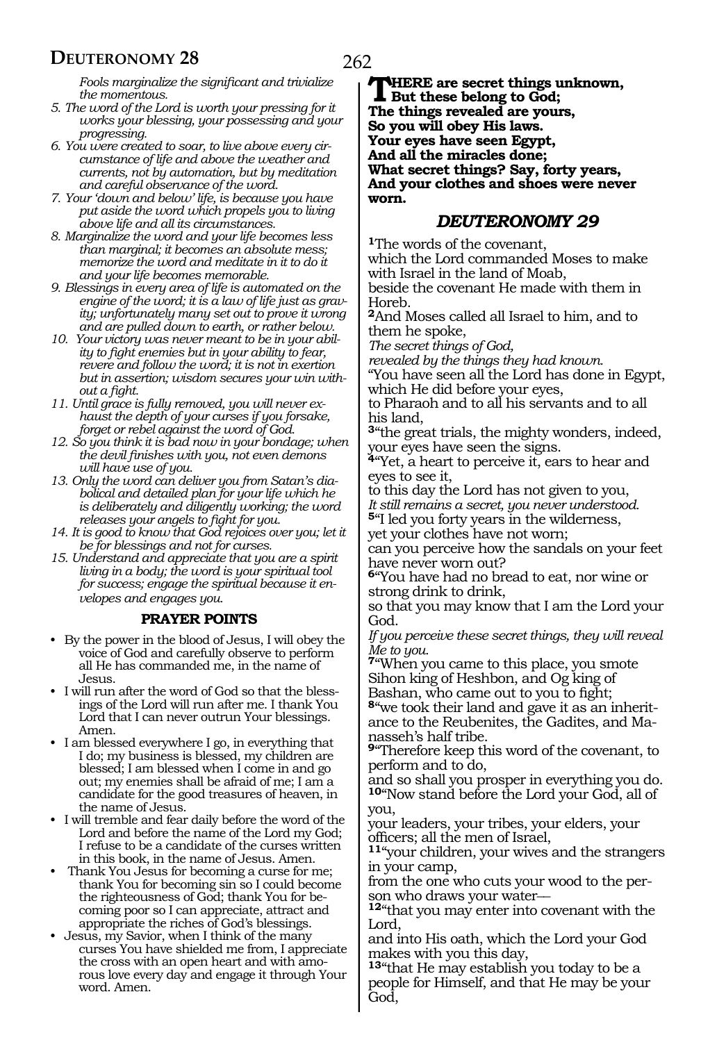*Fools marginalize the significant and trivialize the momentous.*

5. *The word of the Lord is worth your pressing for it works your blessing, your possessing and your progressing.*
6. *You were created to soar, to live above every circumstance of life and above the weather and currents, not by automation, but by meditation and careful observance of the word.*
7. *Your 'down and below' life, is because you have put aside the word which propels you to living above life and all its circumstances.*
8. *Marginalize the word and your life becomes less than marginal; it becomes an absolute mess; memorize the word and meditate in it to do it and your life becomes memorable.*
9. *Blessings in every area of life is automated on the engine of the word; it is a law of life just as gravity; unfortunately many set out to prove it wrong and are pulled down to earth, or rather below.*
10. *Your victory was never meant to be in your ability to fight enemies but in your ability to fear, revere and follow the word; it is not in exertion but in assertion; wisdom secures your win without a fight.*
11. *Until grace is fully removed, you will never exhaust the depth of your curses if you forsake, forget or rebel against the word of God.*
12. *So you think it is bad now in your bondage; when the devil finishes with you, not even demons will have use of you.*
13. *Only the word can deliver you from Satan's diabolical and detailed plan for your life which he is deliberately and diligently working; the word releases your angels to fight for you.*
14. *It is good to know that God rejoices over you; let it be for blessings and not for curses.*
15. *Understand and appreciate that you are a spirit living in a body; the word is your spiritual tool for success; engage the spiritual because it envelopes and engages you.*

### PRAYER POINTS

- By the power in the blood of Jesus, I will obey the voice of God and carefully observe to perform all He has commanded me, in the name of Jesus.
- I will run after the word of God so that the blessings of the Lord will run after me. I thank You Lord that I can never outrun Your blessings. Amen.
- I am blessed everywhere I go, in everything that I do; my business is blessed, my children are blessed; I am blessed when I come in and go out; my enemies shall be afraid of me; I am a candidate for the good treasures of heaven, in the name of Jesus.
- I will tremble and fear daily before the word of the Lord and before the name of the Lord my God; I refuse to be a candidate of the curses written in this book, in the name of Jesus. Amen.
- Thank You Jesus for becoming a curse for me; thank You for becoming sin so I could become the righteousness of God; thank You for becoming poor so I can appreciate, attract and appropriate the riches of God's blessings.
- Jesus, my Savior, when I think of the many curses You have shielded me from, I appreciate the cross with an open heart and with amorous love every day and engage it through Your word. Amen.

**THERE are secret things unknown,**
**But these belong to God;**
**The things revealed are yours,**
**So you will obey His laws.**
**Your eyes have seen Egypt,**
**And all the miracles done;**
**What secret things? Say, forty years,**
**And your clothes and shoes were never worn.**

## *DEUTERONOMY 29*

[1]The words of the covenant,
which the Lord commanded Moses to make with Israel in the land of Moab,
beside the covenant He made with them in Horeb.
[2]And Moses called all Israel to him, and to them he spoke,
*The secret things of God,*
*revealed by the things they had known.*
"You have seen all the Lord has done in Egypt, which He did before your eyes,
to Pharaoh and to all his servants and to all his land,
[3]"the great trials, the mighty wonders, indeed, your eyes have seen the signs.
[4]"Yet, a heart to perceive it, ears to hear and eyes to see it,
to this day the Lord has not given to you,
*It still remains a secret, you never understood.*
[5]"I led you forty years in the wilderness,
yet your clothes have not worn;
can you perceive how the sandals on your feet have never worn out?
[6]"You have had no bread to eat, nor wine or strong drink to drink,
so that you may know that I am the Lord your God.
*If you perceive these secret things, they will reveal Me to you.*
[7]"When you came to this place, you smote Sihon king of Heshbon, and Og king of Bashan, who came out to you to fight;
[8]"we took their land and gave it as an inheritance to the Reubenites, the Gadites, and Manasseh's half tribe.
[9]"Therefore keep this word of the covenant, to perform and to do,
and so shall you prosper in everything you do.
[10]"Now stand before the Lord your God, all of you,
your leaders, your tribes, your elders, your officers; all the men of Israel,
[11]"your children, your wives and the strangers in your camp,
from the one who cuts your wood to the person who draws your water—
[12]"that you may enter into covenant with the Lord,
and into His oath, which the Lord your God makes with you this day,
[13]"that He may establish you today to be a people for Himself, and that He may be your God,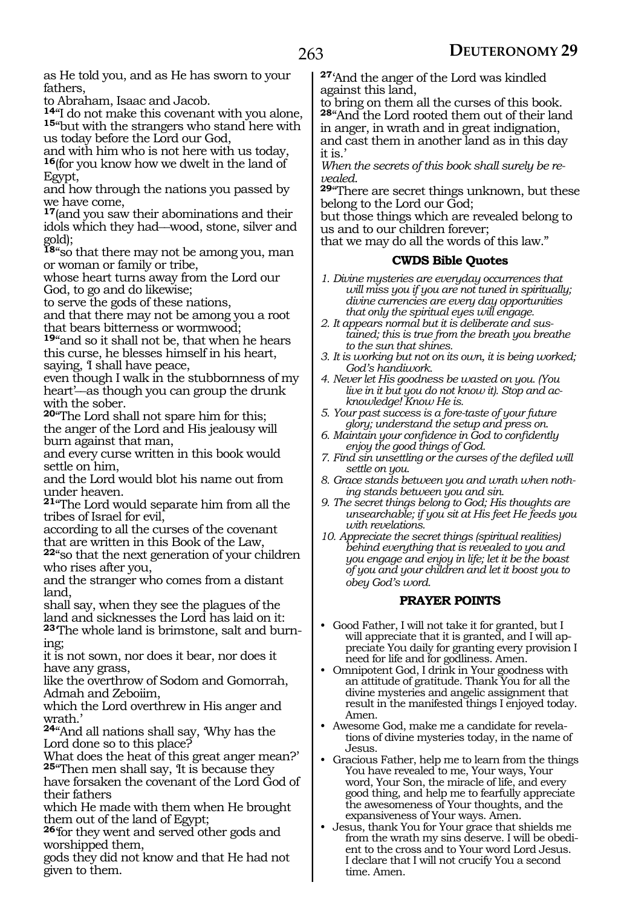as He told you, and as He has sworn to your fathers,
to Abraham, Isaac and Jacob.
**14**"I do not make this covenant with you alone,
**15**"but with the strangers who stand here with us today before the Lord our God,
and with him who is not here with us today,
**16**(for you know how we dwelt in the land of Egypt,
and how through the nations you passed by we have come,
**17**(and you saw their abominations and their idols which they had—wood, stone, silver and gold);
**18**"so that there may not be among you, man or woman or family or tribe,
whose heart turns away from the Lord our God, to go and do likewise;
to serve the gods of these nations,
and that there may not be among you a root that bears bitterness or wormwood;
**19**"and so it shall not be, that when he hears this curse, he blesses himself in his heart, saying, 'I shall have peace,
even though I walk in the stubbornness of my heart'—as though you can group the drunk with the sober.
**20**"The Lord shall not spare him for this;
the anger of the Lord and His jealousy will burn against that man,
and every curse written in this book would settle on him,
and the Lord would blot his name out from under heaven.
**21**"The Lord would separate him from all the tribes of Israel for evil,
according to all the curses of the covenant that are written in this Book of the Law,
**22**"so that the next generation of your children who rises after you,
and the stranger who comes from a distant land,
shall say, when they see the plagues of the land and sicknesses the Lord has laid on it:
**23**'The whole land is brimstone, salt and burning;
it is not sown, nor does it bear, nor does it have any grass,
like the overthrow of Sodom and Gomorrah, Admah and Zeboiim,
which the Lord overthrew in His anger and wrath.'
**24**"And all nations shall say, 'Why has the Lord done so to this place?
What does the heat of this great anger mean?'
**25**"Then men shall say, 'It is because they have forsaken the covenant of the Lord God of their fathers
which He made with them when He brought them out of the land of Egypt;
**26**'for they went and served other gods and worshipped them,
gods they did not know and that He had not given to them.
**27**'And the anger of the Lord was kindled against this land,
to bring on them all the curses of this book.
**28**"And the Lord rooted them out of their land in anger, in wrath and in great indignation,
and cast them in another land as in this day it is.'
*When the secrets of this book shall surely be revealed.*
**29**"There are secret things unknown, but these belong to the Lord our God;
but those things which are revealed belong to us and to our children forever;
that we may do all the words of this law."

### CWDS Bible Quotes

1. *Divine mysteries are everyday occurrences that will miss you if you are not tuned in spiritually; divine currencies are every day opportunities that only the spiritual eyes will engage.*
2. *It appears normal but it is deliberate and sustained; this is true from the breath you breathe to the sun that shines.*
3. *It is working but not on its own, it is being worked; God's handiwork.*
4. *Never let His goodness be wasted on you. (You live in it but you do not know it). Stop and acknowledge! Know He is.*
5. *Your past success is a fore-taste of your future glory; understand the setup and press on.*
6. *Maintain your confidence in God to confidently enjoy the good things of God.*
7. *Find sin unsettling or the curses of the defiled will settle on you.*
8. *Grace stands between you and wrath when nothing stands between you and sin.*
9. *The secret things belong to God; His thoughts are unsearchable; if you sit at His feet He feeds you with revelations.*
10. *Appreciate the secret things (spiritual realities) behind everything that is revealed to you and you engage and enjoy in life; let it be the boast of you and your children and let it boost you to obey God's word.*

### PRAYER POINTS

- Good Father, I will not take it for granted, but I will appreciate that it is granted, and I will appreciate You daily for granting every provision I need for life and for godliness. Amen.
- Omnipotent God, I drink in Your goodness with an attitude of gratitude. Thank You for all the divine mysteries and angelic assignment that result in the manifested things I enjoyed today. Amen.
- Awesome God, make me a candidate for revelations of divine mysteries today, in the name of Jesus.
- Gracious Father, help me to learn from the things You have revealed to me, Your ways, Your word, Your Son, the miracle of life, and every good thing, and help me to fearfully appreciate the awesomeness of Your thoughts, and the expansiveness of Your ways. Amen.
- Jesus, thank You for Your grace that shields me from the wrath my sins deserve. I will be obedient to the cross and to Your word Lord Jesus. I declare that I will not crucify You a second time. Amen.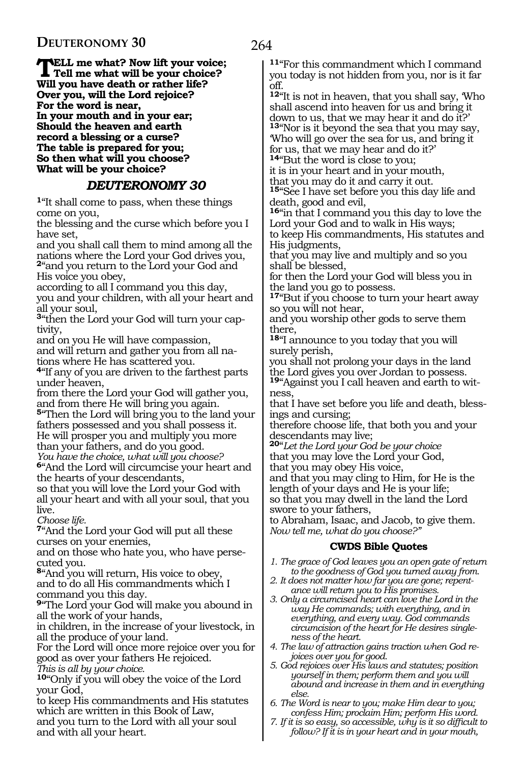**TELL me what? Now lift your voice;**
**Tell me what will be your choice?**
**Will you have death or rather life?**
**Over you, will the Lord rejoice?**
**For the word is near,**
**In your mouth and in your ear;**
**Should the heaven and earth**
**record a blessing or a curse?**
**The table is prepared for you;**
**So then what will you choose?**
**What will be your choice?**

## *DEUTERONOMY 30*

[1]"It shall come to pass, when these things come on you,
the blessing and the curse which before you I have set,
and you shall call them to mind among all the nations where the Lord your God drives you,
[2]"and you return to the Lord your God and His voice you obey,
according to all I command you this day,
you and your children, with all your heart and all your soul,
[3]"then the Lord your God will turn your captivity,
and on you He will have compassion,
and will return and gather you from all nations where He has scattered you.
[4]"If any of you are driven to the farthest parts under heaven,
from there the Lord your God will gather you,
and from there He will bring you again.
[5]"Then the Lord will bring you to the land your fathers possessed and you shall possess it.
He will prosper you and multiply you more than your fathers, and do you good.
*You have the choice, what will you choose?*
[6]"And the Lord will circumcise your heart and the hearts of your descendants,
so that you will love the Lord your God with all your heart and with all your soul, that you live.
*Choose life.*
[7]"And the Lord your God will put all these curses on your enemies,
and on those who hate you, who have persecuted you.
[8]"And you will return, His voice to obey,
and to do all His commandments which I command you this day.
[9]"The Lord your God will make you abound in all the work of your hands,
in children, in the increase of your livestock, in all the produce of your land.
For the Lord will once more rejoice over you for good as over your fathers He rejoiced.
*This is all by your choice.*
[10]"Only if you will obey the voice of the Lord your God,
to keep His commandments and His statutes which are written in this Book of Law,
and you turn to the Lord with all your soul and with all your heart.

[11]"For this commandment which I command you today is not hidden from you, nor is it far off.
[12]"It is not in heaven, that you shall say, 'Who shall ascend into heaven for us and bring it down to us, that we may hear it and do it?'
[13]"Nor is it beyond the sea that you may say, 'Who will go over the sea for us, and bring it for us, that we may hear and do it?'
[14]"But the word is close to you;
it is in your heart and in your mouth,
that you may do it and carry it out.
[15]"See I have set before you this day life and death, good and evil,
[16]"in that I command you this day to love the Lord your God and to walk in His ways;
to keep His commandments, His statutes and His judgments,
that you may live and multiply and so you shall be blessed,
for then the Lord your God will bless you in the land you go to possess.
[17]"But if you choose to turn your heart away so you will not hear,
and you worship other gods to serve them there,
[18]"I announce to you today that you will surely perish,
you shall not prolong your days in the land the Lord gives you over Jordan to possess.
[19]"Against you I call heaven and earth to witness,
that I have set before you life and death, blessings and cursing;
therefore choose life, that both you and your descendants may live;
[20]"*Let the Lord your God be your choice*
that you may love the Lord your God,
that you may obey His voice,
and that you may cling to Him, for He is the length of your days and He is your life;
so that you may dwell in the land the Lord swore to your fathers,
to Abraham, Isaac, and Jacob, to give them.
*Now tell me, what do you choose?"*

### CWDS Bible Quotes

*1. The grace of God leaves you an open gate of return to the goodness of God you turned away from.*
*2. It does not matter how far you are gone; repentance will return you to His promises.*
*3. Only a circumcised heart can love the Lord in the way He commands; with everything, and in everything, and every way. God commands circumcision of the heart for He desires singleness of the heart.*
*4. The law of attraction gains traction when God rejoices over you for good.*
*5. God rejoices over His laws and statutes; position yourself in them; perform them and you will abound and increase in them and in everything else.*
*6. The Word is near to you; make Him dear to you; confess Him; proclaim Him; perform His word.*
*7. If it is so easy, so accessible, why is it so difficult to follow? If it is in your heart and in your mouth,*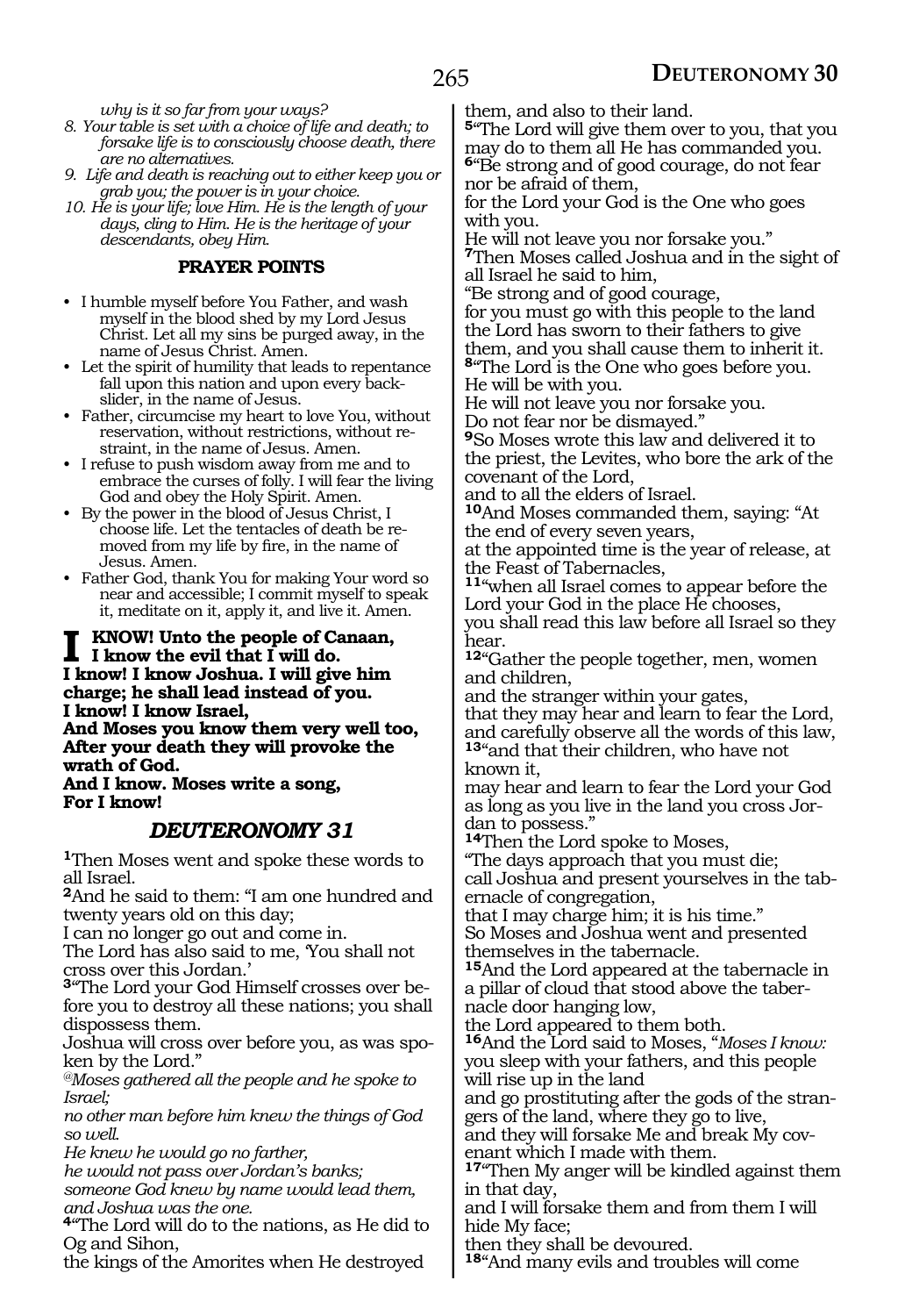*why is it so far from your ways?*

8. *Your table is set with a choice of life and death; to forsake life is to consciously choose death, there are no alternatives.*
9. *Life and death is reaching out to either keep you or grab you; the power is in your choice.*
10. *He is your life; love Him. He is the length of your days, cling to Him. He is the heritage of your descendants, obey Him.*

**PRAYER POINTS**

- I humble myself before You Father, and wash myself in the blood shed by my Lord Jesus Christ. Let all my sins be purged away, in the name of Jesus Christ. Amen.
- Let the spirit of humility that leads to repentance fall upon this nation and upon every backslider, in the name of Jesus.
- Father, circumcise my heart to love You, without reservation, without restrictions, without restraint, in the name of Jesus. Amen.
- I refuse to push wisdom away from me and to embrace the curses of folly. I will fear the living God and obey the Holy Spirit. Amen.
- By the power in the blood of Jesus Christ, I choose life. Let the tentacles of death be removed from my life by fire, in the name of Jesus. Amen.
- Father God, thank You for making Your word so near and accessible; I commit myself to speak it, meditate on it, apply it, and live it. Amen.

**I KNOW! Unto the people of Canaan,**
**I know the evil that I will do.**
**I know! I know Joshua. I will give him charge; he shall lead instead of you.**
**I know! I know Israel,**
**And Moses you know them very well too,**
**After your death they will provoke the wrath of God.**
**And I know. Moses write a song,**
**For I know!**

## *DEUTERONOMY 31*

**1**Then Moses went and spoke these words to all Israel.
**2**And he said to them: "I am one hundred and twenty years old on this day;
I can no longer go out and come in.
The Lord has also said to me, 'You shall not cross over this Jordan.'
**3**"The Lord your God Himself crosses over before you to destroy all these nations; you shall dispossess them.
Joshua will cross over before you, as was spoken by the Lord."
*@Moses gathered all the people and he spoke to Israel;*
*no other man before him knew the things of God so well.*
*He knew he would go no farther,*
*he would not pass over Jordan's banks;*
*someone God knew by name would lead them, and Joshua was the one.*
**4**"The Lord will do to the nations, as He did to Og and Sihon,
the kings of the Amorites when He destroyed them, and also to their land.
**5**"The Lord will give them over to you, that you may do to them all He has commanded you.
**6**"Be strong and of good courage, do not fear nor be afraid of them,
for the Lord your God is the One who goes with you.
He will not leave you nor forsake you."
**7**Then Moses called Joshua and in the sight of all Israel he said to him,
"Be strong and of good courage,
for you must go with this people to the land the Lord has sworn to their fathers to give them, and you shall cause them to inherit it.
**8**"The Lord is the One who goes before you.
He will be with you.
He will not leave you nor forsake you.
Do not fear nor be dismayed."
**9**So Moses wrote this law and delivered it to the priest, the Levites, who bore the ark of the covenant of the Lord,
and to all the elders of Israel.
**10**And Moses commanded them, saying: "At the end of every seven years,
at the appointed time is the year of release, at the Feast of Tabernacles,
**11**"when all Israel comes to appear before the Lord your God in the place He chooses,
you shall read this law before all Israel so they hear.
**12**"Gather the people together, men, women and children,
and the stranger within your gates,
that they may hear and learn to fear the Lord,
and carefully observe all the words of this law,
**13**"and that their children, who have not known it,
may hear and learn to fear the Lord your God as long as you live in the land you cross Jordan to possess."
**14**Then the Lord spoke to Moses,
"The days approach that you must die;
call Joshua and present yourselves in the tabernacle of congregation,
that I may charge him; it is his time."
So Moses and Joshua went and presented themselves in the tabernacle.
**15**And the Lord appeared at the tabernacle in a pillar of cloud that stood above the tabernacle door hanging low,
the Lord appeared to them both.
**16**And the Lord said to Moses, "*Moses I know:* you sleep with your fathers, and this people will rise up in the land
and go prostituting after the gods of the strangers of the land, where they go to live,
and they will forsake Me and break My covenant which I made with them.
**17**"Then My anger will be kindled against them in that day,
and I will forsake them and from them I will hide My face;
then they shall be devoured.
**18**"And many evils and troubles will come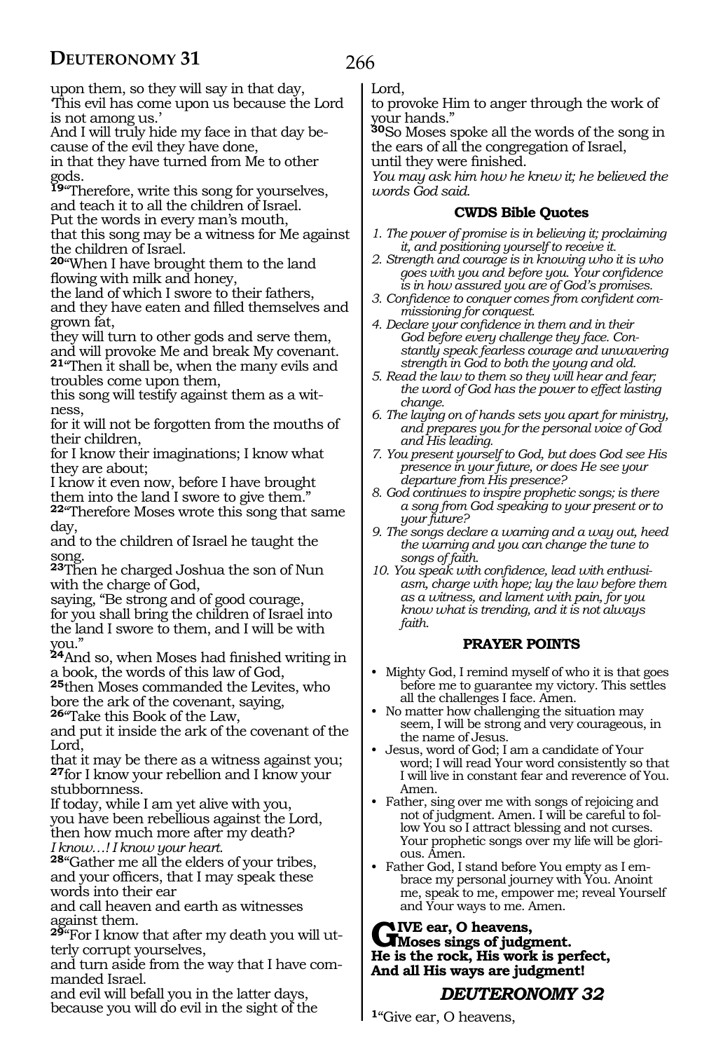upon them, so they will say in that day,
'This evil has come upon us because the Lord is not among us.'
And I will truly hide my face in that day because of the evil they have done,
in that they have turned from Me to other gods.
**19**"Therefore, write this song for yourselves,
and teach it to all the children of Israel.
Put the words in every man's mouth,
that this song may be a witness for Me against the children of Israel.
**20**"When I have brought them to the land flowing with milk and honey,
the land of which I swore to their fathers,
and they have eaten and filled themselves and grown fat,
they will turn to other gods and serve them,
and will provoke Me and break My covenant.
**21**"Then it shall be, when the many evils and troubles come upon them,
this song will testify against them as a witness,
for it will not be forgotten from the mouths of their children,
for I know their imaginations; I know what they are about;
I know it even now, before I have brought them into the land I swore to give them."
**22**"Therefore Moses wrote this song that same day,
and to the children of Israel he taught the song.
**23**Then he charged Joshua the son of Nun with the charge of God,
saying, "Be strong and of good courage,
for you shall bring the children of Israel into the land I swore to them, and I will be with you."
**24**And so, when Moses had finished writing in a book, the words of this law of God,
**25**then Moses commanded the Levites, who bore the ark of the covenant, saying,
**26**"Take this Book of the Law,
and put it inside the ark of the covenant of the Lord,
that it may be there as a witness against you;
**27**for I know your rebellion and I know your stubbornness.
If today, while I am yet alive with you,
you have been rebellious against the Lord,
then how much more after my death?
*I know…! I know your heart.*
**28**"Gather me all the elders of your tribes,
and your officers, that I may speak these words into their ear
and call heaven and earth as witnesses against them.
**29**"For I know that after my death you will utterly corrupt yourselves,
and turn aside from the way that I have commanded Israel.
and evil will befall you in the latter days,
because you will do evil in the sight of the Lord,
to provoke Him to anger through the work of your hands."
**30**So Moses spoke all the words of the song in the ears of all the congregation of Israel,
until they were finished.
*You may ask him how he knew it; he believed the words God said.*

### CWDS Bible Quotes

1. *The power of promise is in believing it; proclaiming it, and positioning yourself to receive it.*
2. *Strength and courage is in knowing who it is who goes with you and before you. Your confidence is in how assured you are of God's promises.*
3. *Confidence to conquer comes from confident commissioning for conquest.*
4. *Declare your confidence in them and in their God before every challenge they face. Constantly speak fearless courage and unwavering strength in God to both the young and old.*
5. *Read the law to them so they will hear and fear; the word of God has the power to effect lasting change.*
6. *The laying on of hands sets you apart for ministry, and prepares you for the personal voice of God and His leading.*
7. *You present yourself to God, but does God see His presence in your future, or does He see your departure from His presence?*
8. *God continues to inspire prophetic songs; is there a song from God speaking to your present or to your future?*
9. *The songs declare a warning and a way out, heed the warning and you can change the tune to songs of faith.*
10. *You speak with confidence, lead with enthusiasm, charge with hope; lay the law before them as a witness, and lament with pain, for you know what is trending, and it is not always faith.*

### PRAYER POINTS

- Mighty God, I remind myself of who it is that goes before me to guarantee my victory. This settles all the challenges I face. Amen.
- No matter how challenging the situation may seem, I will be strong and very courageous, in the name of Jesus.
- Jesus, word of God; I am a candidate of Your word; I will read Your word consistently so that I will live in constant fear and reverence of You. Amen.
- Father, sing over me with songs of rejoicing and not of judgment. Amen. I will be careful to follow You so I attract blessing and not curses. Your prophetic songs over my life will be glorious. Amen.
- Father God, I stand before You empty as I embrace my personal journey with You. Anoint me, speak to me, empower me; reveal Yourself and Your ways to me. Amen.

**GIVE ear, O heavens,
Moses sings of judgment.
He is the rock, His work is perfect,
And all His ways are judgment!**

## *DEUTERONOMY 32*

**1**"Give ear, O heavens,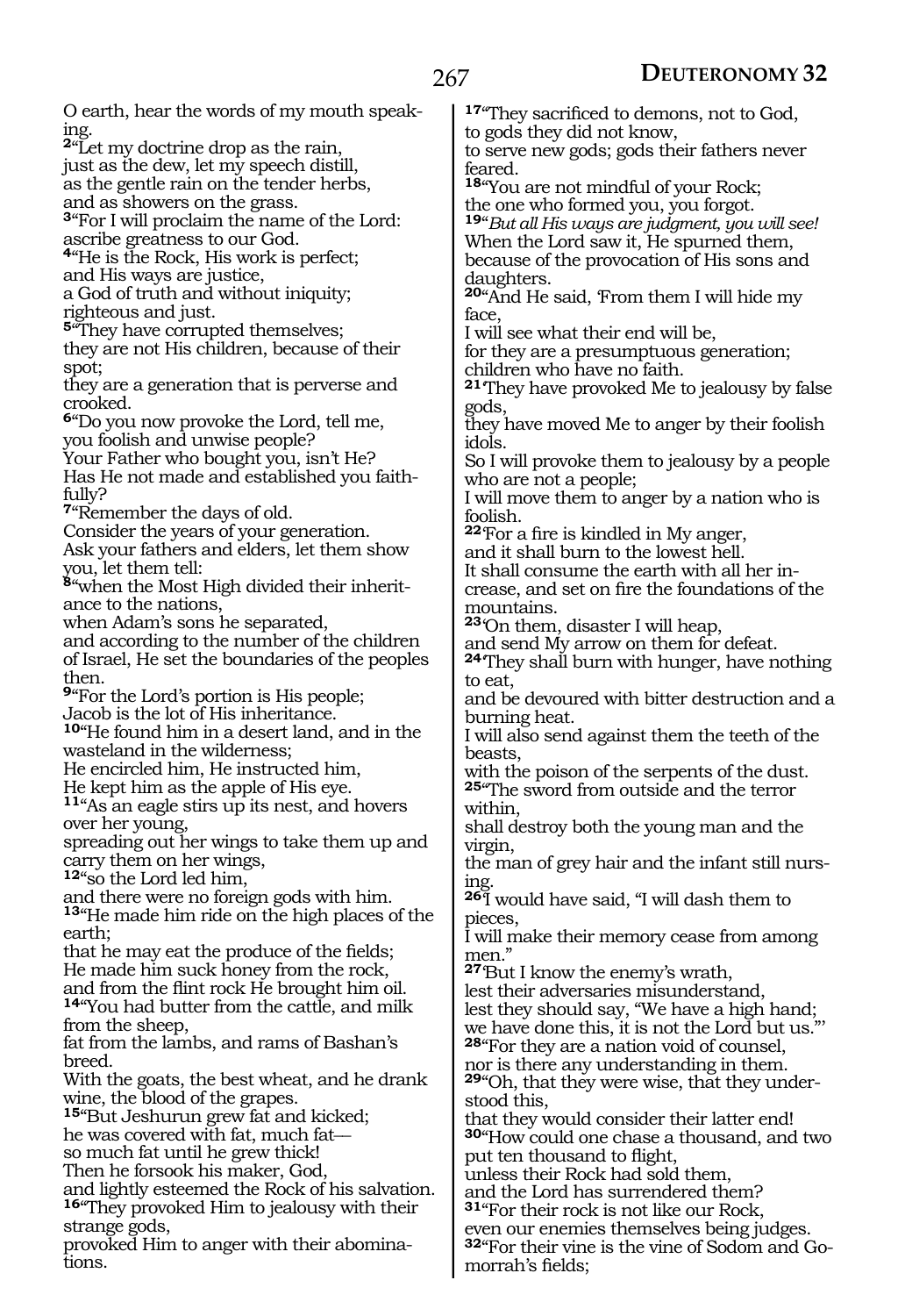O earth, hear the words of my mouth speaking.

**2**"Let my doctrine drop as the rain,
just as the dew, let my speech distill,
as the gentle rain on the tender herbs,
and as showers on the grass.

**3**"For I will proclaim the name of the Lord:
ascribe greatness to our God.

**4**"He is the Rock, His work is perfect;
and His ways are justice,
a God of truth and without iniquity;
righteous and just.

**5**"They have corrupted themselves;
they are not His children, because of their spot;
they are a generation that is perverse and crooked.

**6**"Do you now provoke the Lord, tell me,
you foolish and unwise people?
Your Father who bought you, isn't He?
Has He not made and established you faithfully?

**7**"Remember the days of old.
Consider the years of your generation.
Ask your fathers and elders, let them show you, let them tell:

**8**"when the Most High divided their inheritance to the nations,
when Adam's sons he separated,
and according to the number of the children of Israel, He set the boundaries of the peoples then.

**9**"For the Lord's portion is His people;
Jacob is the lot of His inheritance.

**10**"He found him in a desert land, and in the wasteland in the wilderness;
He encircled him, He instructed him,
He kept him as the apple of His eye.

**11**"As an eagle stirs up its nest, and hovers over her young,
spreading out her wings to take them up and carry them on her wings,

**12**"so the Lord led him,
and there were no foreign gods with him.

**13**"He made him ride on the high places of the earth;
that he may eat the produce of the fields;
He made him suck honey from the rock,
and from the flint rock He brought him oil.

**14**"You had butter from the cattle, and milk from the sheep,
fat from the lambs, and rams of Bashan's breed.
With the goats, the best wheat, and he drank wine, the blood of the grapes.

**15**"But Jeshurun grew fat and kicked;
he was covered with fat, much fat—
so much fat until he grew thick!
Then he forsook his maker, God,
and lightly esteemed the Rock of his salvation.

**16**"They provoked Him to jealousy with their strange gods,
provoked Him to anger with their abominations.

**17**"They sacrificed to demons, not to God,
to gods they did not know,
to serve new gods; gods their fathers never feared.

**18**"You are not mindful of your Rock;
the one who formed you, you forgot.

**19**"*But all His ways are judgment, you will see!*
When the Lord saw it, He spurned them,
because of the provocation of His sons and daughters.

**20**"And He said, 'From them I will hide my face,
I will see what their end will be,
for they are a presumptuous generation;
children who have no faith.

**21**'They have provoked Me to jealousy by false gods,
they have moved Me to anger by their foolish idols.
So I will provoke them to jealousy by a people who are not a people;
I will move them to anger by a nation who is foolish.

**22**'For a fire is kindled in My anger,
and it shall burn to the lowest hell.
It shall consume the earth with all her increase, and set on fire the foundations of the mountains.

**23**'On them, disaster I will heap,
and send My arrow on them for defeat.

**24**'They shall burn with hunger, have nothing to eat,
and be devoured with bitter destruction and a burning heat.
I will also send against them the teeth of the beasts,
with the poison of the serpents of the dust.

**25**"The sword from outside and the terror within,
shall destroy both the young man and the virgin,
the man of grey hair and the infant still nursing.

**26**'I would have said, "I will dash them to pieces,
I will make their memory cease from among men."

**27**'But I know the enemy's wrath,
lest their adversaries misunderstand,
lest they should say, "We have a high hand;
we have done this, it is not the Lord but us."'

**28**"For they are a nation void of counsel,
nor is there any understanding in them.

**29**"Oh, that they were wise, that they understood this,
that they would consider their latter end!

**30**"How could one chase a thousand, and two put ten thousand to flight,
unless their Rock had sold them,
and the Lord has surrendered them?

**31**"For their rock is not like our Rock,
even our enemies themselves being judges.

**32**"For their vine is the vine of Sodom and Gomorrah's fields;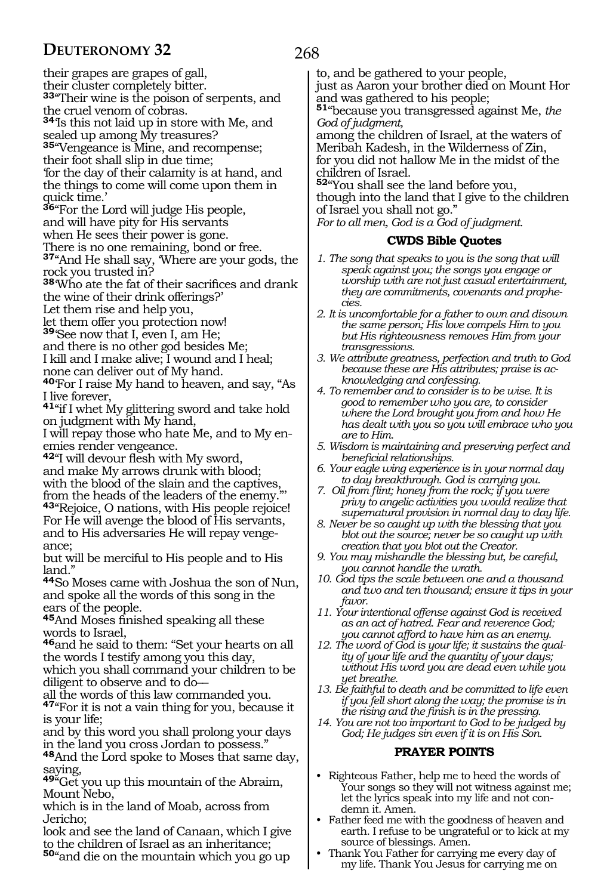their grapes are grapes of gall,
their cluster completely bitter.
**33**"Their wine is the poison of serpents, and the cruel venom of cobras.
**34**'Is this not laid up in store with Me, and sealed up among My treasures?
**35**"Vengeance is Mine, and recompense;
their foot shall slip in due time;
'for the day of their calamity is at hand, and the things to come will come upon them in quick time.'
**36**"For the Lord will judge His people,
and will have pity for His servants
when He sees their power is gone.
There is no one remaining, bond or free.
**37**"And He shall say, 'Where are your gods, the rock you trusted in?
**38**'Who ate the fat of their sacrifices and drank the wine of their drink offerings?'
Let them rise and help you,
let them offer you protection now!
**39**'See now that I, even I, am He;
and there is no other god besides Me;
I kill and I make alive; I wound and I heal;
none can deliver out of My hand.
**40**'For I raise My hand to heaven, and say, "As I live forever,
**41**"if I whet My glittering sword and take hold on judgment with My hand,
I will repay those who hate Me, and to My enemies render vengeance.
**42**"I will devour flesh with My sword,
and make My arrows drunk with blood;
with the blood of the slain and the captives,
from the heads of the leaders of the enemy."'
**43**"Rejoice, O nations, with His people rejoice!
For He will avenge the blood of His servants,
and to His adversaries He will repay vengeance;
but will be merciful to His people and to His land."
**44**So Moses came with Joshua the son of Nun, and spoke all the words of this song in the ears of the people.
**45**And Moses finished speaking all these words to Israel,
**46**and he said to them: "Set your hearts on all the words I testify among you this day,
which you shall command your children to be diligent to observe and to do—
all the words of this law commanded you.
**47**"For it is not a vain thing for you, because it is your life;
and by this word you shall prolong your days in the land you cross Jordan to possess."
**48**And the Lord spoke to Moses that same day, saying,
**49**"Get you up this mountain of the Abraim, Mount Nebo,
which is in the land of Moab, across from Jericho;
look and see the land of Canaan, which I give to the children of Israel as an inheritance;
**50**"and die on the mountain which you go up to, and be gathered to your people,
just as Aaron your brother died on Mount Hor and was gathered to his people;
**51**"because you transgressed against Me, *the God of judgment,*
among the children of Israel, at the waters of Meribah Kadesh, in the Wilderness of Zin,
for you did not hallow Me in the midst of the children of Israel.
**52**"You shall see the land before you,
though into the land that I give to the children of Israel you shall not go."
*For to all men, God is a God of judgment.*

### CWDS Bible Quotes

1. *The song that speaks to you is the song that will speak against you; the songs you engage or worship with are not just casual entertainment, they are commitments, covenants and prophecies.*
2. *It is uncomfortable for a father to own and disown the same person; His love compels Him to you but His righteousness removes Him from your transgressions.*
3. *We attribute greatness, perfection and truth to God because these are His attributes; praise is acknowledging and confessing.*
4. *To remember and to consider is to be wise. It is good to remember who you are, to consider where the Lord brought you from and how He has dealt with you so you will embrace who you are to Him.*
5. *Wisdom is maintaining and preserving perfect and beneficial relationships.*
6. *Your eagle wing experience is in your normal day to day breakthrough. God is carrying you.*
7. *Oil from flint; honey from the rock; if you were privy to angelic activities you would realize that supernatural provision in normal day to day life.*
8. *Never be so caught up with the blessing that you blot out the source; never be so caught up with creation that you blot out the Creator.*
9. *You may mishandle the blessing but, be careful, you cannot handle the wrath.*
10. *God tips the scale between one and a thousand and two and ten thousand; ensure it tips in your favor.*
11. *Your intentional offense against God is received as an act of hatred. Fear and reverence God; you cannot afford to have him as an enemy.*
12. *The word of God is your life; it sustains the quality of your life and the quantity of your days; without His word you are dead even while you yet breathe.*
13. *Be faithful to death and be committed to life even if you fell short along the way; the promise is in the rising and the finish is in the pressing.*
14. *You are not too important to God to be judged by God; He judges sin even if it is on His Son.*

### PRAYER POINTS

- Righteous Father, help me to heed the words of Your songs so they will not witness against me; let the lyrics speak into my life and not condemn it. Amen.
- Father feed me with the goodness of heaven and earth. I refuse to be ungrateful or to kick at my source of blessings. Amen.
- Thank You Father for carrying me every day of my life. Thank You Jesus for carrying me on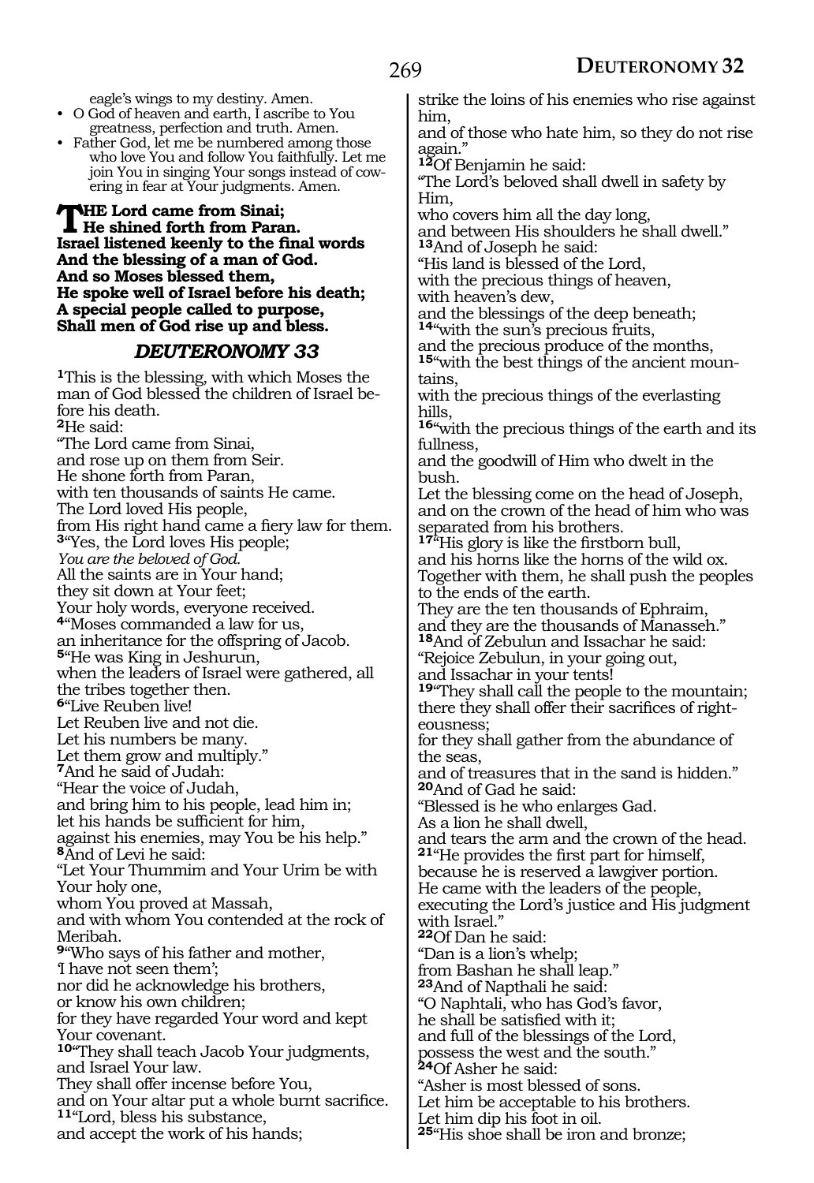eagle's wings to my destiny. Amen.

- O God of heaven and earth, I ascribe to You greatness, perfection and truth. Amen.
- Father God, let me be numbered among those who love You and follow You faithfully. Let me join You in singing Your songs instead of cowering in fear at Your judgments. Amen.

**THE Lord came from Sinai;**
**He shined forth from Paran.**
**Israel listened keenly to the final words**
**And the blessing of a man of God.**
**And so Moses blessed them,**
**He spoke well of Israel before his death;**
**A special people called to purpose,**
**Shall men of God rise up and bless.**

## *DEUTERONOMY 33*

**1**This is the blessing, with which Moses the man of God blessed the children of Israel before his death.
**2**He said:
"The Lord came from Sinai,
and rose up on them from Seir.
He shone forth from Paran,
with ten thousands of saints He came.
The Lord loved His people,
from His right hand came a fiery law for them.
**3**"Yes, the Lord loves His people;
*You are the beloved of God.*
All the saints are in Your hand;
they sit down at Your feet;
Your holy words, everyone received.
**4**"Moses commanded a law for us,
an inheritance for the offspring of Jacob.
**5**"He was King in Jeshurun,
when the leaders of Israel were gathered, all the tribes together then.
**6**"Live Reuben live!
Let Reuben live and not die.
Let his numbers be many.
Let them grow and multiply."
**7**And he said of Judah:
"Hear the voice of Judah,
and bring him to his people, lead him in;
let his hands be sufficient for him,
against his enemies, may You be his help."
**8**And of Levi he said:
"Let Your Thummim and Your Urim be with Your holy one,
whom You proved at Massah,
and with whom You contended at the rock of Meribah.
**9**"Who says of his father and mother,
'I have not seen them';
nor did he acknowledge his brothers,
or know his own children;
for they have regarded Your word and kept Your covenant.
**10**"They shall teach Jacob Your judgments,
and Israel Your law.
They shall offer incense before You,
and on Your altar put a whole burnt sacrifice.
**11**"Lord, bless his substance,
and accept the work of his hands;
strike the loins of his enemies who rise against him,
and of those who hate him, so they do not rise again."
**12**Of Benjamin he said:
"The Lord's beloved shall dwell in safety by Him,
who covers him all the day long,
and between His shoulders he shall dwell."
**13**And of Joseph he said:
"His land is blessed of the Lord,
with the precious things of heaven,
with heaven's dew,
and the blessings of the deep beneath;
**14**"with the sun's precious fruits,
and the precious produce of the months,
**15**"with the best things of the ancient mountains,
with the precious things of the everlasting hills,
**16**"with the precious things of the earth and its fullness,
and the goodwill of Him who dwelt in the bush.
Let the blessing come on the head of Joseph,
and on the crown of the head of him who was separated from his brothers.
**17**"His glory is like the firstborn bull,
and his horns like the horns of the wild ox.
Together with them, he shall push the peoples to the ends of the earth.
They are the ten thousands of Ephraim,
and they are the thousands of Manasseh."
**18**And of Zebulun and Issachar he said:
"Rejoice Zebulun, in your going out,
and Issachar in your tents!
**19**"They shall call the people to the mountain;
there they shall offer their sacrifices of righteousness;
for they shall gather from the abundance of the seas,
and of treasures that in the sand is hidden."
**20**And of Gad he said:
"Blessed is he who enlarges Gad.
As a lion he shall dwell,
and tears the arm and the crown of the head.
**21**"He provides the first part for himself,
because he is reserved a lawgiver portion.
He came with the leaders of the people,
executing the Lord's justice and His judgment with Israel."
**22**Of Dan he said:
"Dan is a lion's whelp;
from Bashan he shall leap."
**23**And of Napthali he said:
"O Naphtali, who has God's favor,
he shall be satisfied with it;
and full of the blessings of the Lord,
possess the west and the south."
**24**Of Asher he said:
"Asher is most blessed of sons.
Let him be acceptable to his brothers.
Let him dip his foot in oil.
**25**"His shoe shall be iron and bronze;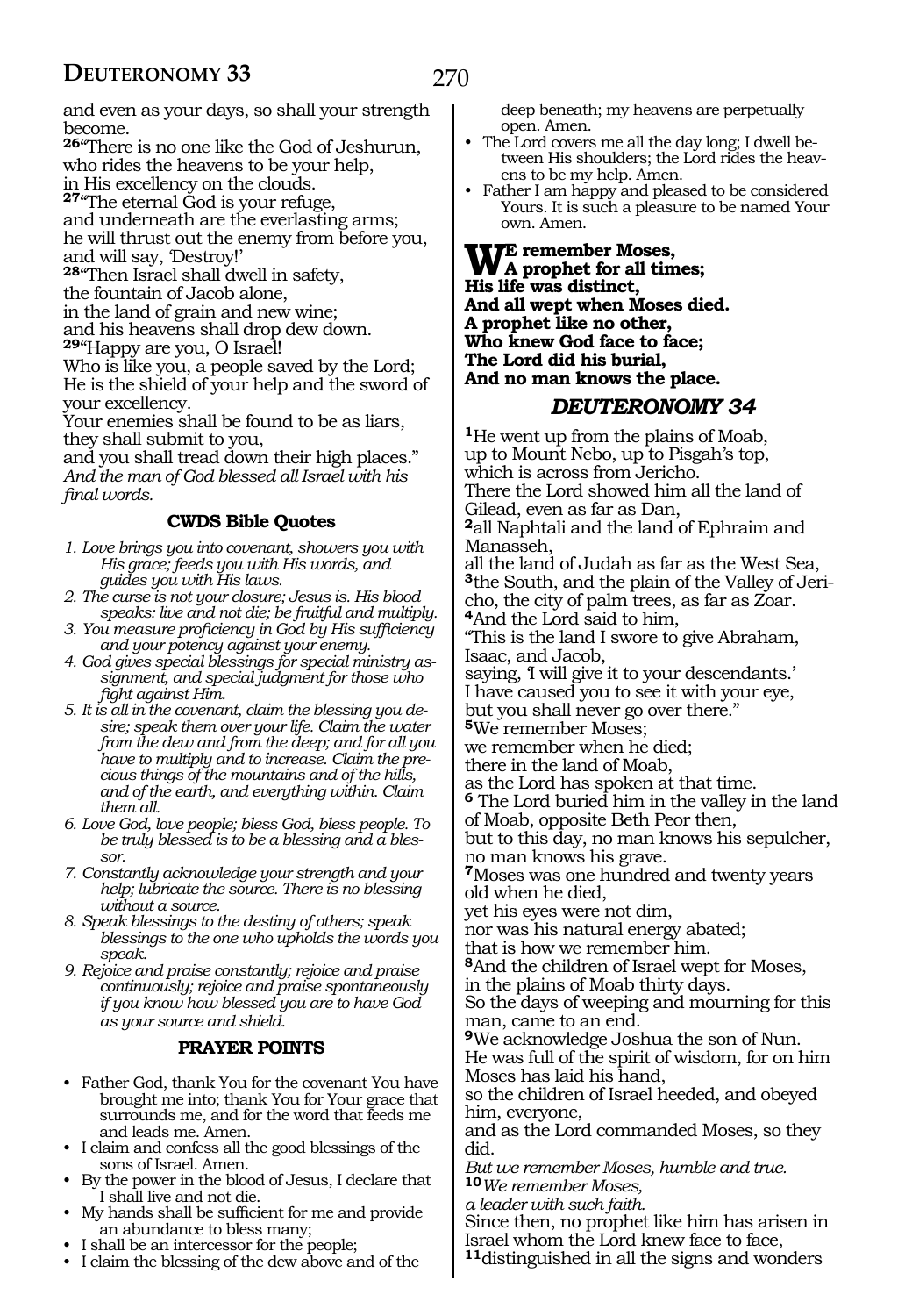and even as your days, so shall your strength become.

**26**"There is no one like the God of Jeshurun, who rides the heavens to be your help, in His excellency on the clouds.

**27**"The eternal God is your refuge, and underneath are the everlasting arms; he will thrust out the enemy from before you, and will say, 'Destroy!'

**28**"Then Israel shall dwell in safety, the fountain of Jacob alone, in the land of grain and new wine; and his heavens shall drop dew down.

**29**"Happy are you, O Israel! Who is like you, a people saved by the Lord; He is the shield of your help and the sword of your excellency. Your enemies shall be found to be as liars, they shall submit to you, and you shall tread down their high places."

*And the man of God blessed all Israel with his final words.*

### CWDS Bible Quotes

1. *Love brings you into covenant, showers you with His grace; feeds you with His words, and guides you with His laws.*
2. *The curse is not your closure; Jesus is. His blood speaks: live and not die; be fruitful and multiply.*
3. *You measure proficiency in God by His sufficiency and your potency against your enemy.*
4. *God gives special blessings for special ministry assignment, and special judgment for those who fight against Him.*
5. *It is all in the covenant, claim the blessing you desire; speak them over your life. Claim the water from the dew and from the deep; and for all you have to multiply and to increase. Claim the precious things of the mountains and of the hills, and of the earth, and everything within. Claim them all.*
6. *Love God, love people; bless God, bless people. To be truly blessed is to be a blessing and a blessor.*
7. *Constantly acknowledge your strength and your help; lubricate the source. There is no blessing without a source.*
8. *Speak blessings to the destiny of others; speak blessings to the one who upholds the words you speak.*
9. *Rejoice and praise constantly; rejoice and praise continuously; rejoice and praise spontaneously if you know how blessed you are to have God as your source and shield.*

### PRAYER POINTS

- Father God, thank You for the covenant You have brought me into; thank You for Your grace that surrounds me, and for the word that feeds me and leads me. Amen.
- I claim and confess all the good blessings of the sons of Israel. Amen.
- By the power in the blood of Jesus, I declare that I shall live and not die.
- My hands shall be sufficient for me and provide an abundance to bless many;
- I shall be an intercessor for the people;
- I claim the blessing of the dew above and of the deep beneath; my heavens are perpetually open. Amen.
- The Lord covers me all the day long; I dwell between His shoulders; the Lord rides the heavens to be my help. Amen.
- Father I am happy and pleased to be considered Yours. It is such a pleasure to be named Your own. Amen.

**We remember Moses,**
**A prophet for all times;**
**His life was distinct,**
**And all wept when Moses died.**
**A prophet like no other,**
**Who knew God face to face;**
**The Lord did his burial,**
**And no man knows the place.**

## *DEUTERONOMY 34*

**1**He went up from the plains of Moab, up to Mount Nebo, up to Pisgah's top, which is across from Jericho. There the Lord showed him all the land of Gilead, even as far as Dan,

**2**all Naphtali and the land of Ephraim and Manasseh, all the land of Judah as far as the West Sea,

**3**the South, and the plain of the Valley of Jericho, the city of palm trees, as far as Zoar.

**4**And the Lord said to him, "This is the land I swore to give Abraham, Isaac, and Jacob, saying, 'I will give it to your descendants.' I have caused you to see it with your eye, but you shall never go over there."

**5**We remember Moses; we remember when he died; there in the land of Moab, as the Lord has spoken at that time.

**6** The Lord buried him in the valley in the land of Moab, opposite Beth Peor then, but to this day, no man knows his sepulcher, no man knows his grave.

**7**Moses was one hundred and twenty years old when he died, yet his eyes were not dim, nor was his natural energy abated; that is how we remember him.

**8**And the children of Israel wept for Moses, in the plains of Moab thirty days. So the days of weeping and mourning for this man, came to an end.

**9**We acknowledge Joshua the son of Nun. He was full of the spirit of wisdom, for on him Moses has laid his hand, so the children of Israel heeded, and obeyed him, everyone, and as the Lord commanded Moses, so they did.

*But we remember Moses, humble and true.*

**10***We remember Moses, a leader with such faith.* Since then, no prophet like him has arisen in Israel whom the Lord knew face to face,

**11**distinguished in all the signs and wonders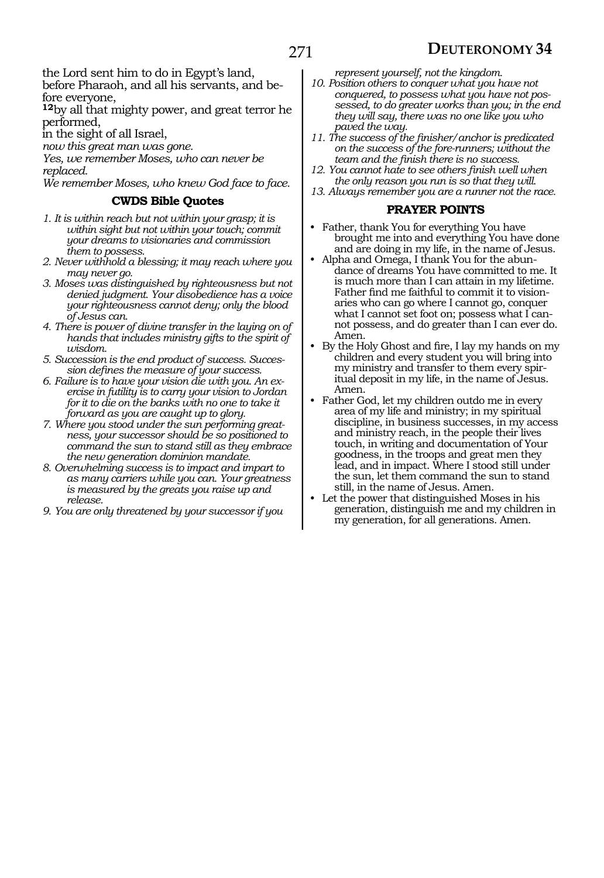the Lord sent him to do in Egypt's land,
before Pharaoh, and all his servants, and before everyone,

**12**by all that mighty power, and great terror he performed,
in the sight of all Israel,
*now this great man was gone.*
*Yes, we remember Moses, who can never be replaced.*
*We remember Moses, who knew God face to face.*

### CWDS Bible Quotes

1. *It is within reach but not within your grasp; it is within sight but not within your touch; commit your dreams to visionaries and commission them to possess.*
2. *Never withhold a blessing; it may reach where you may never go.*
3. *Moses was distinguished by righteousness but not denied judgment. Your disobedience has a voice your righteousness cannot deny; only the blood of Jesus can.*
4. *There is power of divine transfer in the laying on of hands that includes ministry gifts to the spirit of wisdom.*
5. *Succession is the end product of success. Succession defines the measure of your success.*
6. *Failure is to have your vision die with you. An exercise in futility is to carry your vision to Jordan for it to die on the banks with no one to take it forward as you are caught up to glory.*
7. *Where you stood under the sun performing greatness, your successor should be so positioned to command the sun to stand still as they embrace the new generation dominion mandate.*
8. *Overwhelming success is to impact and impart to as many carriers while you can. Your greatness is measured by the greats you raise up and release.*
9. *You are only threatened by your successor if you represent yourself, not the kingdom.*
10. *Position others to conquer what you have not conquered, to possess what you have not possessed, to do greater works than you; in the end they will say, there was no one like you who paved the way.*
11. *The success of the finisher/anchor is predicated on the success of the fore-runners; without the team and the finish there is no success.*
12. *You cannot hate to see others finish well when the only reason you run is so that they will.*
13. *Always remember you are a runner not the race.*

### PRAYER POINTS

- Father, thank You for everything You have brought me into and everything You have done and are doing in my life, in the name of Jesus.
- Alpha and Omega, I thank You for the abundance of dreams You have committed to me. It is much more than I can attain in my lifetime. Father find me faithful to commit it to visionaries who can go where I cannot go, conquer what I cannot set foot on; possess what I cannot possess, and do greater than I can ever do. Amen.
- By the Holy Ghost and fire, I lay my hands on my children and every student you will bring into my ministry and transfer to them every spiritual deposit in my life, in the name of Jesus. Amen.
- Father God, let my children outdo me in every area of my life and ministry; in my spiritual discipline, in business successes, in my access and ministry reach, in the people their lives touch, in writing and documentation of Your goodness, in the troops and great men they lead, and in impact. Where I stood still under the sun, let them command the sun to stand still, in the name of Jesus. Amen.
- Let the power that distinguished Moses in his generation, distinguish me and my children in my generation, for all generations. Amen.